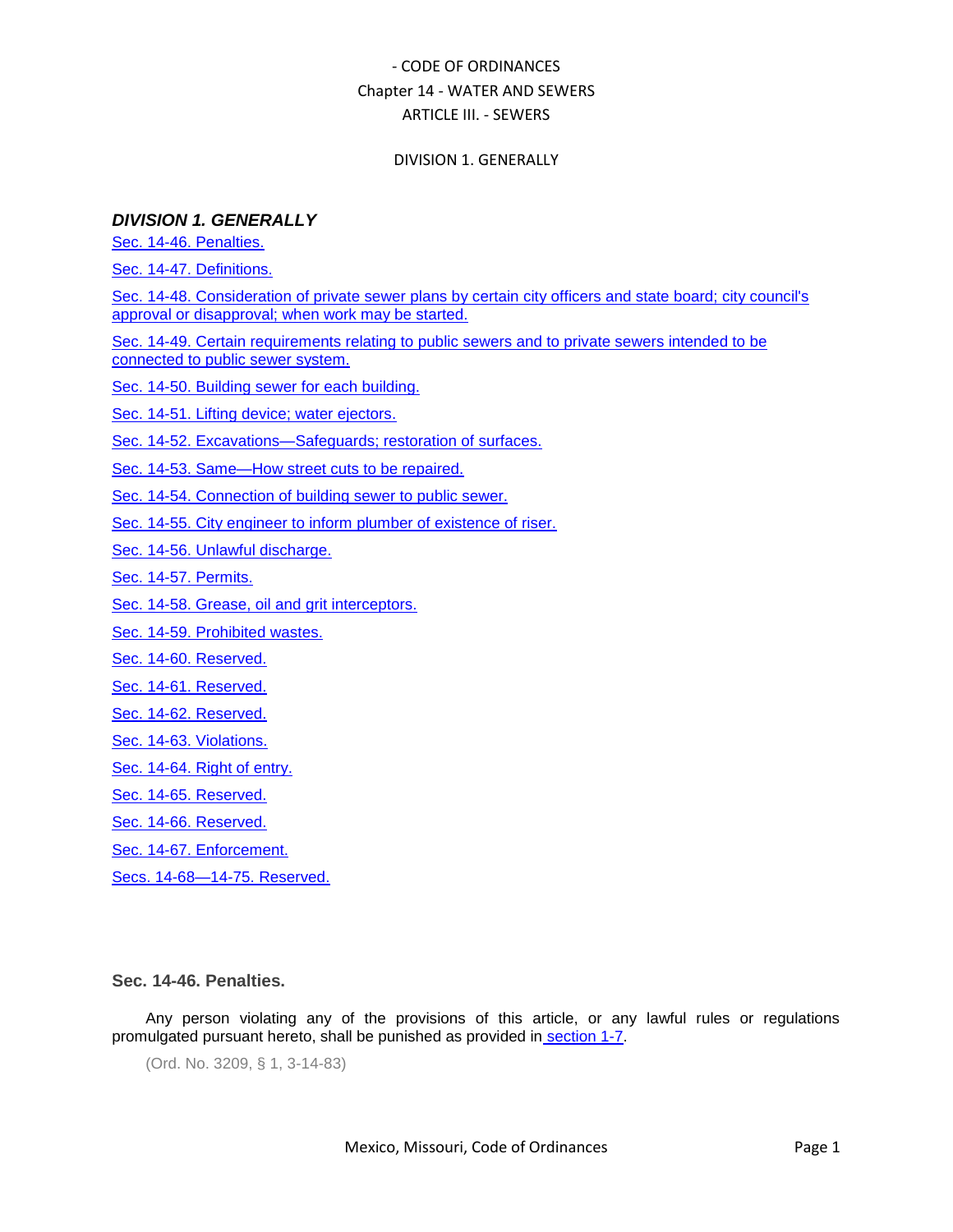- CODE OF ORDINANCES
Chapter 14 - WATER AND SEWERS
ARTICLE III. - SEWERS

DIVISION 1. GENERALLY

## *DIVISION 1. GENERALLY*

Sec. 14-46. Penalties.

Sec. 14-47. Definitions.

Sec. 14-48. Consideration of private sewer plans by certain city officers and state board; city council's approval or disapproval; when work may be started.

Sec. 14-49. Certain requirements relating to public sewers and to private sewers intended to be connected to public sewer system.

Sec. 14-50. Building sewer for each building.

Sec. 14-51. Lifting device; water ejectors.

Sec. 14-52. Excavations—Safeguards; restoration of surfaces.

Sec. 14-53. Same—How street cuts to be repaired.

Sec. 14-54. Connection of building sewer to public sewer.

Sec. 14-55. City engineer to inform plumber of existence of riser.

Sec. 14-56. Unlawful discharge.

Sec. 14-57. Permits.

Sec. 14-58. Grease, oil and grit interceptors.

Sec. 14-59. Prohibited wastes.

Sec. 14-60. Reserved.

Sec. 14-61. Reserved.

Sec. 14-62. Reserved.

Sec. 14-63. Violations.

Sec. 14-64. Right of entry.

Sec. 14-65. Reserved.

Sec. 14-66. Reserved.

Sec. 14-67. Enforcement.

Secs. 14-68—14-75. Reserved.

### Sec. 14-46. Penalties.

Any person violating any of the provisions of this article, or any lawful rules or regulations promulgated pursuant hereto, shall be punished as provided in section 1-7.

(Ord. No. 3209, § 1, 3-14-83)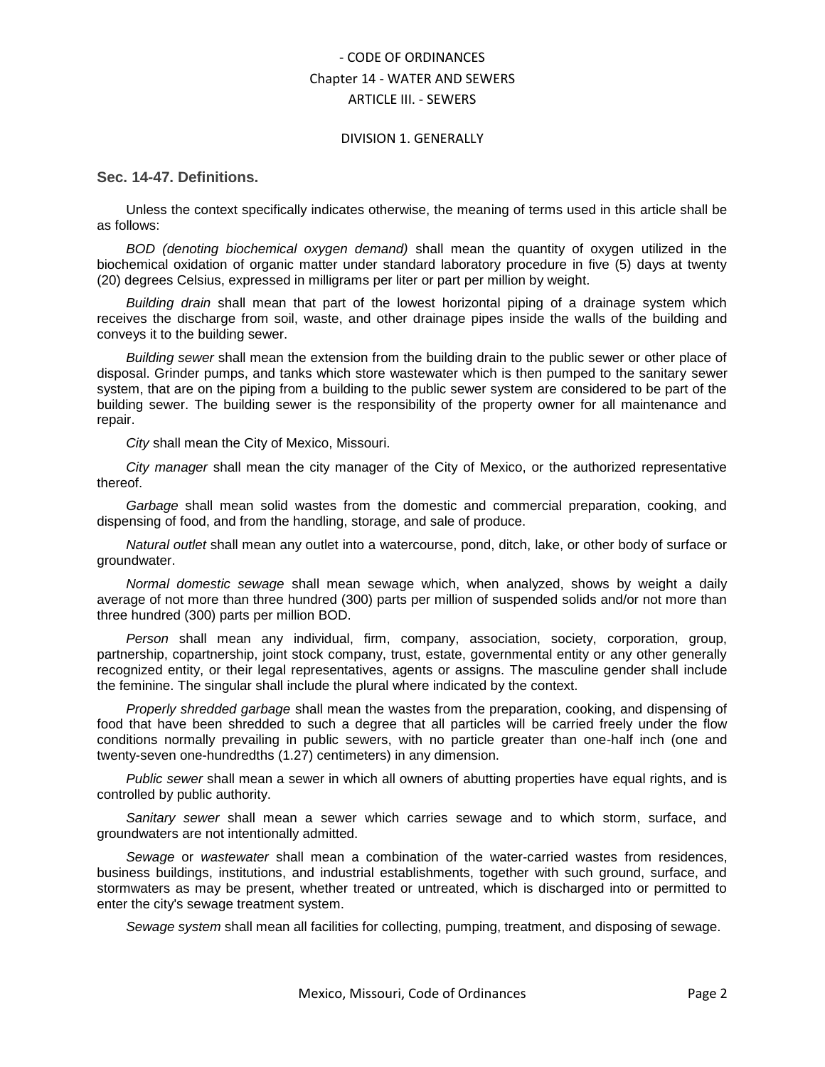# - CODE OF ORDINANCES
## Chapter 14 - WATER AND SEWERS
## ARTICLE III. - SEWERS

### DIVISION 1. GENERALLY

### Sec. 14-47. Definitions.

Unless the context specifically indicates otherwise, the meaning of terms used in this article shall be as follows:

*BOD (denoting biochemical oxygen demand)* shall mean the quantity of oxygen utilized in the biochemical oxidation of organic matter under standard laboratory procedure in five (5) days at twenty (20) degrees Celsius, expressed in milligrams per liter or part per million by weight.

*Building drain* shall mean that part of the lowest horizontal piping of a drainage system which receives the discharge from soil, waste, and other drainage pipes inside the walls of the building and conveys it to the building sewer.

*Building sewer* shall mean the extension from the building drain to the public sewer or other place of disposal. Grinder pumps, and tanks which store wastewater which is then pumped to the sanitary sewer system, that are on the piping from a building to the public sewer system are considered to be part of the building sewer. The building sewer is the responsibility of the property owner for all maintenance and repair.

*City* shall mean the City of Mexico, Missouri.

*City manager* shall mean the city manager of the City of Mexico, or the authorized representative thereof.

*Garbage* shall mean solid wastes from the domestic and commercial preparation, cooking, and dispensing of food, and from the handling, storage, and sale of produce.

*Natural outlet* shall mean any outlet into a watercourse, pond, ditch, lake, or other body of surface or groundwater.

*Normal domestic sewage* shall mean sewage which, when analyzed, shows by weight a daily average of not more than three hundred (300) parts per million of suspended solids and/or not more than three hundred (300) parts per million BOD.

*Person* shall mean any individual, firm, company, association, society, corporation, group, partnership, copartnership, joint stock company, trust, estate, governmental entity or any other generally recognized entity, or their legal representatives, agents or assigns. The masculine gender shall include the feminine. The singular shall include the plural where indicated by the context.

*Properly shredded garbage* shall mean the wastes from the preparation, cooking, and dispensing of food that have been shredded to such a degree that all particles will be carried freely under the flow conditions normally prevailing in public sewers, with no particle greater than one-half inch (one and twenty-seven one-hundredths (1.27) centimeters) in any dimension.

*Public sewer* shall mean a sewer in which all owners of abutting properties have equal rights, and is controlled by public authority.

*Sanitary sewer* shall mean a sewer which carries sewage and to which storm, surface, and groundwaters are not intentionally admitted.

*Sewage* or *wastewater* shall mean a combination of the water-carried wastes from residences, business buildings, institutions, and industrial establishments, together with such ground, surface, and stormwaters as may be present, whether treated or untreated, which is discharged into or permitted to enter the city's sewage treatment system.

*Sewage system* shall mean all facilities for collecting, pumping, treatment, and disposing of sewage.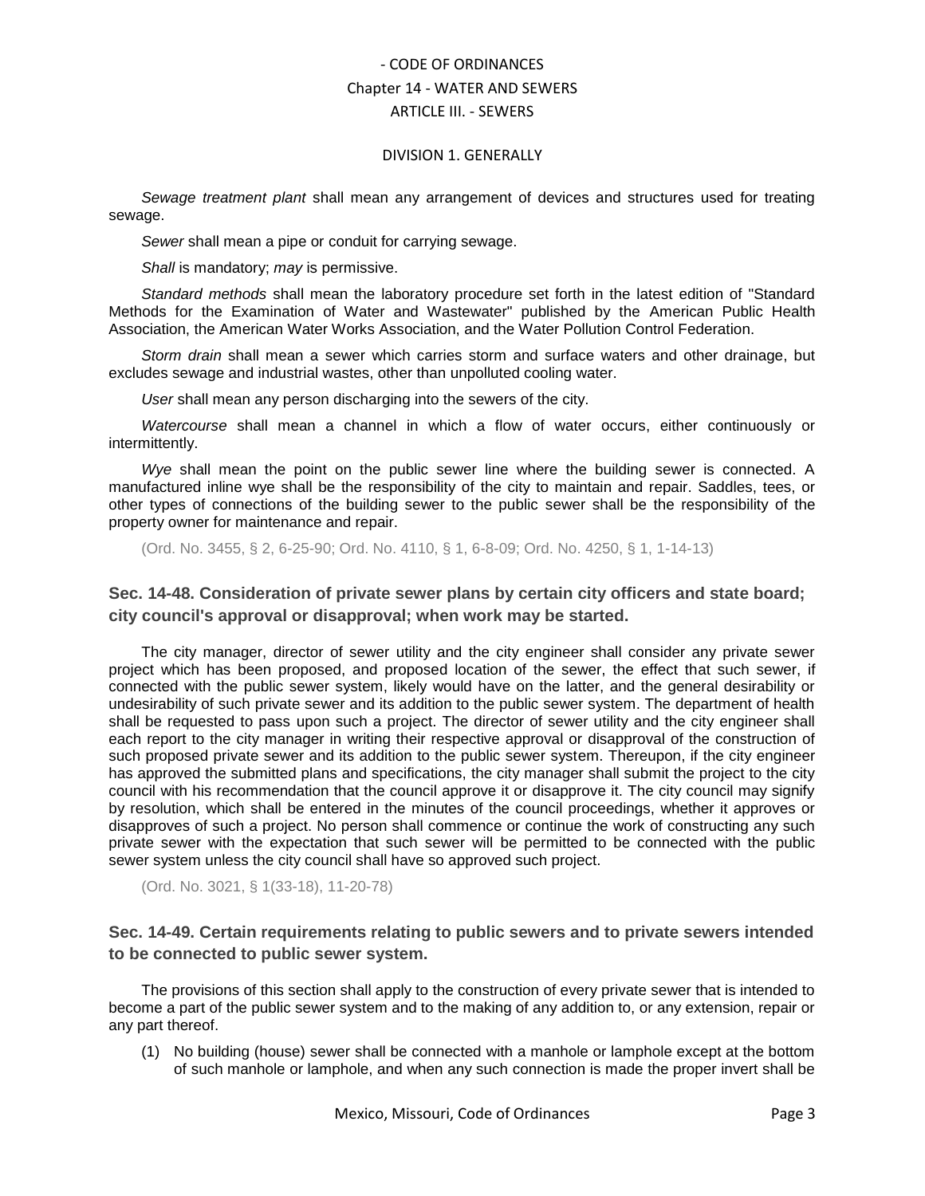*Sewage treatment plant* shall mean any arrangement of devices and structures used for treating sewage.

*Sewer* shall mean a pipe or conduit for carrying sewage.

*Shall* is mandatory; *may* is permissive.

*Standard methods* shall mean the laboratory procedure set forth in the latest edition of "Standard Methods for the Examination of Water and Wastewater" published by the American Public Health Association, the American Water Works Association, and the Water Pollution Control Federation.

*Storm drain* shall mean a sewer which carries storm and surface waters and other drainage, but excludes sewage and industrial wastes, other than unpolluted cooling water.

*User* shall mean any person discharging into the sewers of the city.

*Watercourse* shall mean a channel in which a flow of water occurs, either continuously or intermittently.

*Wye* shall mean the point on the public sewer line where the building sewer is connected. A manufactured inline wye shall be the responsibility of the city to maintain and repair. Saddles, tees, or other types of connections of the building sewer to the public sewer shall be the responsibility of the property owner for maintenance and repair.

(Ord. No. 3455, § 2, 6-25-90; Ord. No. 4110, § 1, 6-8-09; Ord. No. 4250, § 1, 1-14-13)

### Sec. 14-48. Consideration of private sewer plans by certain city officers and state board; city council's approval or disapproval; when work may be started.

The city manager, director of sewer utility and the city engineer shall consider any private sewer project which has been proposed, and proposed location of the sewer, the effect that such sewer, if connected with the public sewer system, likely would have on the latter, and the general desirability or undesirability of such private sewer and its addition to the public sewer system. The department of health shall be requested to pass upon such a project. The director of sewer utility and the city engineer shall each report to the city manager in writing their respective approval or disapproval of the construction of such proposed private sewer and its addition to the public sewer system. Thereupon, if the city engineer has approved the submitted plans and specifications, the city manager shall submit the project to the city council with his recommendation that the council approve it or disapprove it. The city council may signify by resolution, which shall be entered in the minutes of the council proceedings, whether it approves or disapproves of such a project. No person shall commence or continue the work of constructing any such private sewer with the expectation that such sewer will be permitted to be connected with the public sewer system unless the city council shall have so approved such project.

(Ord. No. 3021, § 1(33-18), 11-20-78)

### Sec. 14-49. Certain requirements relating to public sewers and to private sewers intended to be connected to public sewer system.

The provisions of this section shall apply to the construction of every private sewer that is intended to become a part of the public sewer system and to the making of any addition to, or any extension, repair or any part thereof.

(1) No building (house) sewer shall be connected with a manhole or lamphole except at the bottom of such manhole or lamphole, and when any such connection is made the proper invert shall be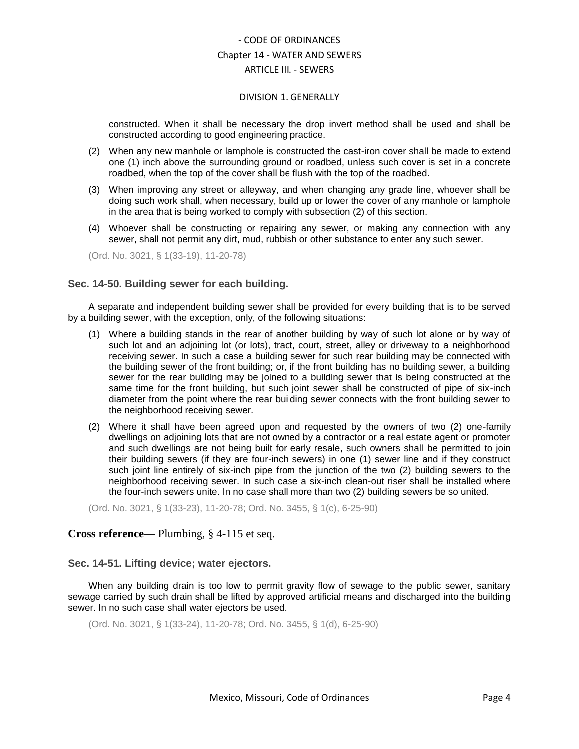constructed. When it shall be necessary the drop invert method shall be used and shall be constructed according to good engineering practice.

(2) When any new manhole or lamphole is constructed the cast-iron cover shall be made to extend one (1) inch above the surrounding ground or roadbed, unless such cover is set in a concrete roadbed, when the top of the cover shall be flush with the top of the roadbed.

(3) When improving any street or alleyway, and when changing any grade line, whoever shall be doing such work shall, when necessary, build up or lower the cover of any manhole or lamphole in the area that is being worked to comply with subsection (2) of this section.

(4) Whoever shall be constructing or repairing any sewer, or making any connection with any sewer, shall not permit any dirt, mud, rubbish or other substance to enter any such sewer.

(Ord. No. 3021, § 1(33-19), 11-20-78)

### Sec. 14-50. Building sewer for each building.

A separate and independent building sewer shall be provided for every building that is to be served by a building sewer, with the exception, only, of the following situations:

(1) Where a building stands in the rear of another building by way of such lot alone or by way of such lot and an adjoining lot (or lots), tract, court, street, alley or driveway to a neighborhood receiving sewer. In such a case a building sewer for such rear building may be connected with the building sewer of the front building; or, if the front building has no building sewer, a building sewer for the rear building may be joined to a building sewer that is being constructed at the same time for the front building, but such joint sewer shall be constructed of pipe of six-inch diameter from the point where the rear building sewer connects with the front building sewer to the neighborhood receiving sewer.

(2) Where it shall have been agreed upon and requested by the owners of two (2) one-family dwellings on adjoining lots that are not owned by a contractor or a real estate agent or promoter and such dwellings are not being built for early resale, such owners shall be permitted to join their building sewers (if they are four-inch sewers) in one (1) sewer line and if they construct such joint line entirely of six-inch pipe from the junction of the two (2) building sewers to the neighborhood receiving sewer. In such case a six-inch clean-out riser shall be installed where the four-inch sewers unite. In no case shall more than two (2) building sewers be so united.

(Ord. No. 3021, § 1(33-23), 11-20-78; Ord. No. 3455, § 1(c), 6-25-90)

**Cross reference—** Plumbing, § 4-115 et seq.

### Sec. 14-51. Lifting device; water ejectors.

When any building drain is too low to permit gravity flow of sewage to the public sewer, sanitary sewage carried by such drain shall be lifted by approved artificial means and discharged into the building sewer. In no such case shall water ejectors be used.

(Ord. No. 3021, § 1(33-24), 11-20-78; Ord. No. 3455, § 1(d), 6-25-90)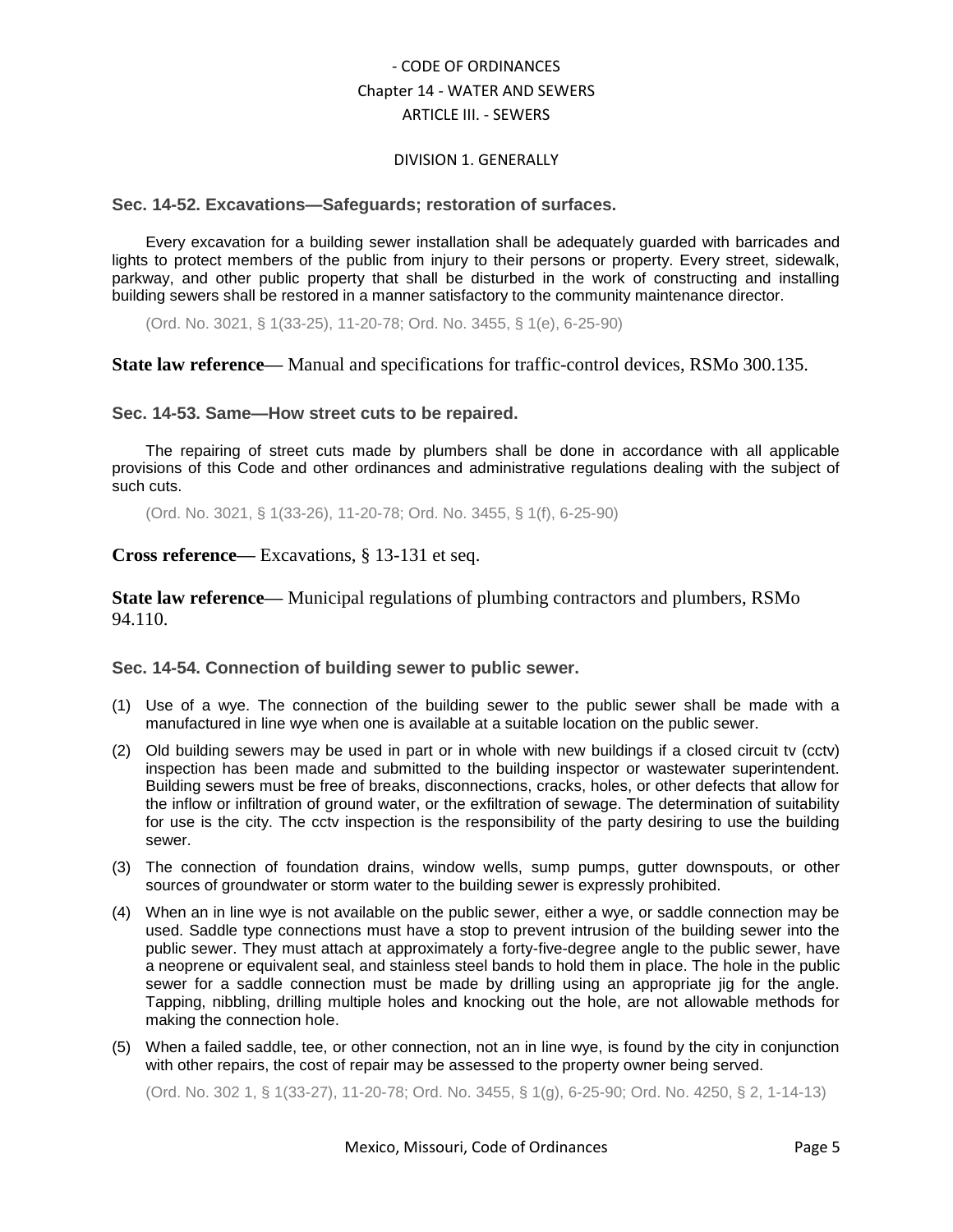- CODE OF ORDINANCES
Chapter 14 - WATER AND SEWERS
ARTICLE III. - SEWERS

DIVISION 1. GENERALLY

### Sec. 14-52. Excavations—Safeguards; restoration of surfaces.

Every excavation for a building sewer installation shall be adequately guarded with barricades and lights to protect members of the public from injury to their persons or property. Every street, sidewalk, parkway, and other public property that shall be disturbed in the work of constructing and installing building sewers shall be restored in a manner satisfactory to the community maintenance director.

(Ord. No. 3021, § 1(33-25), 11-20-78; Ord. No. 3455, § 1(e), 6-25-90)

**State law reference**— Manual and specifications for traffic-control devices, RSMo 300.135.

### Sec. 14-53. Same—How street cuts to be repaired.

The repairing of street cuts made by plumbers shall be done in accordance with all applicable provisions of this Code and other ordinances and administrative regulations dealing with the subject of such cuts.

(Ord. No. 3021, § 1(33-26), 11-20-78; Ord. No. 3455, § 1(f), 6-25-90)

**Cross reference**— Excavations, § 13-131 et seq.

**State law reference**— Municipal regulations of plumbing contractors and plumbers, RSMo 94.110.

### Sec. 14-54. Connection of building sewer to public sewer.

(1) Use of a wye. The connection of the building sewer to the public sewer shall be made with a manufactured in line wye when one is available at a suitable location on the public sewer.

(2) Old building sewers may be used in part or in whole with new buildings if a closed circuit tv (cctv) inspection has been made and submitted to the building inspector or wastewater superintendent. Building sewers must be free of breaks, disconnections, cracks, holes, or other defects that allow for the inflow or infiltration of ground water, or the exfiltration of sewage. The determination of suitability for use is the city. The cctv inspection is the responsibility of the party desiring to use the building sewer.

(3) The connection of foundation drains, window wells, sump pumps, gutter downspouts, or other sources of groundwater or storm water to the building sewer is expressly prohibited.

(4) When an in line wye is not available on the public sewer, either a wye, or saddle connection may be used. Saddle type connections must have a stop to prevent intrusion of the building sewer into the public sewer. They must attach at approximately a forty-five-degree angle to the public sewer, have a neoprene or equivalent seal, and stainless steel bands to hold them in place. The hole in the public sewer for a saddle connection must be made by drilling using an appropriate jig for the angle. Tapping, nibbling, drilling multiple holes and knocking out the hole, are not allowable methods for making the connection hole.

(5) When a failed saddle, tee, or other connection, not an in line wye, is found by the city in conjunction with other repairs, the cost of repair may be assessed to the property owner being served.

(Ord. No. 302 1, § 1(33-27), 11-20-78; Ord. No. 3455, § 1(g), 6-25-90; Ord. No. 4250, § 2, 1-14-13)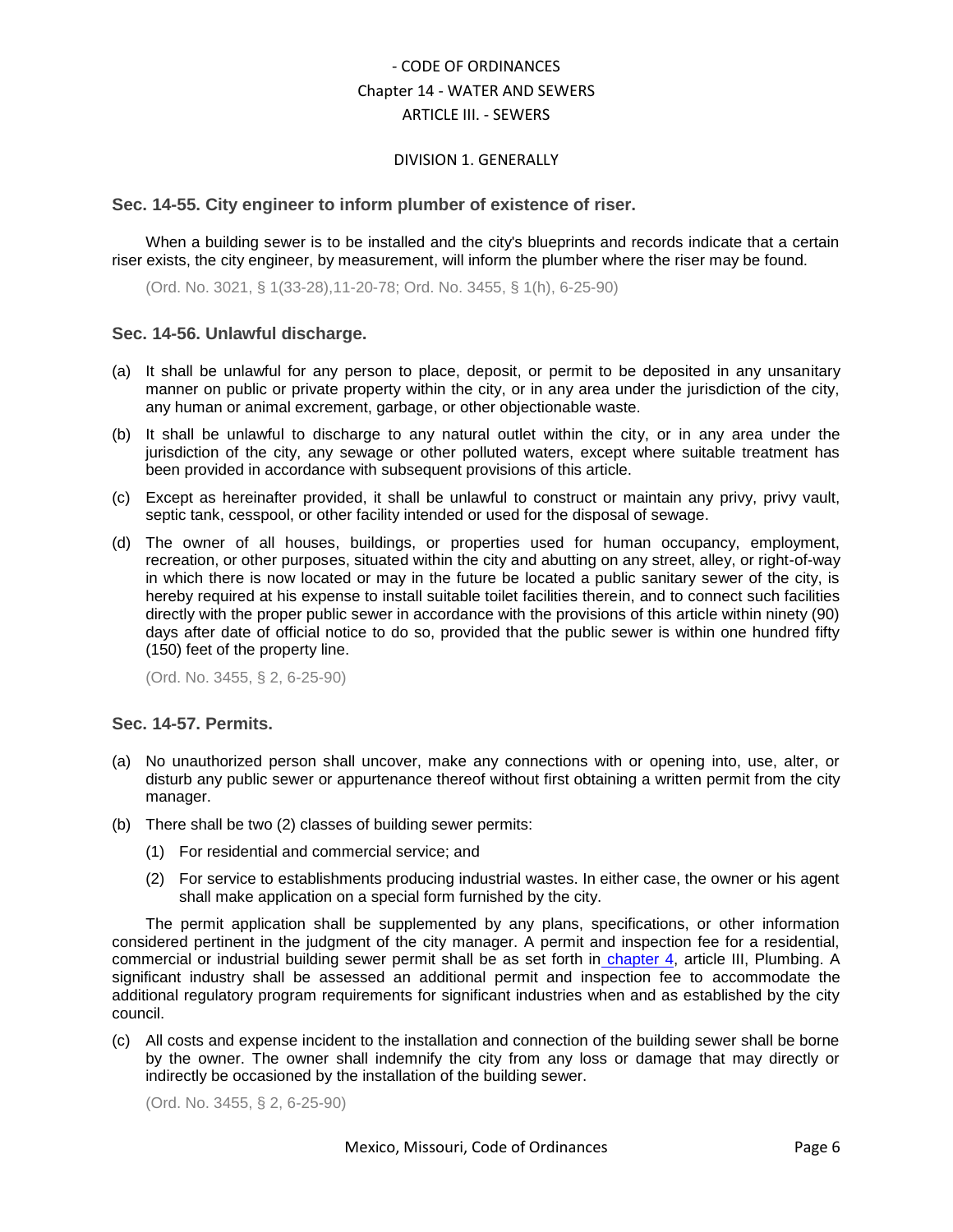# - CODE OF ORDINANCES
## Chapter 14 - WATER AND SEWERS
### ARTICLE III. - SEWERS

#### DIVISION 1. GENERALLY

### Sec. 14-55. City engineer to inform plumber of existence of riser.

When a building sewer is to be installed and the city's blueprints and records indicate that a certain riser exists, the city engineer, by measurement, will inform the plumber where the riser may be found.

(Ord. No. 3021, § 1(33-28),11-20-78; Ord. No. 3455, § 1(h), 6-25-90)

### Sec. 14-56. Unlawful discharge.

(a) It shall be unlawful for any person to place, deposit, or permit to be deposited in any unsanitary manner on public or private property within the city, or in any area under the jurisdiction of the city, any human or animal excrement, garbage, or other objectionable waste.

(b) It shall be unlawful to discharge to any natural outlet within the city, or in any area under the jurisdiction of the city, any sewage or other polluted waters, except where suitable treatment has been provided in accordance with subsequent provisions of this article.

(c) Except as hereinafter provided, it shall be unlawful to construct or maintain any privy, privy vault, septic tank, cesspool, or other facility intended or used for the disposal of sewage.

(d) The owner of all houses, buildings, or properties used for human occupancy, employment, recreation, or other purposes, situated within the city and abutting on any street, alley, or right-of-way in which there is now located or may in the future be located a public sanitary sewer of the city, is hereby required at his expense to install suitable toilet facilities therein, and to connect such facilities directly with the proper public sewer in accordance with the provisions of this article within ninety (90) days after date of official notice to do so, provided that the public sewer is within one hundred fifty (150) feet of the property line.

(Ord. No. 3455, § 2, 6-25-90)

### Sec. 14-57. Permits.

(a) No unauthorized person shall uncover, make any connections with or opening into, use, alter, or disturb any public sewer or appurtenance thereof without first obtaining a written permit from the city manager.

(b) There shall be two (2) classes of building sewer permits:

  (1) For residential and commercial service; and

  (2) For service to establishments producing industrial wastes. In either case, the owner or his agent shall make application on a special form furnished by the city.

The permit application shall be supplemented by any plans, specifications, or other information considered pertinent in the judgment of the city manager. A permit and inspection fee for a residential, commercial or industrial building sewer permit shall be as set forth in chapter 4, article III, Plumbing. A significant industry shall be assessed an additional permit and inspection fee to accommodate the additional regulatory program requirements for significant industries when and as established by the city council.

(c) All costs and expense incident to the installation and connection of the building sewer shall be borne by the owner. The owner shall indemnify the city from any loss or damage that may directly or indirectly be occasioned by the installation of the building sewer.

(Ord. No. 3455, § 2, 6-25-90)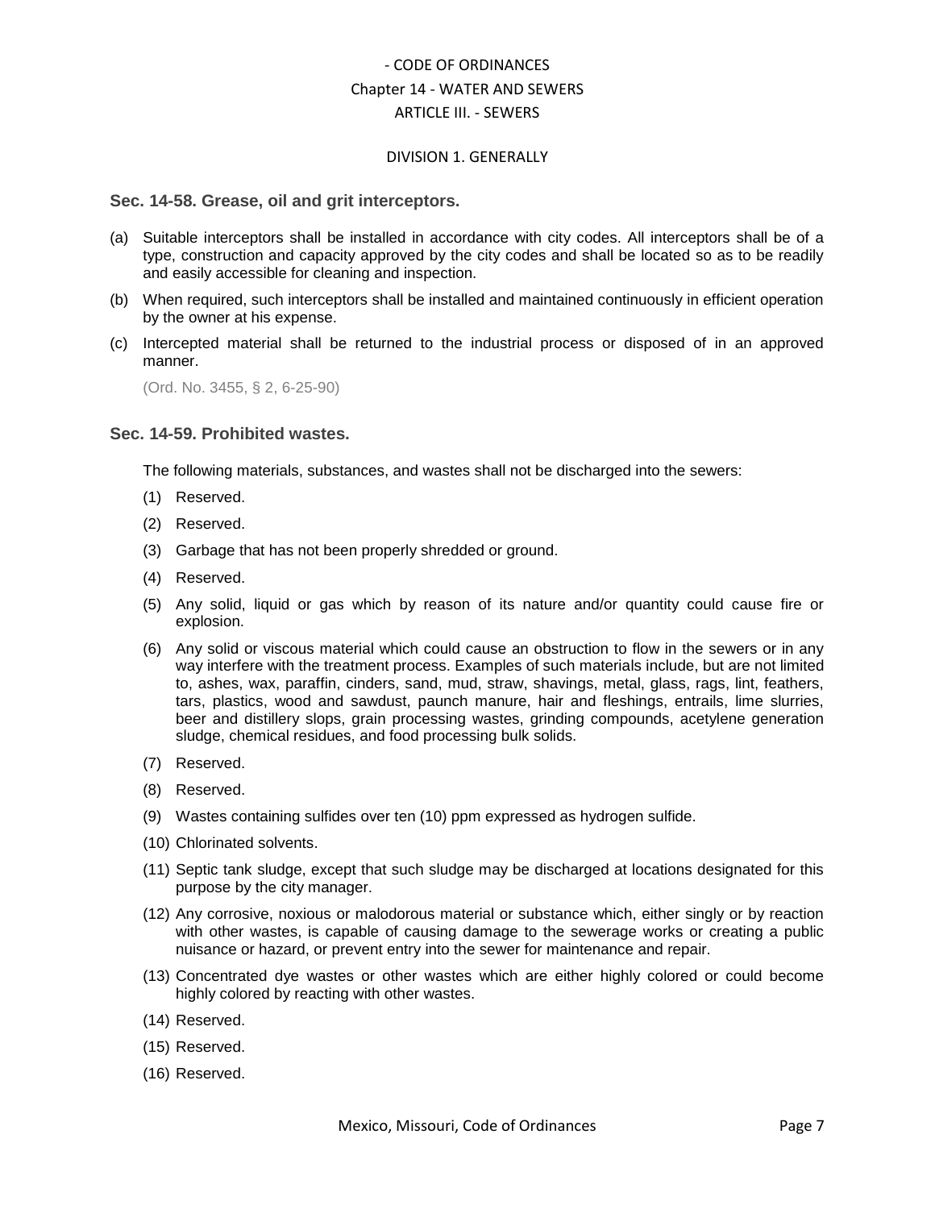## Sec. 14-58. Grease, oil and grit interceptors.

(a) Suitable interceptors shall be installed in accordance with city codes. All interceptors shall be of a type, construction and capacity approved by the city codes and shall be located so as to be readily and easily accessible for cleaning and inspection.

(b) When required, such interceptors shall be installed and maintained continuously in efficient operation by the owner at his expense.

(c) Intercepted material shall be returned to the industrial process or disposed of in an approved manner.

(Ord. No. 3455, § 2, 6-25-90)

## Sec. 14-59. Prohibited wastes.

The following materials, substances, and wastes shall not be discharged into the sewers:

(1) Reserved.

(2) Reserved.

(3) Garbage that has not been properly shredded or ground.

(4) Reserved.

(5) Any solid, liquid or gas which by reason of its nature and/or quantity could cause fire or explosion.

(6) Any solid or viscous material which could cause an obstruction to flow in the sewers or in any way interfere with the treatment process. Examples of such materials include, but are not limited to, ashes, wax, paraffin, cinders, sand, mud, straw, shavings, metal, glass, rags, lint, feathers, tars, plastics, wood and sawdust, paunch manure, hair and fleshings, entrails, lime slurries, beer and distillery slops, grain processing wastes, grinding compounds, acetylene generation sludge, chemical residues, and food processing bulk solids.

(7) Reserved.

(8) Reserved.

(9) Wastes containing sulfides over ten (10) ppm expressed as hydrogen sulfide.

(10) Chlorinated solvents.

(11) Septic tank sludge, except that such sludge may be discharged at locations designated for this purpose by the city manager.

(12) Any corrosive, noxious or malodorous material or substance which, either singly or by reaction with other wastes, is capable of causing damage to the sewerage works or creating a public nuisance or hazard, or prevent entry into the sewer for maintenance and repair.

(13) Concentrated dye wastes or other wastes which are either highly colored or could become highly colored by reacting with other wastes.

(14) Reserved.

(15) Reserved.

(16) Reserved.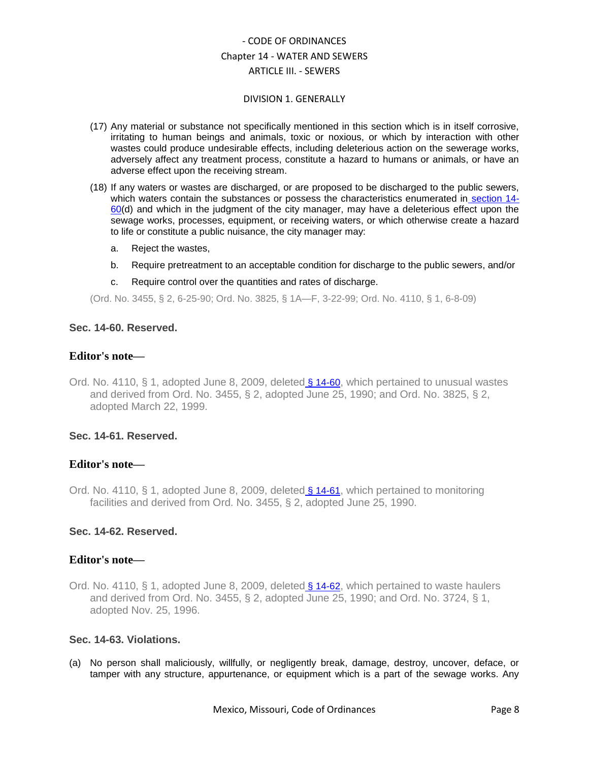(17) Any material or substance not specifically mentioned in this section which is in itself corrosive, irritating to human beings and animals, toxic or noxious, or which by interaction with other wastes could produce undesirable effects, including deleterious action on the sewerage works, adversely affect any treatment process, constitute a hazard to humans or animals, or have an adverse effect upon the receiving stream.

(18) If any waters or wastes are discharged, or are proposed to be discharged to the public sewers, which waters contain the substances or possess the characteristics enumerated in section 14-60(d) and which in the judgment of the city manager, may have a deleterious effect upon the sewage works, processes, equipment, or receiving waters, or which otherwise create a hazard to life or constitute a public nuisance, the city manager may:

a. Reject the wastes,

b. Require pretreatment to an acceptable condition for discharge to the public sewers, and/or

c. Require control over the quantities and rates of discharge.

(Ord. No. 3455, § 2, 6-25-90; Ord. No. 3825, § 1A—F, 3-22-99; Ord. No. 4110, § 1, 6-8-09)

**Sec. 14-60. Reserved.**

**Editor's note—**

Ord. No. 4110, § 1, adopted June 8, 2009, deleted § 14-60, which pertained to unusual wastes and derived from Ord. No. 3455, § 2, adopted June 25, 1990; and Ord. No. 3825, § 2, adopted March 22, 1999.

**Sec. 14-61. Reserved.**

**Editor's note—**

Ord. No. 4110, § 1, adopted June 8, 2009, deleted § 14-61, which pertained to monitoring facilities and derived from Ord. No. 3455, § 2, adopted June 25, 1990.

**Sec. 14-62. Reserved.**

**Editor's note—**

Ord. No. 4110, § 1, adopted June 8, 2009, deleted § 14-62, which pertained to waste haulers and derived from Ord. No. 3455, § 2, adopted June 25, 1990; and Ord. No. 3724, § 1, adopted Nov. 25, 1996.

**Sec. 14-63. Violations.**

(a) No person shall maliciously, willfully, or negligently break, damage, destroy, uncover, deface, or tamper with any structure, appurtenance, or equipment which is a part of the sewage works. Any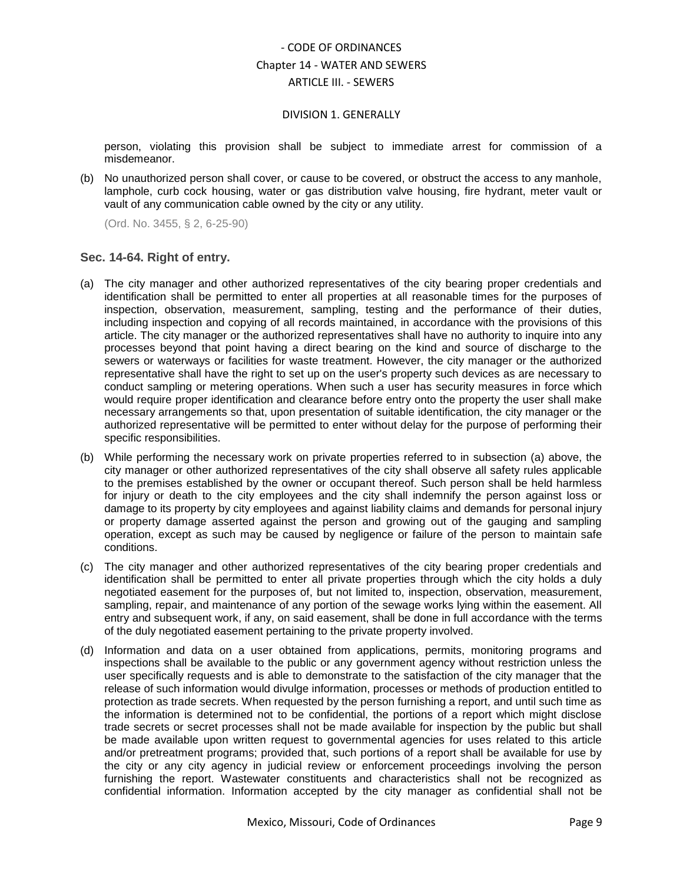person, violating this provision shall be subject to immediate arrest for commission of a misdemeanor.

(b) No unauthorized person shall cover, or cause to be covered, or obstruct the access to any manhole, lamphole, curb cock housing, water or gas distribution valve housing, fire hydrant, meter vault or vault of any communication cable owned by the city or any utility.

(Ord. No. 3455, § 2, 6-25-90)

### Sec. 14-64. Right of entry.

(a) The city manager and other authorized representatives of the city bearing proper credentials and identification shall be permitted to enter all properties at all reasonable times for the purposes of inspection, observation, measurement, sampling, testing and the performance of their duties, including inspection and copying of all records maintained, in accordance with the provisions of this article. The city manager or the authorized representatives shall have no authority to inquire into any processes beyond that point having a direct bearing on the kind and source of discharge to the sewers or waterways or facilities for waste treatment. However, the city manager or the authorized representative shall have the right to set up on the user's property such devices as are necessary to conduct sampling or metering operations. When such a user has security measures in force which would require proper identification and clearance before entry onto the property the user shall make necessary arrangements so that, upon presentation of suitable identification, the city manager or the authorized representative will be permitted to enter without delay for the purpose of performing their specific responsibilities.

(b) While performing the necessary work on private properties referred to in subsection (a) above, the city manager or other authorized representatives of the city shall observe all safety rules applicable to the premises established by the owner or occupant thereof. Such person shall be held harmless for injury or death to the city employees and the city shall indemnify the person against loss or damage to its property by city employees and against liability claims and demands for personal injury or property damage asserted against the person and growing out of the gauging and sampling operation, except as such may be caused by negligence or failure of the person to maintain safe conditions.

(c) The city manager and other authorized representatives of the city bearing proper credentials and identification shall be permitted to enter all private properties through which the city holds a duly negotiated easement for the purposes of, but not limited to, inspection, observation, measurement, sampling, repair, and maintenance of any portion of the sewage works lying within the easement. All entry and subsequent work, if any, on said easement, shall be done in full accordance with the terms of the duly negotiated easement pertaining to the private property involved.

(d) Information and data on a user obtained from applications, permits, monitoring programs and inspections shall be available to the public or any government agency without restriction unless the user specifically requests and is able to demonstrate to the satisfaction of the city manager that the release of such information would divulge information, processes or methods of production entitled to protection as trade secrets. When requested by the person furnishing a report, and until such time as the information is determined not to be confidential, the portions of a report which might disclose trade secrets or secret processes shall not be made available for inspection by the public but shall be made available upon written request to governmental agencies for uses related to this article and/or pretreatment programs; provided that, such portions of a report shall be available for use by the city or any city agency in judicial review or enforcement proceedings involving the person furnishing the report. Wastewater constituents and characteristics shall not be recognized as confidential information. Information accepted by the city manager as confidential shall not be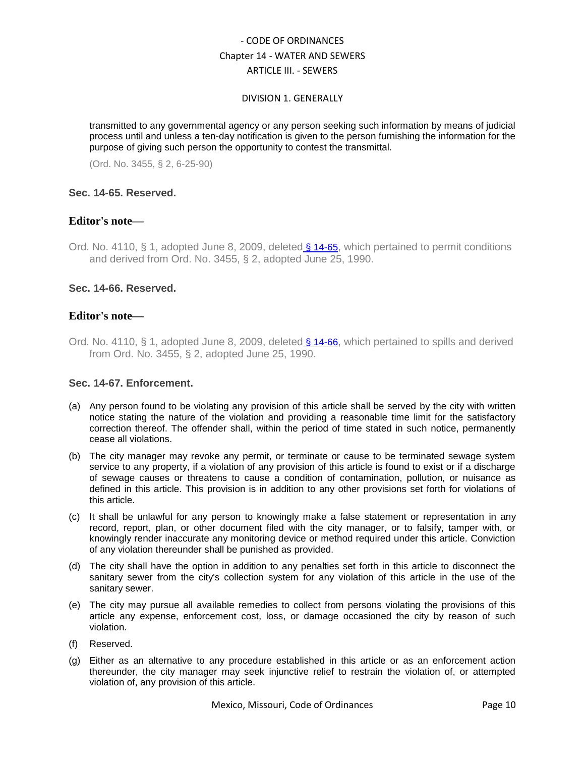transmitted to any governmental agency or any person seeking such information by means of judicial process until and unless a ten-day notification is given to the person furnishing the information for the purpose of giving such person the opportunity to contest the transmittal.

(Ord. No. 3455, § 2, 6-25-90)

### Sec. 14-65. Reserved.

### Editor's note—

Ord. No. 4110, § 1, adopted June 8, 2009, deleted § 14-65, which pertained to permit conditions and derived from Ord. No. 3455, § 2, adopted June 25, 1990.

### Sec. 14-66. Reserved.

### Editor's note—

Ord. No. 4110, § 1, adopted June 8, 2009, deleted § 14-66, which pertained to spills and derived from Ord. No. 3455, § 2, adopted June 25, 1990.

### Sec. 14-67. Enforcement.

(a) Any person found to be violating any provision of this article shall be served by the city with written notice stating the nature of the violation and providing a reasonable time limit for the satisfactory correction thereof. The offender shall, within the period of time stated in such notice, permanently cease all violations.

(b) The city manager may revoke any permit, or terminate or cause to be terminated sewage system service to any property, if a violation of any provision of this article is found to exist or if a discharge of sewage causes or threatens to cause a condition of contamination, pollution, or nuisance as defined in this article. This provision is in addition to any other provisions set forth for violations of this article.

(c) It shall be unlawful for any person to knowingly make a false statement or representation in any record, report, plan, or other document filed with the city manager, or to falsify, tamper with, or knowingly render inaccurate any monitoring device or method required under this article. Conviction of any violation thereunder shall be punished as provided.

(d) The city shall have the option in addition to any penalties set forth in this article to disconnect the sanitary sewer from the city's collection system for any violation of this article in the use of the sanitary sewer.

(e) The city may pursue all available remedies to collect from persons violating the provisions of this article any expense, enforcement cost, loss, or damage occasioned the city by reason of such violation.

(f) Reserved.

(g) Either as an alternative to any procedure established in this article or as an enforcement action thereunder, the city manager may seek injunctive relief to restrain the violation of, or attempted violation of, any provision of this article.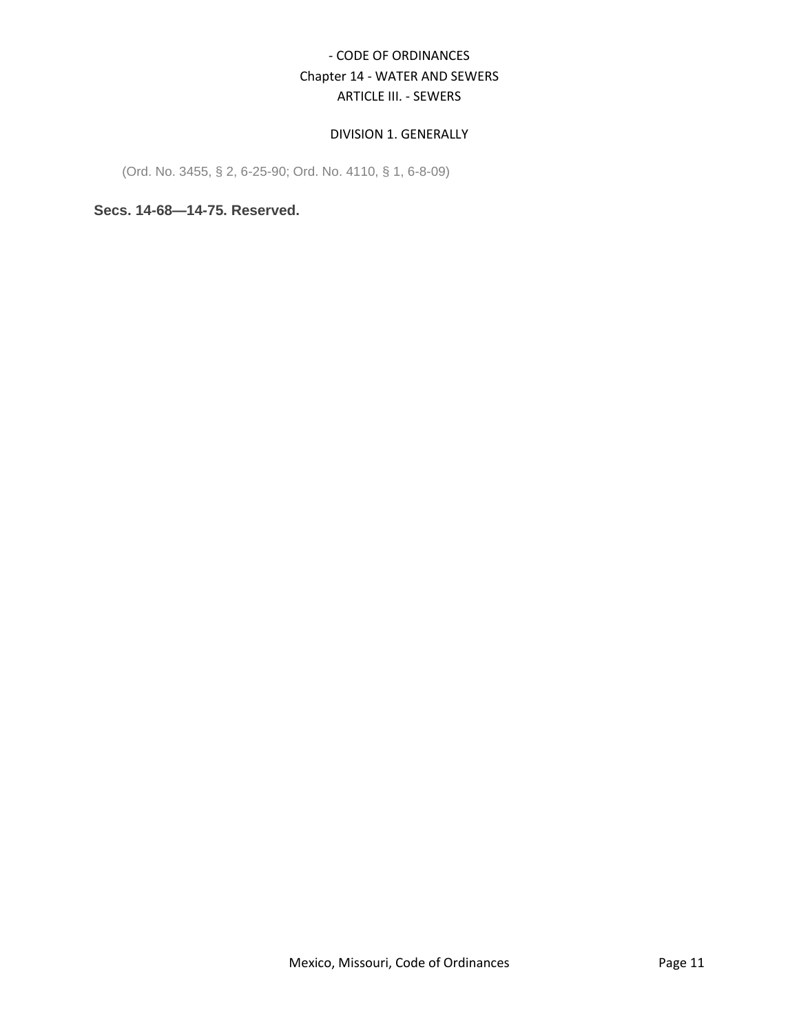(Ord. No. 3455, § 2, 6-25-90; Ord. No. 4110, § 1, 6-8-09)

**Secs. 14-68—14-75. Reserved.**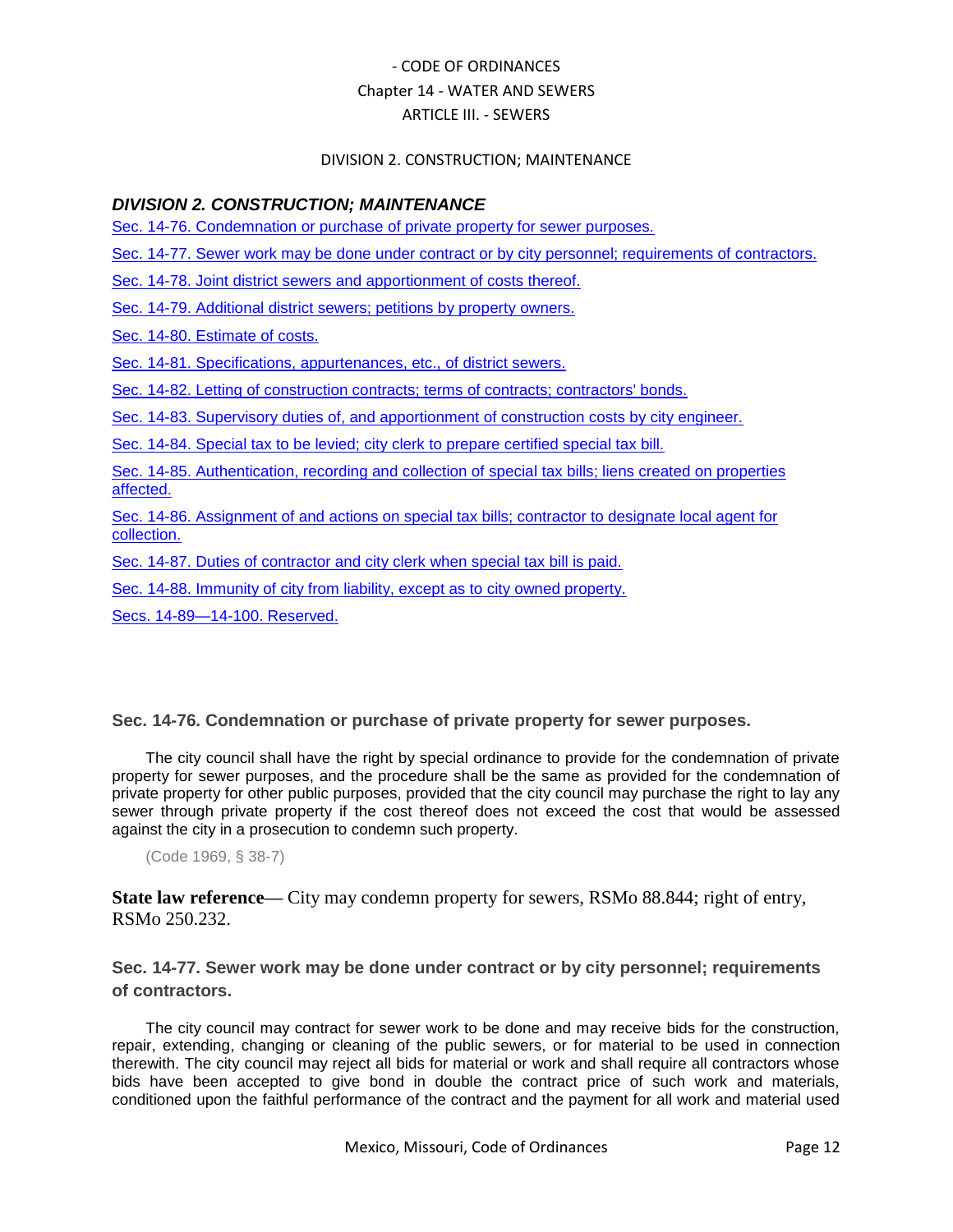### DIVISION 2. CONSTRUCTION; MAINTENANCE

Sec. 14-76. Condemnation or purchase of private property for sewer purposes.

Sec. 14-77. Sewer work may be done under contract or by city personnel; requirements of contractors.

Sec. 14-78. Joint district sewers and apportionment of costs thereof.

Sec. 14-79. Additional district sewers; petitions by property owners.

Sec. 14-80. Estimate of costs.

Sec. 14-81. Specifications, appurtenances, etc., of district sewers.

Sec. 14-82. Letting of construction contracts; terms of contracts; contractors' bonds.

Sec. 14-83. Supervisory duties of, and apportionment of construction costs by city engineer.

Sec. 14-84. Special tax to be levied; city clerk to prepare certified special tax bill.

Sec. 14-85. Authentication, recording and collection of special tax bills; liens created on properties affected.

Sec. 14-86. Assignment of and actions on special tax bills; contractor to designate local agent for collection.

Sec. 14-87. Duties of contractor and city clerk when special tax bill is paid.

Sec. 14-88. Immunity of city from liability, except as to city owned property.

Secs. 14-89—14-100. Reserved.

#### Sec. 14-76. Condemnation or purchase of private property for sewer purposes.

The city council shall have the right by special ordinance to provide for the condemnation of private property for sewer purposes, and the procedure shall be the same as provided for the condemnation of private property for other public purposes, provided that the city council may purchase the right to lay any sewer through private property if the cost thereof does not exceed the cost that would be assessed against the city in a prosecution to condemn such property.

(Code 1969, § 38-7)

**State law reference—** City may condemn property for sewers, RSMo 88.844; right of entry, RSMo 250.232.

#### Sec. 14-77. Sewer work may be done under contract or by city personnel; requirements of contractors.

The city council may contract for sewer work to be done and may receive bids for the construction, repair, extending, changing or cleaning of the public sewers, or for material to be used in connection therewith. The city council may reject all bids for material or work and shall require all contractors whose bids have been accepted to give bond in double the contract price of such work and materials, conditioned upon the faithful performance of the contract and the payment for all work and material used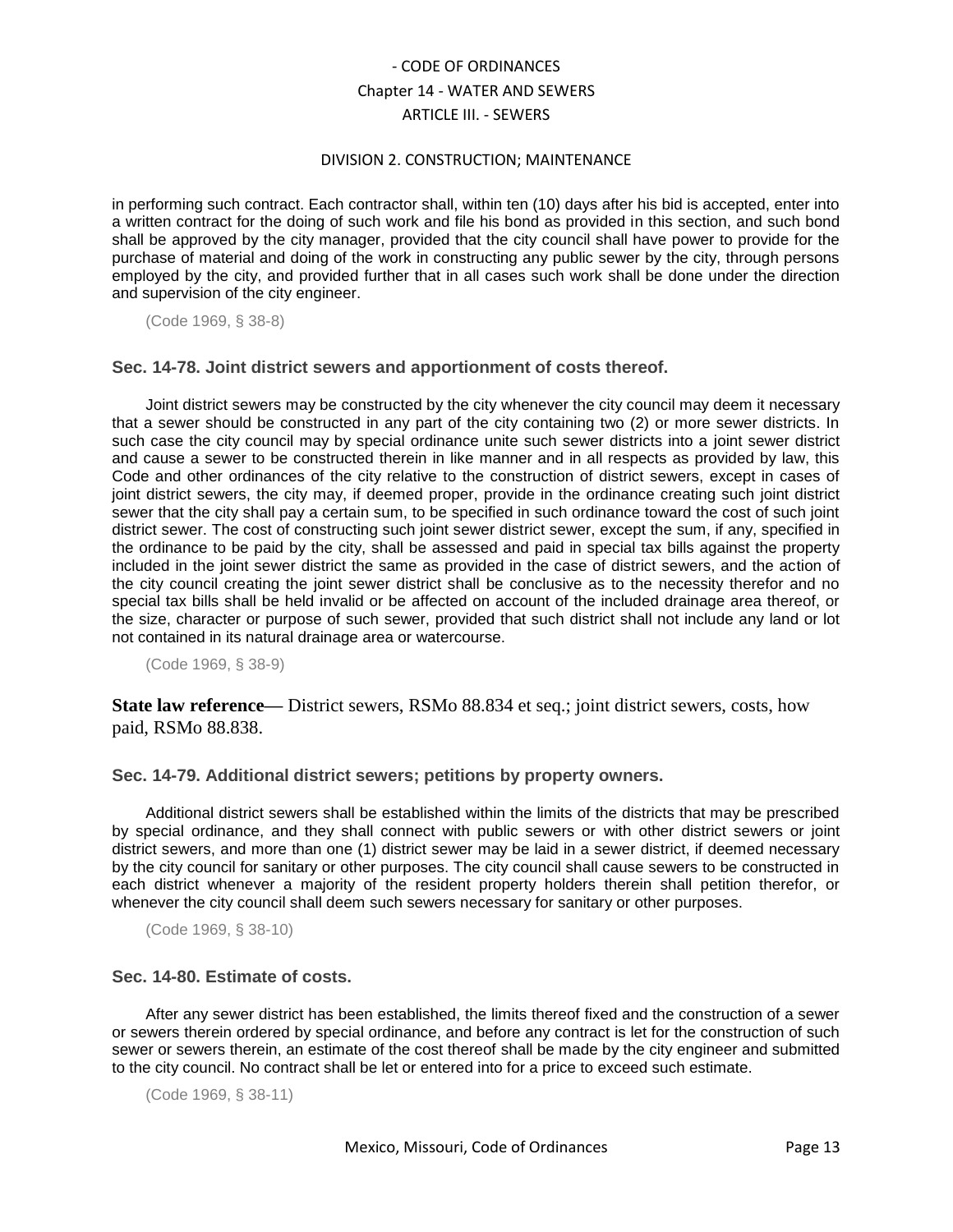in performing such contract. Each contractor shall, within ten (10) days after his bid is accepted, enter into a written contract for the doing of such work and file his bond as provided in this section, and such bond shall be approved by the city manager, provided that the city council shall have power to provide for the purchase of material and doing of the work in constructing any public sewer by the city, through persons employed by the city, and provided further that in all cases such work shall be done under the direction and supervision of the city engineer.

(Code 1969, § 38-8)

### Sec. 14-78. Joint district sewers and apportionment of costs thereof.

Joint district sewers may be constructed by the city whenever the city council may deem it necessary that a sewer should be constructed in any part of the city containing two (2) or more sewer districts. In such case the city council may by special ordinance unite such sewer districts into a joint sewer district and cause a sewer to be constructed therein in like manner and in all respects as provided by law, this Code and other ordinances of the city relative to the construction of district sewers, except in cases of joint district sewers, the city may, if deemed proper, provide in the ordinance creating such joint district sewer that the city shall pay a certain sum, to be specified in such ordinance toward the cost of such joint district sewer. The cost of constructing such joint sewer district sewer, except the sum, if any, specified in the ordinance to be paid by the city, shall be assessed and paid in special tax bills against the property included in the joint sewer district the same as provided in the case of district sewers, and the action of the city council creating the joint sewer district shall be conclusive as to the necessity therefor and no special tax bills shall be held invalid or be affected on account of the included drainage area thereof, or the size, character or purpose of such sewer, provided that such district shall not include any land or lot not contained in its natural drainage area or watercourse.

(Code 1969, § 38-9)

**State law reference—** District sewers, RSMo 88.834 et seq.; joint district sewers, costs, how paid, RSMo 88.838.

### Sec. 14-79. Additional district sewers; petitions by property owners.

Additional district sewers shall be established within the limits of the districts that may be prescribed by special ordinance, and they shall connect with public sewers or with other district sewers or joint district sewers, and more than one (1) district sewer may be laid in a sewer district, if deemed necessary by the city council for sanitary or other purposes. The city council shall cause sewers to be constructed in each district whenever a majority of the resident property holders therein shall petition therefor, or whenever the city council shall deem such sewers necessary for sanitary or other purposes.

(Code 1969, § 38-10)

### Sec. 14-80. Estimate of costs.

After any sewer district has been established, the limits thereof fixed and the construction of a sewer or sewers therein ordered by special ordinance, and before any contract is let for the construction of such sewer or sewers therein, an estimate of the cost thereof shall be made by the city engineer and submitted to the city council. No contract shall be let or entered into for a price to exceed such estimate.

(Code 1969, § 38-11)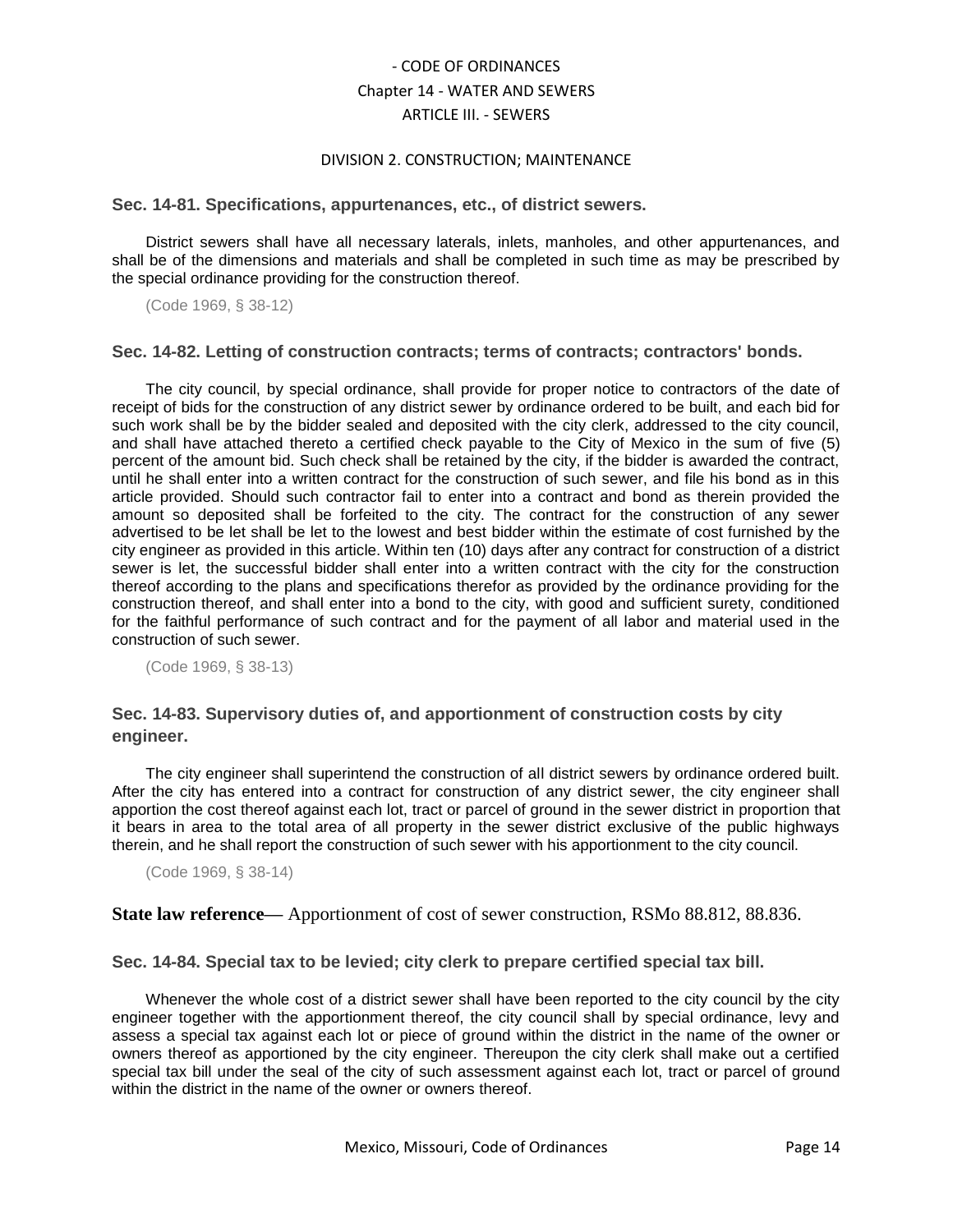- CODE OF ORDINANCES
Chapter 14 - WATER AND SEWERS
ARTICLE III. - SEWERS

DIVISION 2. CONSTRUCTION; MAINTENANCE

### Sec. 14-81. Specifications, appurtenances, etc., of district sewers.

District sewers shall have all necessary laterals, inlets, manholes, and other appurtenances, and shall be of the dimensions and materials and shall be completed in such time as may be prescribed by the special ordinance providing for the construction thereof.

(Code 1969, § 38-12)

### Sec. 14-82. Letting of construction contracts; terms of contracts; contractors' bonds.

The city council, by special ordinance, shall provide for proper notice to contractors of the date of receipt of bids for the construction of any district sewer by ordinance ordered to be built, and each bid for such work shall be by the bidder sealed and deposited with the city clerk, addressed to the city council, and shall have attached thereto a certified check payable to the City of Mexico in the sum of five (5) percent of the amount bid. Such check shall be retained by the city, if the bidder is awarded the contract, until he shall enter into a written contract for the construction of such sewer, and file his bond as in this article provided. Should such contractor fail to enter into a contract and bond as therein provided the amount so deposited shall be forfeited to the city. The contract for the construction of any sewer advertised to be let shall be let to the lowest and best bidder within the estimate of cost furnished by the city engineer as provided in this article. Within ten (10) days after any contract for construction of a district sewer is let, the successful bidder shall enter into a written contract with the city for the construction thereof according to the plans and specifications therefor as provided by the ordinance providing for the construction thereof, and shall enter into a bond to the city, with good and sufficient surety, conditioned for the faithful performance of such contract and for the payment of all labor and material used in the construction of such sewer.

(Code 1969, § 38-13)

### Sec. 14-83. Supervisory duties of, and apportionment of construction costs by city engineer.

The city engineer shall superintend the construction of all district sewers by ordinance ordered built. After the city has entered into a contract for construction of any district sewer, the city engineer shall apportion the cost thereof against each lot, tract or parcel of ground in the sewer district in proportion that it bears in area to the total area of all property in the sewer district exclusive of the public highways therein, and he shall report the construction of such sewer with his apportionment to the city council.

(Code 1969, § 38-14)

**State law reference—** Apportionment of cost of sewer construction, RSMo 88.812, 88.836.

### Sec. 14-84. Special tax to be levied; city clerk to prepare certified special tax bill.

Whenever the whole cost of a district sewer shall have been reported to the city council by the city engineer together with the apportionment thereof, the city council shall by special ordinance, levy and assess a special tax against each lot or piece of ground within the district in the name of the owner or owners thereof as apportioned by the city engineer. Thereupon the city clerk shall make out a certified special tax bill under the seal of the city of such assessment against each lot, tract or parcel of ground within the district in the name of the owner or owners thereof.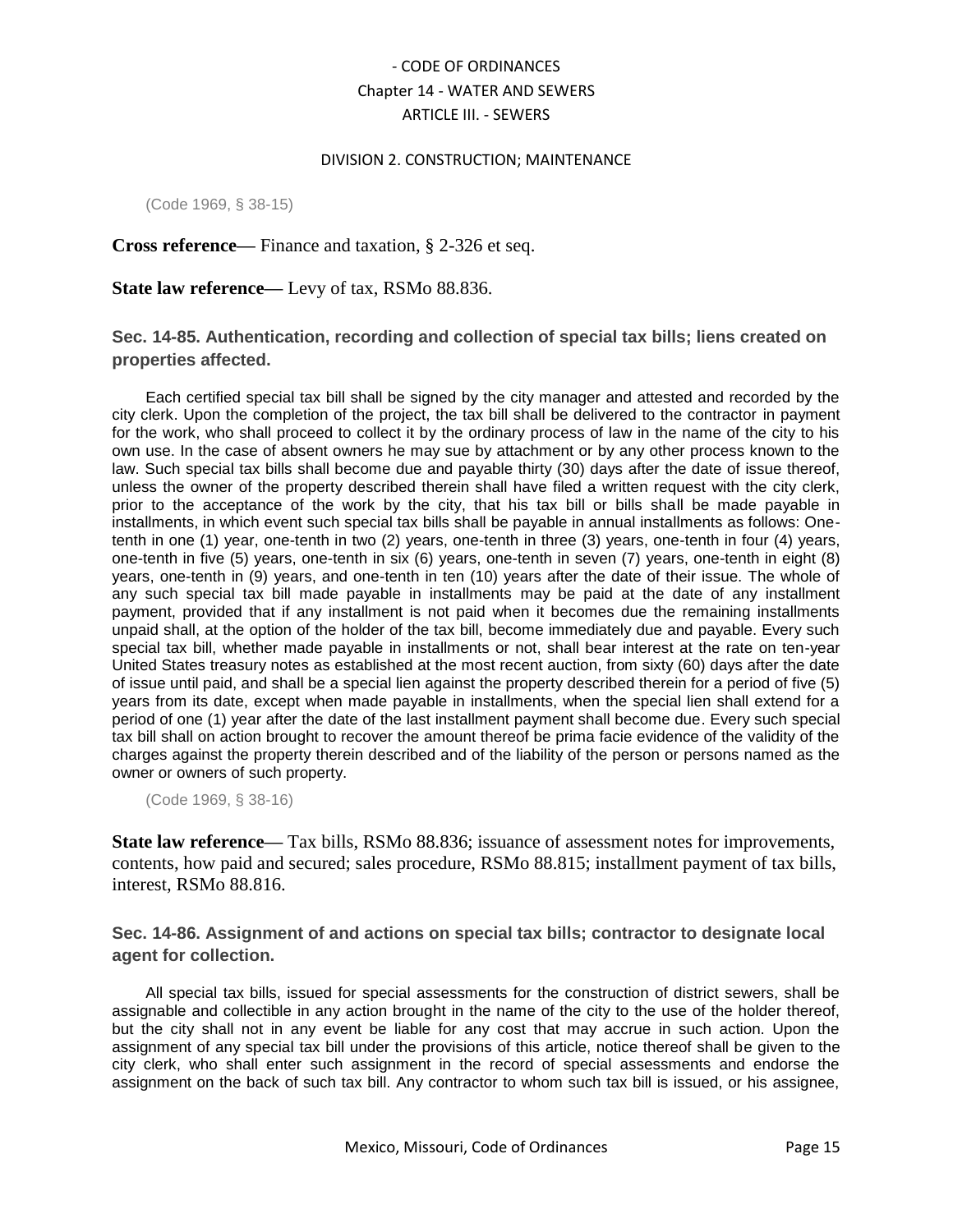(Code 1969, § 38-15)

**Cross reference—** Finance and taxation, § 2-326 et seq.

**State law reference—** Levy of tax, RSMo 88.836.

### Sec. 14-85. Authentication, recording and collection of special tax bills; liens created on properties affected.

Each certified special tax bill shall be signed by the city manager and attested and recorded by the city clerk. Upon the completion of the project, the tax bill shall be delivered to the contractor in payment for the work, who shall proceed to collect it by the ordinary process of law in the name of the city to his own use. In the case of absent owners he may sue by attachment or by any other process known to the law. Such special tax bills shall become due and payable thirty (30) days after the date of issue thereof, unless the owner of the property described therein shall have filed a written request with the city clerk, prior to the acceptance of the work by the city, that his tax bill or bills shall be made payable in installments, in which event such special tax bills shall be payable in annual installments as follows: One-tenth in one (1) year, one-tenth in two (2) years, one-tenth in three (3) years, one-tenth in four (4) years, one-tenth in five (5) years, one-tenth in six (6) years, one-tenth in seven (7) years, one-tenth in eight (8) years, one-tenth in (9) years, and one-tenth in ten (10) years after the date of their issue. The whole of any such special tax bill made payable in installments may be paid at the date of any installment payment, provided that if any installment is not paid when it becomes due the remaining installments unpaid shall, at the option of the holder of the tax bill, become immediately due and payable. Every such special tax bill, whether made payable in installments or not, shall bear interest at the rate on ten-year United States treasury notes as established at the most recent auction, from sixty (60) days after the date of issue until paid, and shall be a special lien against the property described therein for a period of five (5) years from its date, except when made payable in installments, when the special lien shall extend for a period of one (1) year after the date of the last installment payment shall become due. Every such special tax bill shall on action brought to recover the amount thereof be prima facie evidence of the validity of the charges against the property therein described and of the liability of the person or persons named as the owner or owners of such property.

(Code 1969, § 38-16)

**State law reference—** Tax bills, RSMo 88.836; issuance of assessment notes for improvements, contents, how paid and secured; sales procedure, RSMo 88.815; installment payment of tax bills, interest, RSMo 88.816.

### Sec. 14-86. Assignment of and actions on special tax bills; contractor to designate local agent for collection.

All special tax bills, issued for special assessments for the construction of district sewers, shall be assignable and collectible in any action brought in the name of the city to the use of the holder thereof, but the city shall not in any event be liable for any cost that may accrue in such action. Upon the assignment of any special tax bill under the provisions of this article, notice thereof shall be given to the city clerk, who shall enter such assignment in the record of special assessments and endorse the assignment on the back of such tax bill. Any contractor to whom such tax bill is issued, or his assignee,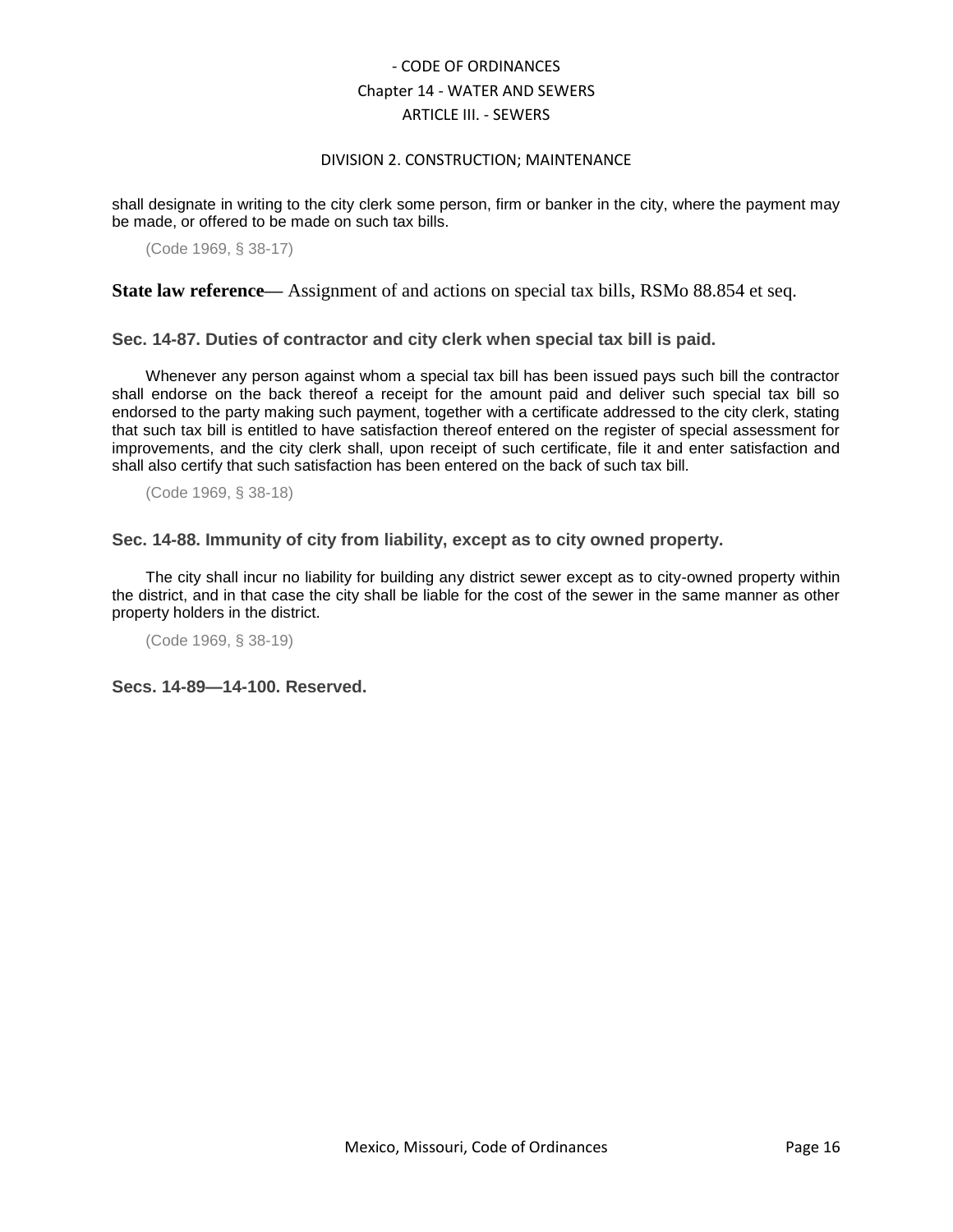shall designate in writing to the city clerk some person, firm or banker in the city, where the payment may be made, or offered to be made on such tax bills.

(Code 1969, § 38-17)

**State law reference—** Assignment of and actions on special tax bills, RSMo 88.854 et seq.

### Sec. 14-87. Duties of contractor and city clerk when special tax bill is paid.

Whenever any person against whom a special tax bill has been issued pays such bill the contractor shall endorse on the back thereof a receipt for the amount paid and deliver such special tax bill so endorsed to the party making such payment, together with a certificate addressed to the city clerk, stating that such tax bill is entitled to have satisfaction thereof entered on the register of special assessment for improvements, and the city clerk shall, upon receipt of such certificate, file it and enter satisfaction and shall also certify that such satisfaction has been entered on the back of such tax bill.

(Code 1969, § 38-18)

### Sec. 14-88. Immunity of city from liability, except as to city owned property.

The city shall incur no liability for building any district sewer except as to city-owned property within the district, and in that case the city shall be liable for the cost of the sewer in the same manner as other property holders in the district.

(Code 1969, § 38-19)

### Secs. 14-89—14-100. Reserved.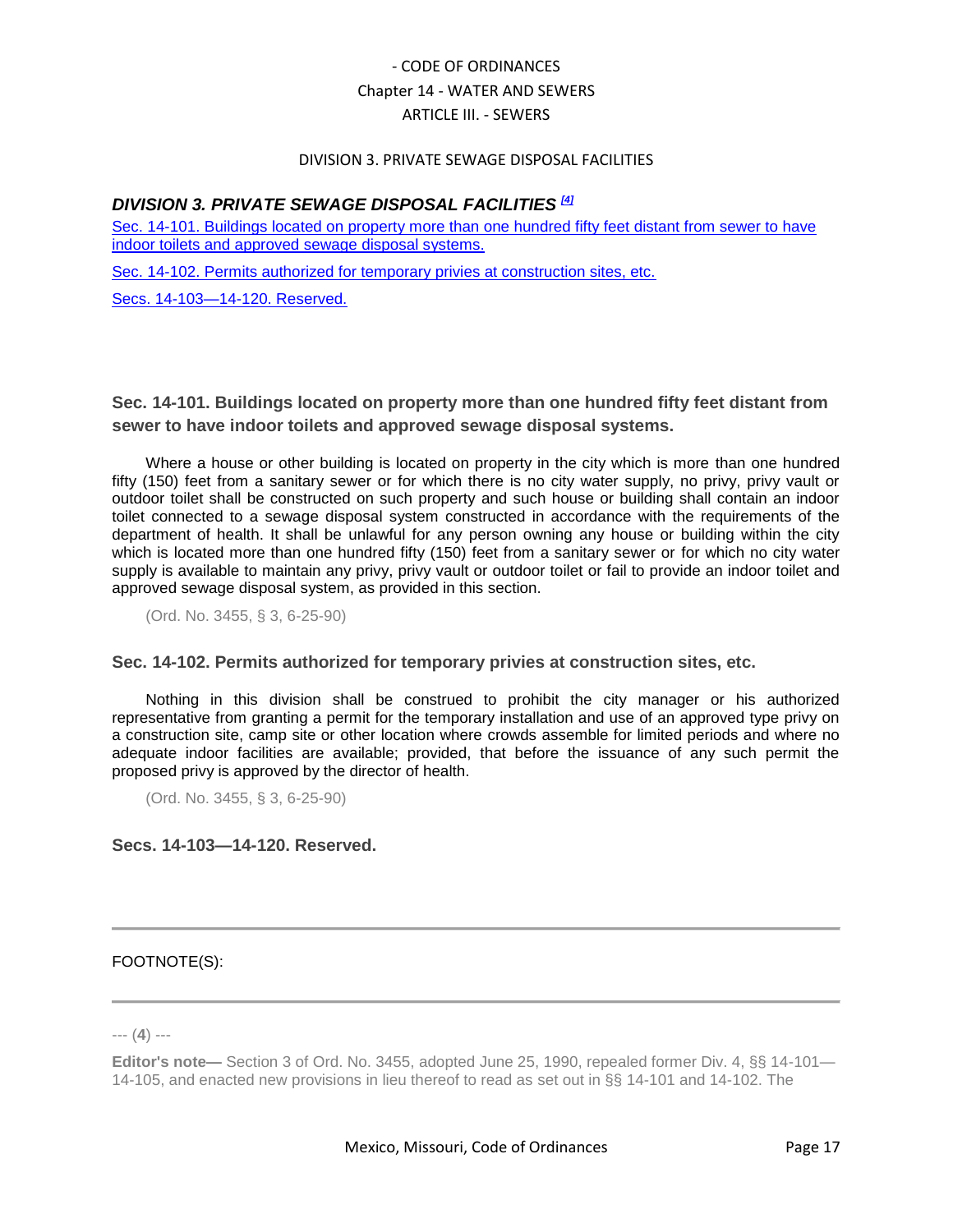## DIVISION 3. PRIVATE SEWAGE DISPOSAL FACILITIES [4]

Sec. 14-101. Buildings located on property more than one hundred fifty feet distant from sewer to have indoor toilets and approved sewage disposal systems.

Sec. 14-102. Permits authorized for temporary privies at construction sites, etc.

Secs. 14-103—14-120. Reserved.

### Sec. 14-101. Buildings located on property more than one hundred fifty feet distant from sewer to have indoor toilets and approved sewage disposal systems.

Where a house or other building is located on property in the city which is more than one hundred fifty (150) feet from a sanitary sewer or for which there is no city water supply, no privy, privy vault or outdoor toilet shall be constructed on such property and such house or building shall contain an indoor toilet connected to a sewage disposal system constructed in accordance with the requirements of the department of health. It shall be unlawful for any person owning any house or building within the city which is located more than one hundred fifty (150) feet from a sanitary sewer or for which no city water supply is available to maintain any privy, privy vault or outdoor toilet or fail to provide an indoor toilet and approved sewage disposal system, as provided in this section.

(Ord. No. 3455, § 3, 6-25-90)

### Sec. 14-102. Permits authorized for temporary privies at construction sites, etc.

Nothing in this division shall be construed to prohibit the city manager or his authorized representative from granting a permit for the temporary installation and use of an approved type privy on a construction site, camp site or other location where crowds assemble for limited periods and where no adequate indoor facilities are available; provided, that before the issuance of any such permit the proposed privy is approved by the director of health.

(Ord. No. 3455, § 3, 6-25-90)

### Secs. 14-103—14-120. Reserved.

---

FOOTNOTE(S):

---

--- (**4**) ---

**Editor's note—** Section 3 of Ord. No. 3455, adopted June 25, 1990, repealed former Div. 4, §§ 14-101—14-105, and enacted new provisions in lieu thereof to read as set out in §§ 14-101 and 14-102. The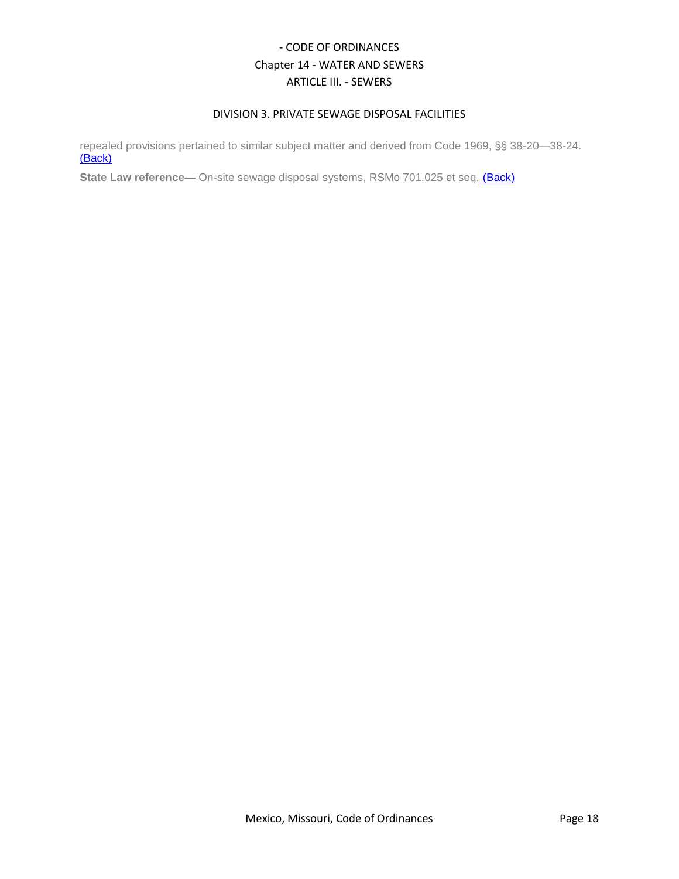repealed provisions pertained to similar subject matter and derived from Code 1969, §§ 38-20—38-24. (Back)

**State Law reference—** On-site sewage disposal systems, RSMo 701.025 et seq. (Back)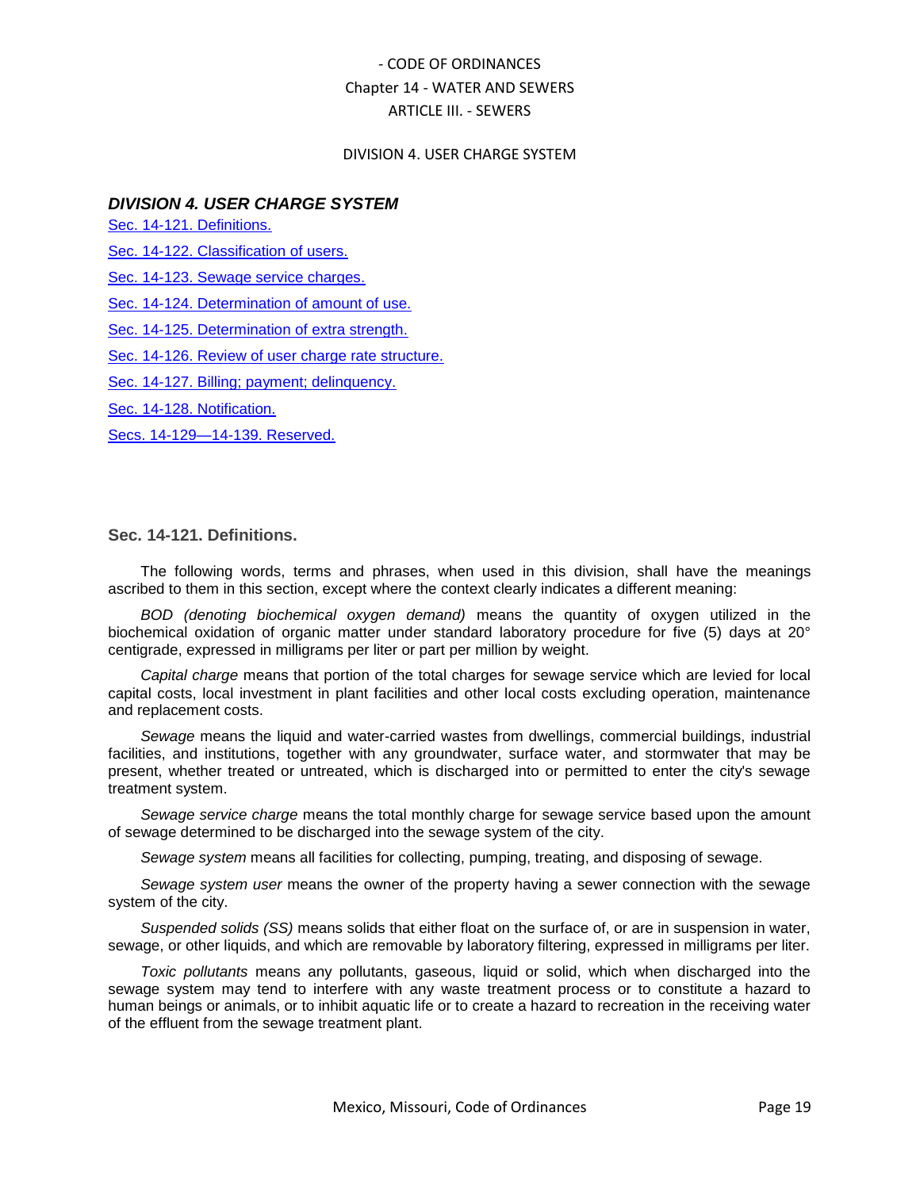## DIVISION 4. USER CHARGE SYSTEM

Sec. 14-121. Definitions.

Sec. 14-122. Classification of users.

Sec. 14-123. Sewage service charges.

Sec. 14-124. Determination of amount of use.

Sec. 14-125. Determination of extra strength.

Sec. 14-126. Review of user charge rate structure.

Sec. 14-127. Billing; payment; delinquency.

Sec. 14-128. Notification.

Secs. 14-129—14-139. Reserved.

### Sec. 14-121. Definitions.

The following words, terms and phrases, when used in this division, shall have the meanings ascribed to them in this section, except where the context clearly indicates a different meaning:

*BOD (denoting biochemical oxygen demand)* means the quantity of oxygen utilized in the biochemical oxidation of organic matter under standard laboratory procedure for five (5) days at 20° centigrade, expressed in milligrams per liter or part per million by weight.

*Capital charge* means that portion of the total charges for sewage service which are levied for local capital costs, local investment in plant facilities and other local costs excluding operation, maintenance and replacement costs.

*Sewage* means the liquid and water-carried wastes from dwellings, commercial buildings, industrial facilities, and institutions, together with any groundwater, surface water, and stormwater that may be present, whether treated or untreated, which is discharged into or permitted to enter the city's sewage treatment system.

*Sewage service charge* means the total monthly charge for sewage service based upon the amount of sewage determined to be discharged into the sewage system of the city.

*Sewage system* means all facilities for collecting, pumping, treating, and disposing of sewage.

*Sewage system user* means the owner of the property having a sewer connection with the sewage system of the city.

*Suspended solids (SS)* means solids that either float on the surface of, or are in suspension in water, sewage, or other liquids, and which are removable by laboratory filtering, expressed in milligrams per liter.

*Toxic pollutants* means any pollutants, gaseous, liquid or solid, which when discharged into the sewage system may tend to interfere with any waste treatment process or to constitute a hazard to human beings or animals, or to inhibit aquatic life or to create a hazard to recreation in the receiving water of the effluent from the sewage treatment plant.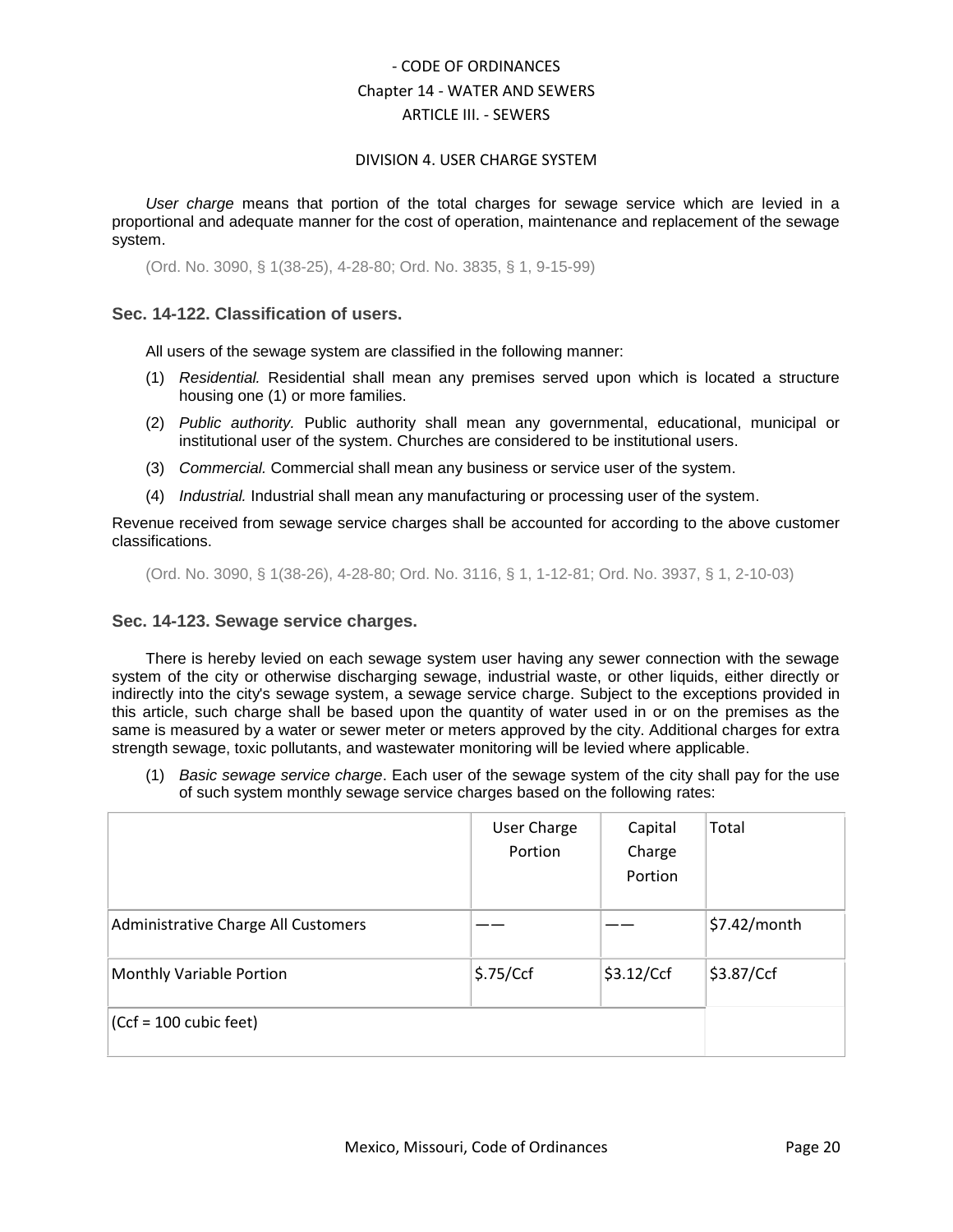- CODE OF ORDINANCES
Chapter 14 - WATER AND SEWERS
ARTICLE III. - SEWERS

DIVISION 4. USER CHARGE SYSTEM

*User charge* means that portion of the total charges for sewage service which are levied in a proportional and adequate manner for the cost of operation, maintenance and replacement of the sewage system.

(Ord. No. 3090, § 1(38-25), 4-28-80; Ord. No. 3835, § 1, 9-15-99)

### Sec. 14-122. Classification of users.

All users of the sewage system are classified in the following manner:

(1) *Residential.* Residential shall mean any premises served upon which is located a structure housing one (1) or more families.

(2) *Public authority.* Public authority shall mean any governmental, educational, municipal or institutional user of the system. Churches are considered to be institutional users.

(3) *Commercial.* Commercial shall mean any business or service user of the system.

(4) *Industrial.* Industrial shall mean any manufacturing or processing user of the system.

Revenue received from sewage service charges shall be accounted for according to the above customer classifications.

(Ord. No. 3090, § 1(38-26), 4-28-80; Ord. No. 3116, § 1, 1-12-81; Ord. No. 3937, § 1, 2-10-03)

### Sec. 14-123. Sewage service charges.

There is hereby levied on each sewage system user having any sewer connection with the sewage system of the city or otherwise discharging sewage, industrial waste, or other liquids, either directly or indirectly into the city's sewage system, a sewage service charge. Subject to the exceptions provided in this article, such charge shall be based upon the quantity of water used in or on the premises as the same is measured by a water or sewer meter or meters approved by the city. Additional charges for extra strength sewage, toxic pollutants, and wastewater monitoring will be levied where applicable.

(1) *Basic sewage service charge*. Each user of the sewage system of the city shall pay for the use of such system monthly sewage service charges based on the following rates:

| | User Charge Portion | Capital Charge Portion | Total |
|---|---|---|---|
| Administrative Charge All Customers | —— | —— | $7.42/month |
| Monthly Variable Portion | $.75/Ccf | $3.12/Ccf | $3.87/Ccf |
| (Ccf = 100 cubic feet) | | | |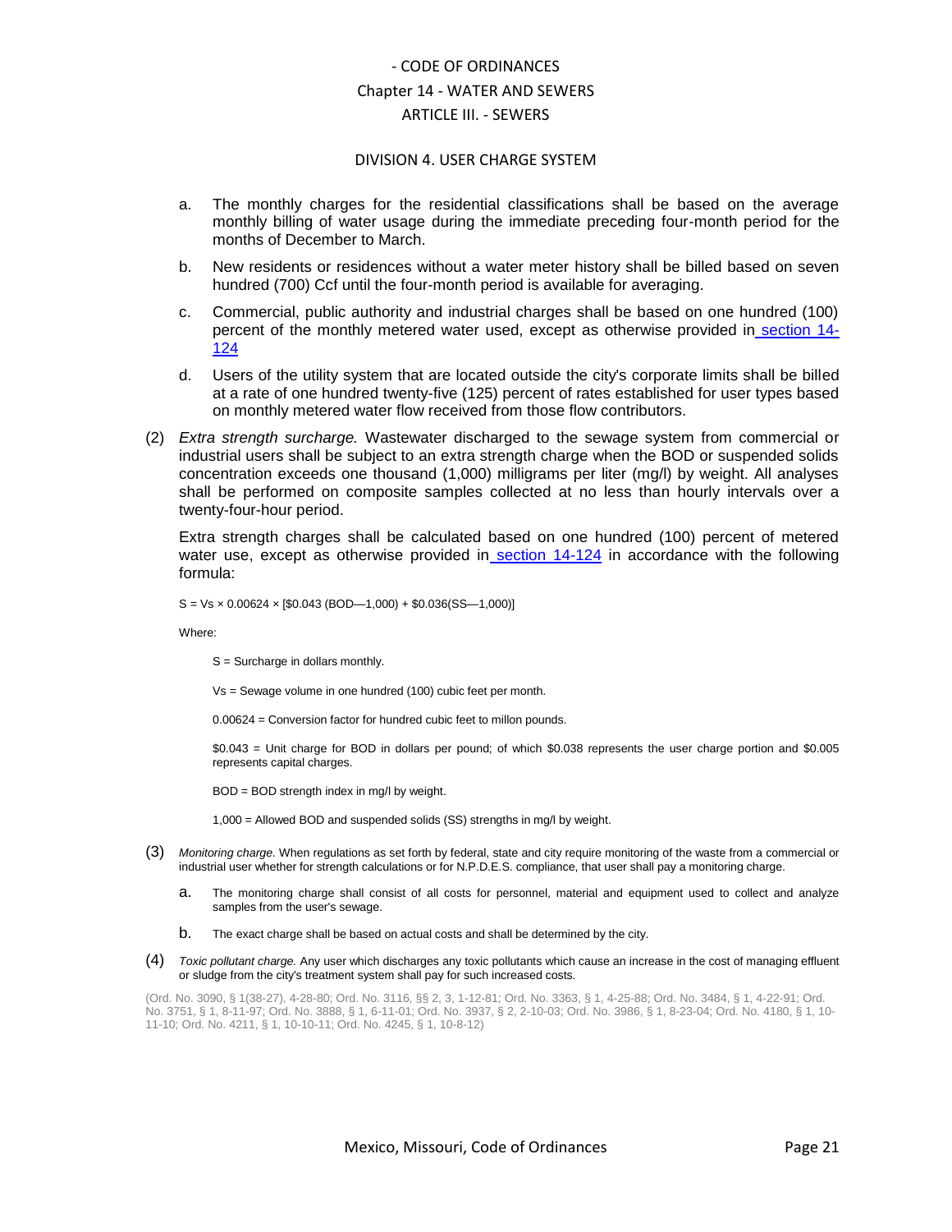a. The monthly charges for the residential classifications shall be based on the average monthly billing of water usage during the immediate preceding four-month period for the months of December to March.

b. New residents or residences without a water meter history shall be billed based on seven hundred (700) Ccf until the four-month period is available for averaging.

c. Commercial, public authority and industrial charges shall be based on one hundred (100) percent of the monthly metered water used, except as otherwise provided in section 14-124

d. Users of the utility system that are located outside the city's corporate limits shall be billed at a rate of one hundred twenty-five (125) percent of rates established for user types based on monthly metered water flow received from those flow contributors.

(2) *Extra strength surcharge.* Wastewater discharged to the sewage system from commercial or industrial users shall be subject to an extra strength charge when the BOD or suspended solids concentration exceeds one thousand (1,000) milligrams per liter (mg/l) by weight. All analyses shall be performed on composite samples collected at no less than hourly intervals over a twenty-four-hour period.

Extra strength charges shall be calculated based on one hundred (100) percent of metered water use, except as otherwise provided in section 14-124 in accordance with the following formula:

$$S = Vs \times 0.00624 \times [\$0.043\,(BOD—1{,}000) + \$0.036(SS—1{,}000)]$$

Where:

S = Surcharge in dollars monthly.

Vs = Sewage volume in one hundred (100) cubic feet per month.

0.00624 = Conversion factor for hundred cubic feet to millon pounds.

$0.043 = Unit charge for BOD in dollars per pound; of which $0.038 represents the user charge portion and $0.005 represents capital charges.

BOD = BOD strength index in mg/l by weight.

1,000 = Allowed BOD and suspended solids (SS) strengths in mg/l by weight.

(3) *Monitoring charge.* When regulations as set forth by federal, state and city require monitoring of the waste from a commercial or industrial user whether for strength calculations or for N.P.D.E.S. compliance, that user shall pay a monitoring charge.

a. The monitoring charge shall consist of all costs for personnel, material and equipment used to collect and analyze samples from the user's sewage.

b. The exact charge shall be based on actual costs and shall be determined by the city.

(4) *Toxic pollutant charge.* Any user which discharges any toxic pollutants which cause an increase in the cost of managing effluent or sludge from the city's treatment system shall pay for such increased costs.

(Ord. No. 3090, § 1(38-27), 4-28-80; Ord. No. 3116, §§ 2, 3, 1-12-81; Ord. No. 3363, § 1, 4-25-88; Ord. No. 3484, § 1, 4-22-91; Ord. No. 3751, § 1, 8-11-97; Ord. No. 3888, § 1, 6-11-01; Ord. No. 3937, § 2, 2-10-03; Ord. No. 3986, § 1, 8-23-04; Ord. No. 4180, § 1, 10-11-10; Ord. No. 4211, § 1, 10-10-11; Ord. No. 4245, § 1, 10-8-12)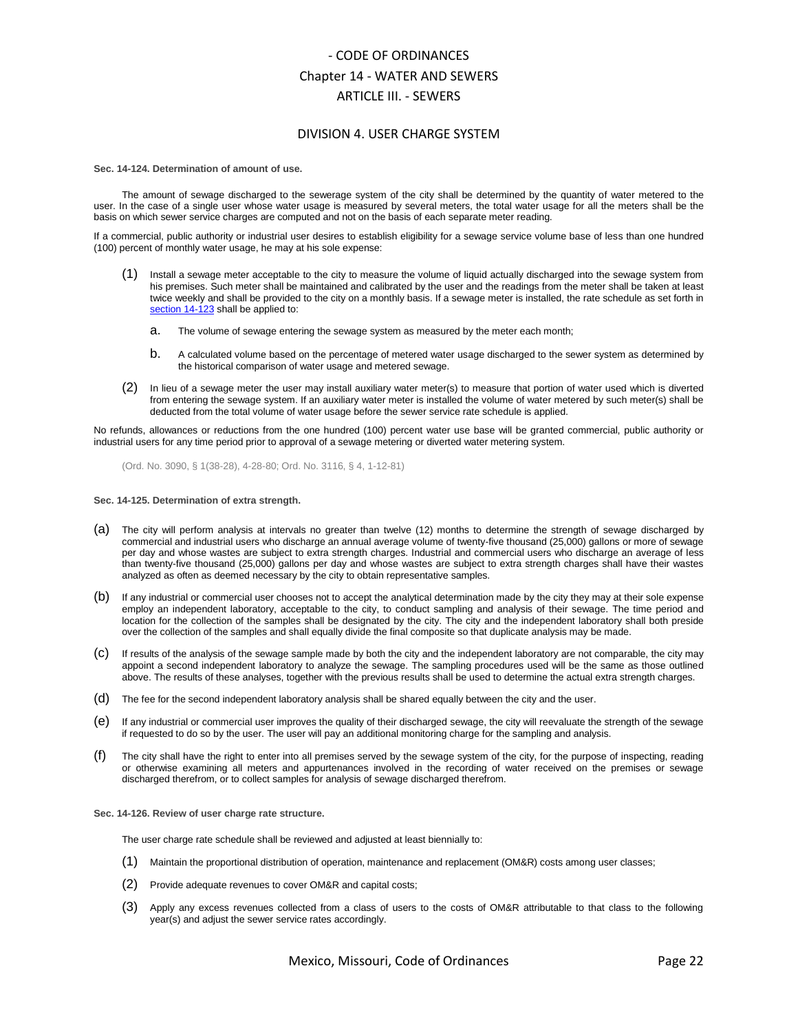# - CODE OF ORDINANCES
## Chapter 14 - WATER AND SEWERS
## ARTICLE III. - SEWERS

### DIVISION 4. USER CHARGE SYSTEM

**Sec. 14-124. Determination of amount of use.**

The amount of sewage discharged to the sewerage system of the city shall be determined by the quantity of water metered to the user. In the case of a single user whose water usage is measured by several meters, the total water usage for all the meters shall be the basis on which sewer service charges are computed and not on the basis of each separate meter reading.

If a commercial, public authority or industrial user desires to establish eligibility for a sewage service volume base of less than one hundred (100) percent of monthly water usage, he may at his sole expense:

(1) Install a sewage meter acceptable to the city to measure the volume of liquid actually discharged into the sewage system from his premises. Such meter shall be maintained and calibrated by the user and the readings from the meter shall be taken at least twice weekly and shall be provided to the city on a monthly basis. If a sewage meter is installed, the rate schedule as set forth in section 14-123 shall be applied to:

   a. The volume of sewage entering the sewage system as measured by the meter each month;

   b. A calculated volume based on the percentage of metered water usage discharged to the sewer system as determined by the historical comparison of water usage and metered sewage.

(2) In lieu of a sewage meter the user may install auxiliary water meter(s) to measure that portion of water used which is diverted from entering the sewage system. If an auxiliary water meter is installed the volume of water metered by such meter(s) shall be deducted from the total volume of water usage before the sewer service rate schedule is applied.

No refunds, allowances or reductions from the one hundred (100) percent water use base will be granted commercial, public authority or industrial users for any time period prior to approval of a sewage metering or diverted water metering system.

(Ord. No. 3090, § 1(38-28), 4-28-80; Ord. No. 3116, § 4, 1-12-81)

**Sec. 14-125. Determination of extra strength.**

(a) The city will perform analysis at intervals no greater than twelve (12) months to determine the strength of sewage discharged by commercial and industrial users who discharge an annual average volume of twenty-five thousand (25,000) gallons or more of sewage per day and whose wastes are subject to extra strength charges. Industrial and commercial users who discharge an average of less than twenty-five thousand (25,000) gallons per day and whose wastes are subject to extra strength charges shall have their wastes analyzed as often as deemed necessary by the city to obtain representative samples.

(b) If any industrial or commercial user chooses not to accept the analytical determination made by the city they may at their sole expense employ an independent laboratory, acceptable to the city, to conduct sampling and analysis of their sewage. The time period and location for the collection of the samples shall be designated by the city. The city and the independent laboratory shall both preside over the collection of the samples and shall equally divide the final composite so that duplicate analysis may be made.

(c) If results of the analysis of the sewage sample made by both the city and the independent laboratory are not comparable, the city may appoint a second independent laboratory to analyze the sewage. The sampling procedures used will be the same as those outlined above. The results of these analyses, together with the previous results shall be used to determine the actual extra strength charges.

(d) The fee for the second independent laboratory analysis shall be shared equally between the city and the user.

(e) If any industrial or commercial user improves the quality of their discharged sewage, the city will reevaluate the strength of the sewage if requested to do so by the user. The user will pay an additional monitoring charge for the sampling and analysis.

(f) The city shall have the right to enter into all premises served by the sewage system of the city, for the purpose of inspecting, reading or otherwise examining all meters and appurtenances involved in the recording of water received on the premises or sewage discharged therefrom, or to collect samples for analysis of sewage discharged therefrom.

**Sec. 14-126. Review of user charge rate structure.**

The user charge rate schedule shall be reviewed and adjusted at least biennially to:

(1) Maintain the proportional distribution of operation, maintenance and replacement (OM&R) costs among user classes;

(2) Provide adequate revenues to cover OM&R and capital costs;

(3) Apply any excess revenues collected from a class of users to the costs of OM&R attributable to that class to the following year(s) and adjust the sewer service rates accordingly.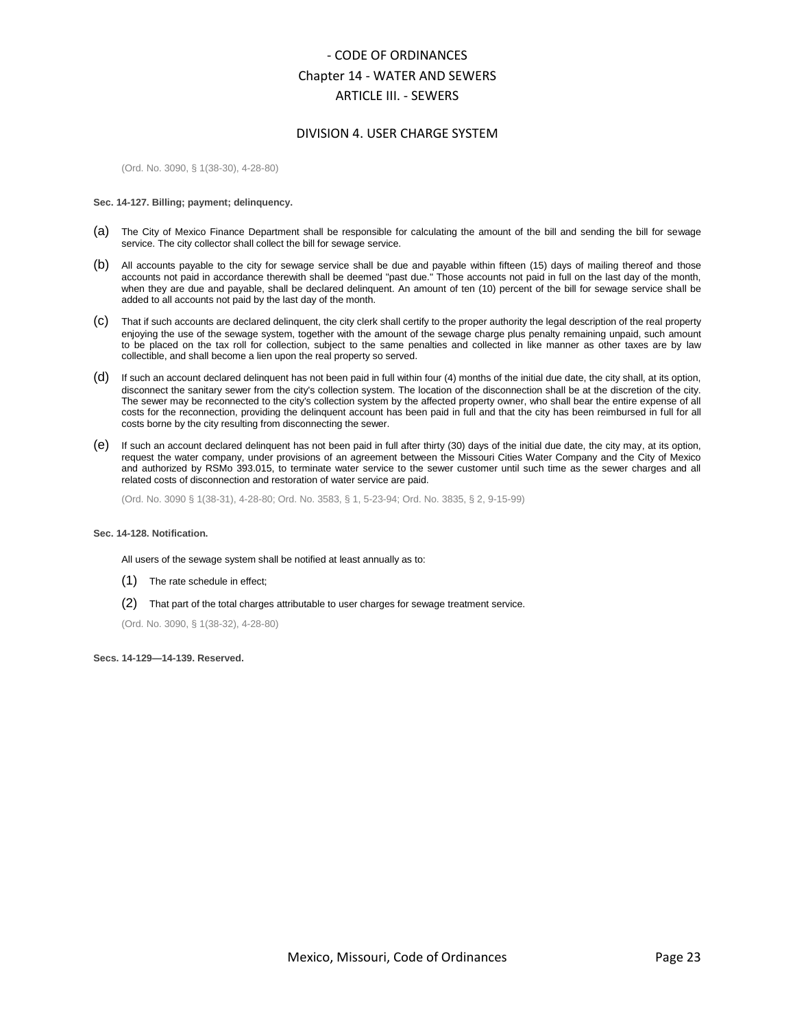# - CODE OF ORDINANCES
## Chapter 14 - WATER AND SEWERS
## ARTICLE III. - SEWERS

### DIVISION 4. USER CHARGE SYSTEM

(Ord. No. 3090, § 1(38-30), 4-28-80)

**Sec. 14-127. Billing; payment; delinquency.**

(a) The City of Mexico Finance Department shall be responsible for calculating the amount of the bill and sending the bill for sewage service. The city collector shall collect the bill for sewage service.

(b) All accounts payable to the city for sewage service shall be due and payable within fifteen (15) days of mailing thereof and those accounts not paid in accordance therewith shall be deemed "past due." Those accounts not paid in full on the last day of the month, when they are due and payable, shall be declared delinquent. An amount of ten (10) percent of the bill for sewage service shall be added to all accounts not paid by the last day of the month.

(c) That if such accounts are declared delinquent, the city clerk shall certify to the proper authority the legal description of the real property enjoying the use of the sewage system, together with the amount of the sewage charge plus penalty remaining unpaid, such amount to be placed on the tax roll for collection, subject to the same penalties and collected in like manner as other taxes are by law collectible, and shall become a lien upon the real property so served.

(d) If such an account declared delinquent has not been paid in full within four (4) months of the initial due date, the city shall, at its option, disconnect the sanitary sewer from the city's collection system. The location of the disconnection shall be at the discretion of the city. The sewer may be reconnected to the city's collection system by the affected property owner, who shall bear the entire expense of all costs for the reconnection, providing the delinquent account has been paid in full and that the city has been reimbursed in full for all costs borne by the city resulting from disconnecting the sewer.

(e) If such an account declared delinquent has not been paid in full after thirty (30) days of the initial due date, the city may, at its option, request the water company, under provisions of an agreement between the Missouri Cities Water Company and the City of Mexico and authorized by RSMo 393.015, to terminate water service to the sewer customer until such time as the sewer charges and all related costs of disconnection and restoration of water service are paid.

(Ord. No. 3090 § 1(38-31), 4-28-80; Ord. No. 3583, § 1, 5-23-94; Ord. No. 3835, § 2, 9-15-99)

**Sec. 14-128. Notification.**

All users of the sewage system shall be notified at least annually as to:

(1) The rate schedule in effect;

(2) That part of the total charges attributable to user charges for sewage treatment service.

(Ord. No. 3090, § 1(38-32), 4-28-80)

**Secs. 14-129—14-139. Reserved.**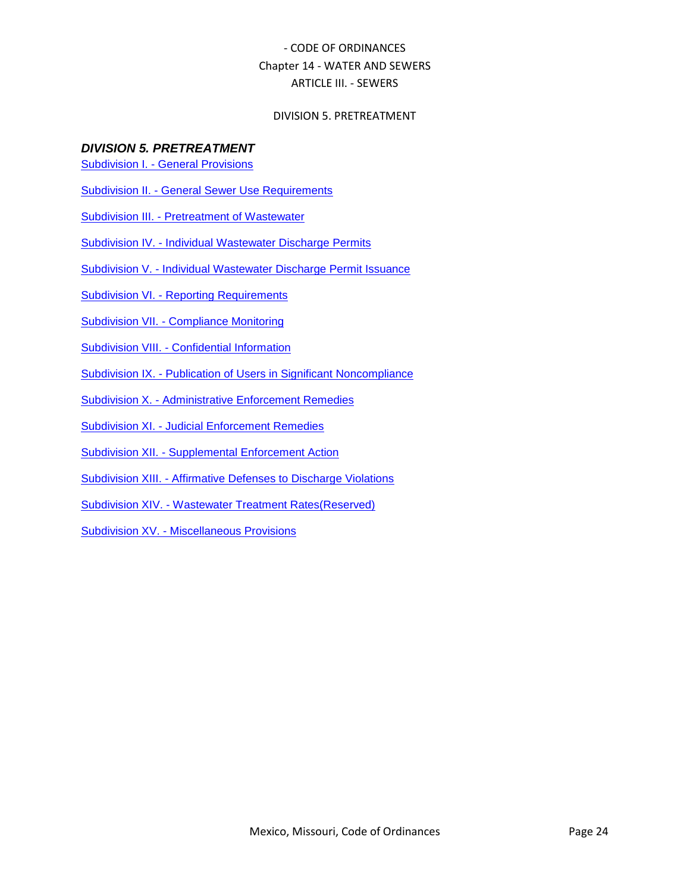## DIVISION 5. PRETREATMENT

[Subdivision I. - General Provisions]

[Subdivision II. - General Sewer Use Requirements]

[Subdivision III. - Pretreatment of Wastewater]

[Subdivision IV. - Individual Wastewater Discharge Permits]

[Subdivision V. - Individual Wastewater Discharge Permit Issuance]

[Subdivision VI. - Reporting Requirements]

[Subdivision VII. - Compliance Monitoring]

[Subdivision VIII. - Confidential Information]

[Subdivision IX. - Publication of Users in Significant Noncompliance]

[Subdivision X. - Administrative Enforcement Remedies]

[Subdivision XI. - Judicial Enforcement Remedies]

[Subdivision XII. - Supplemental Enforcement Action]

[Subdivision XIII. - Affirmative Defenses to Discharge Violations]

[Subdivision XIV. - Wastewater Treatment Rates(Reserved)]

[Subdivision XV. - Miscellaneous Provisions]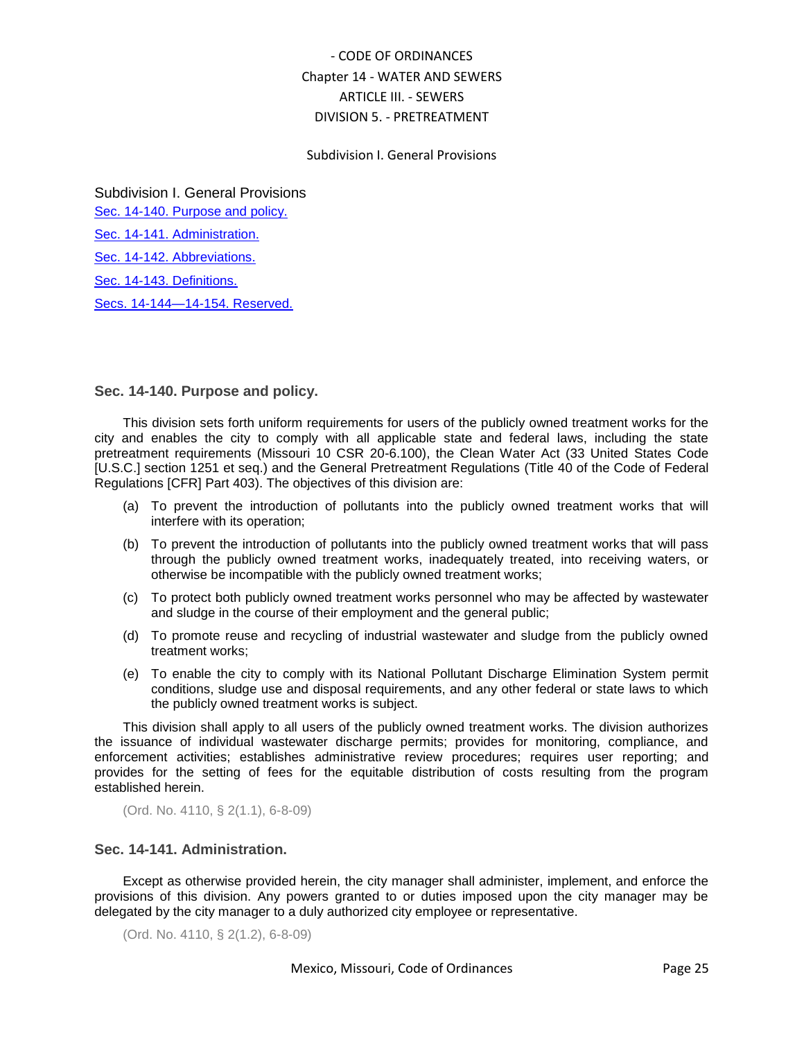- CODE OF ORDINANCES
Chapter 14 - WATER AND SEWERS
ARTICLE III. - SEWERS
DIVISION 5. - PRETREATMENT

Subdivision I. General Provisions

## Subdivision I. General Provisions

Sec. 14-140. Purpose and policy.

Sec. 14-141. Administration.

Sec. 14-142. Abbreviations.

Sec. 14-143. Definitions.

Secs. 14-144—14-154. Reserved.

### Sec. 14-140. Purpose and policy.

This division sets forth uniform requirements for users of the publicly owned treatment works for the city and enables the city to comply with all applicable state and federal laws, including the state pretreatment requirements (Missouri 10 CSR 20-6.100), the Clean Water Act (33 United States Code [U.S.C.] section 1251 et seq.) and the General Pretreatment Regulations (Title 40 of the Code of Federal Regulations [CFR] Part 403). The objectives of this division are:

(a) To prevent the introduction of pollutants into the publicly owned treatment works that will interfere with its operation;

(b) To prevent the introduction of pollutants into the publicly owned treatment works that will pass through the publicly owned treatment works, inadequately treated, into receiving waters, or otherwise be incompatible with the publicly owned treatment works;

(c) To protect both publicly owned treatment works personnel who may be affected by wastewater and sludge in the course of their employment and the general public;

(d) To promote reuse and recycling of industrial wastewater and sludge from the publicly owned treatment works;

(e) To enable the city to comply with its National Pollutant Discharge Elimination System permit conditions, sludge use and disposal requirements, and any other federal or state laws to which the publicly owned treatment works is subject.

This division shall apply to all users of the publicly owned treatment works. The division authorizes the issuance of individual wastewater discharge permits; provides for monitoring, compliance, and enforcement activities; establishes administrative review procedures; requires user reporting; and provides for the setting of fees for the equitable distribution of costs resulting from the program established herein.

(Ord. No. 4110, § 2(1.1), 6-8-09)

### Sec. 14-141. Administration.

Except as otherwise provided herein, the city manager shall administer, implement, and enforce the provisions of this division. Any powers granted to or duties imposed upon the city manager may be delegated by the city manager to a duly authorized city employee or representative.

(Ord. No. 4110, § 2(1.2), 6-8-09)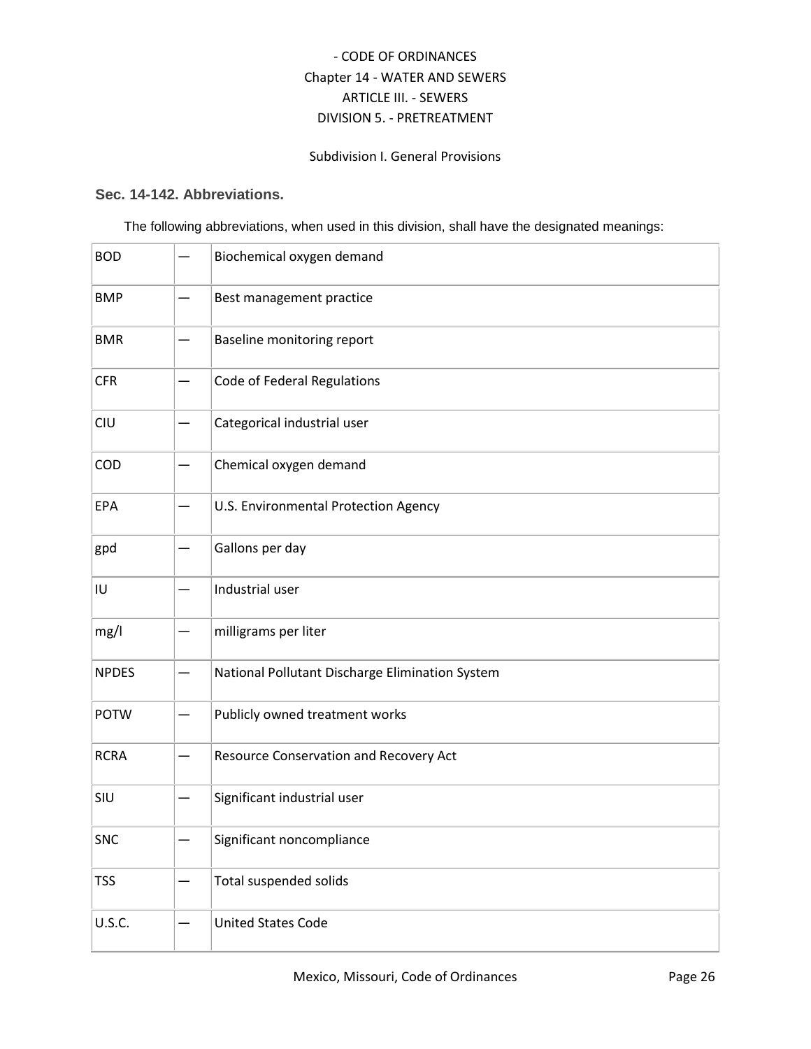- CODE OF ORDINANCES
Chapter 14 - WATER AND SEWERS
ARTICLE III. - SEWERS
DIVISION 5. - PRETREATMENT

Subdivision I. General Provisions

### Sec. 14-142. Abbreviations.

The following abbreviations, when used in this division, shall have the designated meanings:

| | | |
|---|---|---|
| BOD | — | Biochemical oxygen demand |
| BMP | — | Best management practice |
| BMR | — | Baseline monitoring report |
| CFR | — | Code of Federal Regulations |
| CIU | — | Categorical industrial user |
| COD | — | Chemical oxygen demand |
| EPA | — | U.S. Environmental Protection Agency |
| gpd | — | Gallons per day |
| IU | — | Industrial user |
| mg/l | — | milligrams per liter |
| NPDES | — | National Pollutant Discharge Elimination System |
| POTW | — | Publicly owned treatment works |
| RCRA | — | Resource Conservation and Recovery Act |
| SIU | — | Significant industrial user |
| SNC | — | Significant noncompliance |
| TSS | — | Total suspended solids |
| U.S.C. | — | United States Code |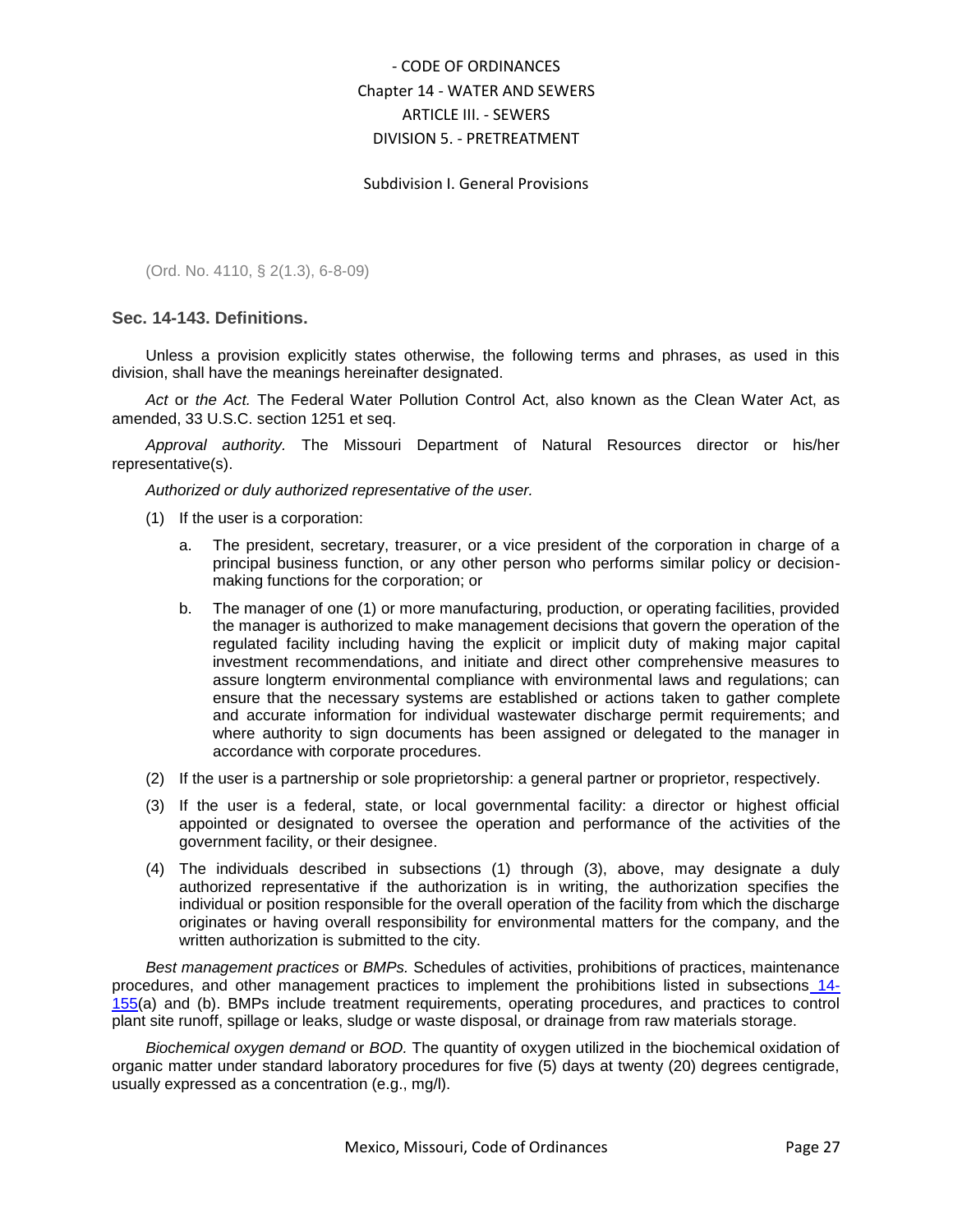(Ord. No. 4110, § 2(1.3), 6-8-09)

### Sec. 14-143. Definitions.

Unless a provision explicitly states otherwise, the following terms and phrases, as used in this division, shall have the meanings hereinafter designated.

*Act* or *the Act.* The Federal Water Pollution Control Act, also known as the Clean Water Act, as amended, 33 U.S.C. section 1251 et seq.

*Approval authority.* The Missouri Department of Natural Resources director or his/her representative(s).

*Authorized or duly authorized representative of the user.*

(1) If the user is a corporation:

   a. The president, secretary, treasurer, or a vice president of the corporation in charge of a principal business function, or any other person who performs similar policy or decision-making functions for the corporation; or

   b. The manager of one (1) or more manufacturing, production, or operating facilities, provided the manager is authorized to make management decisions that govern the operation of the regulated facility including having the explicit or implicit duty of making major capital investment recommendations, and initiate and direct other comprehensive measures to assure longterm environmental compliance with environmental laws and regulations; can ensure that the necessary systems are established or actions taken to gather complete and accurate information for individual wastewater discharge permit requirements; and where authority to sign documents has been assigned or delegated to the manager in accordance with corporate procedures.

(2) If the user is a partnership or sole proprietorship: a general partner or proprietor, respectively.

(3) If the user is a federal, state, or local governmental facility: a director or highest official appointed or designated to oversee the operation and performance of the activities of the government facility, or their designee.

(4) The individuals described in subsections (1) through (3), above, may designate a duly authorized representative if the authorization is in writing, the authorization specifies the individual or position responsible for the overall operation of the facility from which the discharge originates or having overall responsibility for environmental matters for the company, and the written authorization is submitted to the city.

*Best management practices* or *BMPs.* Schedules of activities, prohibitions of practices, maintenance procedures, and other management practices to implement the prohibitions listed in subsections 14-155(a) and (b). BMPs include treatment requirements, operating procedures, and practices to control plant site runoff, spillage or leaks, sludge or waste disposal, or drainage from raw materials storage.

*Biochemical oxygen demand* or *BOD.* The quantity of oxygen utilized in the biochemical oxidation of organic matter under standard laboratory procedures for five (5) days at twenty (20) degrees centigrade, usually expressed as a concentration (e.g., mg/l).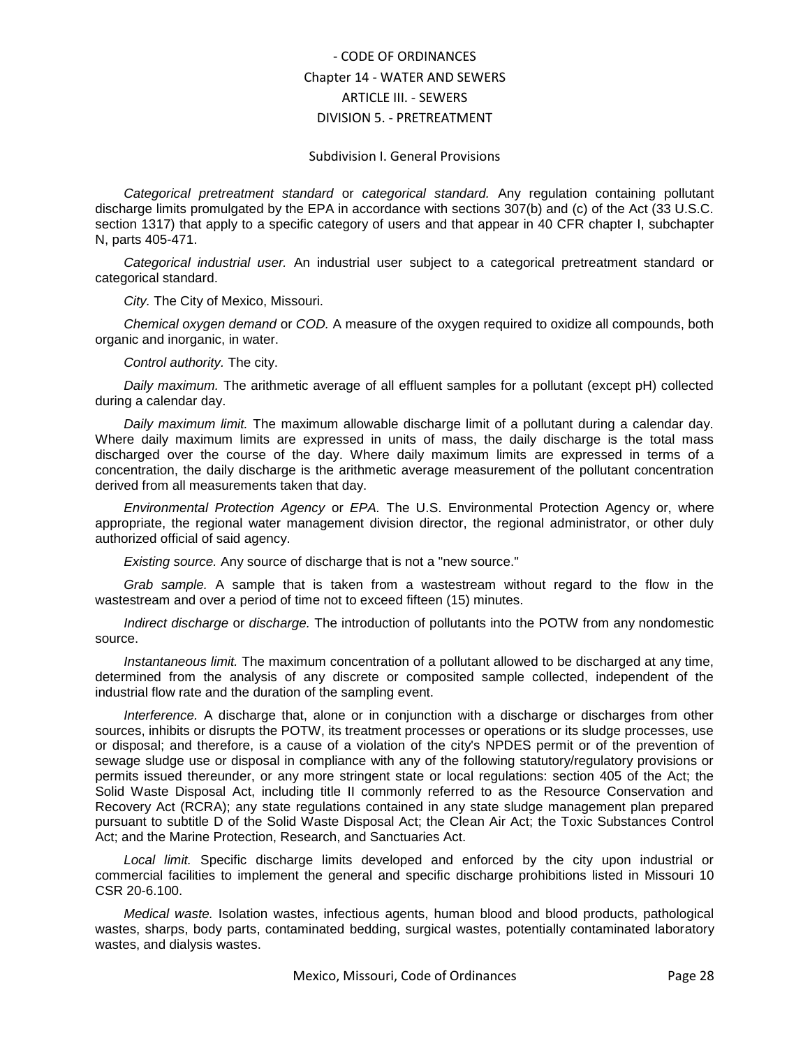- CODE OF ORDINANCES
Chapter 14 - WATER AND SEWERS
ARTICLE III. - SEWERS
DIVISION 5. - PRETREATMENT

Subdivision I. General Provisions

*Categorical pretreatment standard* or *categorical standard.* Any regulation containing pollutant discharge limits promulgated by the EPA in accordance with sections 307(b) and (c) of the Act (33 U.S.C. section 1317) that apply to a specific category of users and that appear in 40 CFR chapter I, subchapter N, parts 405-471.

*Categorical industrial user.* An industrial user subject to a categorical pretreatment standard or categorical standard.

*City.* The City of Mexico, Missouri.

*Chemical oxygen demand* or *COD.* A measure of the oxygen required to oxidize all compounds, both organic and inorganic, in water.

*Control authority.* The city.

*Daily maximum.* The arithmetic average of all effluent samples for a pollutant (except pH) collected during a calendar day.

*Daily maximum limit.* The maximum allowable discharge limit of a pollutant during a calendar day. Where daily maximum limits are expressed in units of mass, the daily discharge is the total mass discharged over the course of the day. Where daily maximum limits are expressed in terms of a concentration, the daily discharge is the arithmetic average measurement of the pollutant concentration derived from all measurements taken that day.

*Environmental Protection Agency* or *EPA.* The U.S. Environmental Protection Agency or, where appropriate, the regional water management division director, the regional administrator, or other duly authorized official of said agency.

*Existing source.* Any source of discharge that is not a "new source."

*Grab sample.* A sample that is taken from a wastestream without regard to the flow in the wastestream and over a period of time not to exceed fifteen (15) minutes.

*Indirect discharge* or *discharge.* The introduction of pollutants into the POTW from any nondomestic source.

*Instantaneous limit.* The maximum concentration of a pollutant allowed to be discharged at any time, determined from the analysis of any discrete or composited sample collected, independent of the industrial flow rate and the duration of the sampling event.

*Interference.* A discharge that, alone or in conjunction with a discharge or discharges from other sources, inhibits or disrupts the POTW, its treatment processes or operations or its sludge processes, use or disposal; and therefore, is a cause of a violation of the city's NPDES permit or of the prevention of sewage sludge use or disposal in compliance with any of the following statutory/regulatory provisions or permits issued thereunder, or any more stringent state or local regulations: section 405 of the Act; the Solid Waste Disposal Act, including title II commonly referred to as the Resource Conservation and Recovery Act (RCRA); any state regulations contained in any state sludge management plan prepared pursuant to subtitle D of the Solid Waste Disposal Act; the Clean Air Act; the Toxic Substances Control Act; and the Marine Protection, Research, and Sanctuaries Act.

*Local limit.* Specific discharge limits developed and enforced by the city upon industrial or commercial facilities to implement the general and specific discharge prohibitions listed in Missouri 10 CSR 20-6.100.

*Medical waste.* Isolation wastes, infectious agents, human blood and blood products, pathological wastes, sharps, body parts, contaminated bedding, surgical wastes, potentially contaminated laboratory wastes, and dialysis wastes.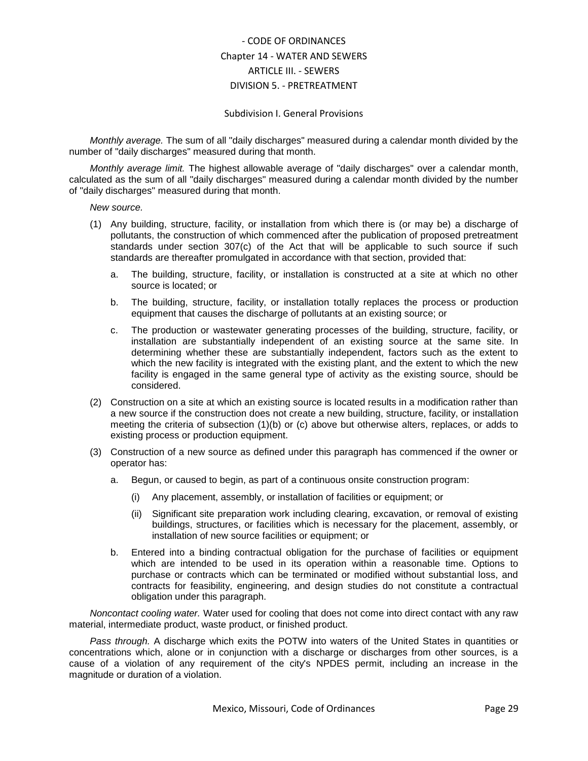Subdivision I. General Provisions

*Monthly average.* The sum of all "daily discharges" measured during a calendar month divided by the number of "daily discharges" measured during that month.

*Monthly average limit.* The highest allowable average of "daily discharges" over a calendar month, calculated as the sum of all "daily discharges" measured during a calendar month divided by the number of "daily discharges" measured during that month.

*New source.*

(1) Any building, structure, facility, or installation from which there is (or may be) a discharge of pollutants, the construction of which commenced after the publication of proposed pretreatment standards under section 307(c) of the Act that will be applicable to such source if such standards are thereafter promulgated in accordance with that section, provided that:

   a. The building, structure, facility, or installation is constructed at a site at which no other source is located; or

   b. The building, structure, facility, or installation totally replaces the process or production equipment that causes the discharge of pollutants at an existing source; or

   c. The production or wastewater generating processes of the building, structure, facility, or installation are substantially independent of an existing source at the same site. In determining whether these are substantially independent, factors such as the extent to which the new facility is integrated with the existing plant, and the extent to which the new facility is engaged in the same general type of activity as the existing source, should be considered.

(2) Construction on a site at which an existing source is located results in a modification rather than a new source if the construction does not create a new building, structure, facility, or installation meeting the criteria of subsection (1)(b) or (c) above but otherwise alters, replaces, or adds to existing process or production equipment.

(3) Construction of a new source as defined under this paragraph has commenced if the owner or operator has:

   a. Begun, or caused to begin, as part of a continuous onsite construction program:

      (i) Any placement, assembly, or installation of facilities or equipment; or

      (ii) Significant site preparation work including clearing, excavation, or removal of existing buildings, structures, or facilities which is necessary for the placement, assembly, or installation of new source facilities or equipment; or

   b. Entered into a binding contractual obligation for the purchase of facilities or equipment which are intended to be used in its operation within a reasonable time. Options to purchase or contracts which can be terminated or modified without substantial loss, and contracts for feasibility, engineering, and design studies do not constitute a contractual obligation under this paragraph.

*Noncontact cooling water.* Water used for cooling that does not come into direct contact with any raw material, intermediate product, waste product, or finished product.

*Pass through.* A discharge which exits the POTW into waters of the United States in quantities or concentrations which, alone or in conjunction with a discharge or discharges from other sources, is a cause of a violation of any requirement of the city's NPDES permit, including an increase in the magnitude or duration of a violation.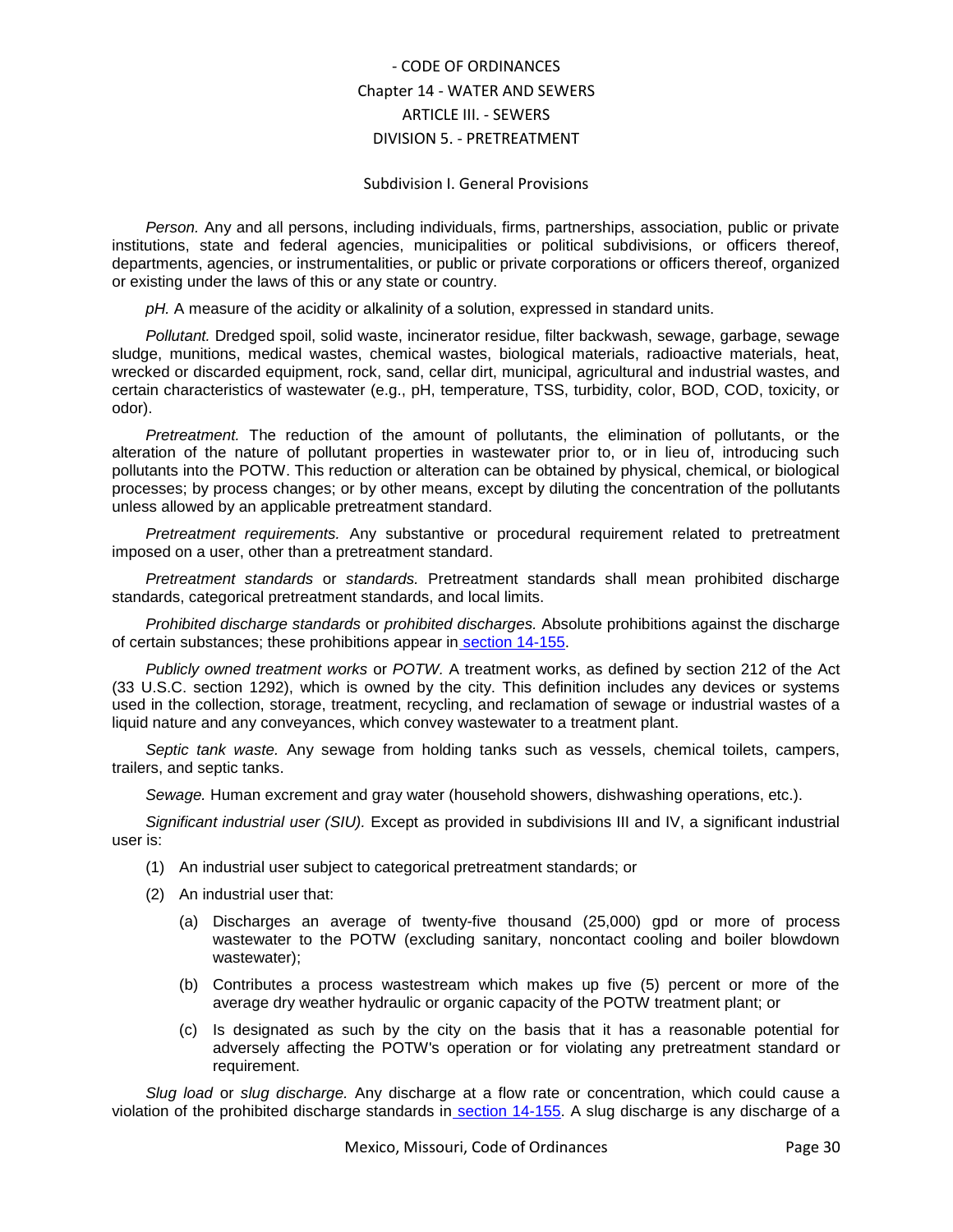Subdivision I. General Provisions

*Person.* Any and all persons, including individuals, firms, partnerships, association, public or private institutions, state and federal agencies, municipalities or political subdivisions, or officers thereof, departments, agencies, or instrumentalities, or public or private corporations or officers thereof, organized or existing under the laws of this or any state or country.

*pH.* A measure of the acidity or alkalinity of a solution, expressed in standard units.

*Pollutant.* Dredged spoil, solid waste, incinerator residue, filter backwash, sewage, garbage, sewage sludge, munitions, medical wastes, chemical wastes, biological materials, radioactive materials, heat, wrecked or discarded equipment, rock, sand, cellar dirt, municipal, agricultural and industrial wastes, and certain characteristics of wastewater (e.g., pH, temperature, TSS, turbidity, color, BOD, COD, toxicity, or odor).

*Pretreatment.* The reduction of the amount of pollutants, the elimination of pollutants, or the alteration of the nature of pollutant properties in wastewater prior to, or in lieu of, introducing such pollutants into the POTW. This reduction or alteration can be obtained by physical, chemical, or biological processes; by process changes; or by other means, except by diluting the concentration of the pollutants unless allowed by an applicable pretreatment standard.

*Pretreatment requirements.* Any substantive or procedural requirement related to pretreatment imposed on a user, other than a pretreatment standard.

*Pretreatment standards* or *standards.* Pretreatment standards shall mean prohibited discharge standards, categorical pretreatment standards, and local limits.

*Prohibited discharge standards* or *prohibited discharges.* Absolute prohibitions against the discharge of certain substances; these prohibitions appear in section 14-155.

*Publicly owned treatment works* or *POTW.* A treatment works, as defined by section 212 of the Act (33 U.S.C. section 1292), which is owned by the city. This definition includes any devices or systems used in the collection, storage, treatment, recycling, and reclamation of sewage or industrial wastes of a liquid nature and any conveyances, which convey wastewater to a treatment plant.

*Septic tank waste.* Any sewage from holding tanks such as vessels, chemical toilets, campers, trailers, and septic tanks.

*Sewage.* Human excrement and gray water (household showers, dishwashing operations, etc.).

*Significant industrial user (SIU).* Except as provided in subdivisions III and IV, a significant industrial user is:

(1) An industrial user subject to categorical pretreatment standards; or

(2) An industrial user that:

   (a) Discharges an average of twenty-five thousand (25,000) gpd or more of process wastewater to the POTW (excluding sanitary, noncontact cooling and boiler blowdown wastewater);

   (b) Contributes a process wastestream which makes up five (5) percent or more of the average dry weather hydraulic or organic capacity of the POTW treatment plant; or

   (c) Is designated as such by the city on the basis that it has a reasonable potential for adversely affecting the POTW's operation or for violating any pretreatment standard or requirement.

*Slug load* or *slug discharge.* Any discharge at a flow rate or concentration, which could cause a violation of the prohibited discharge standards in section 14-155. A slug discharge is any discharge of a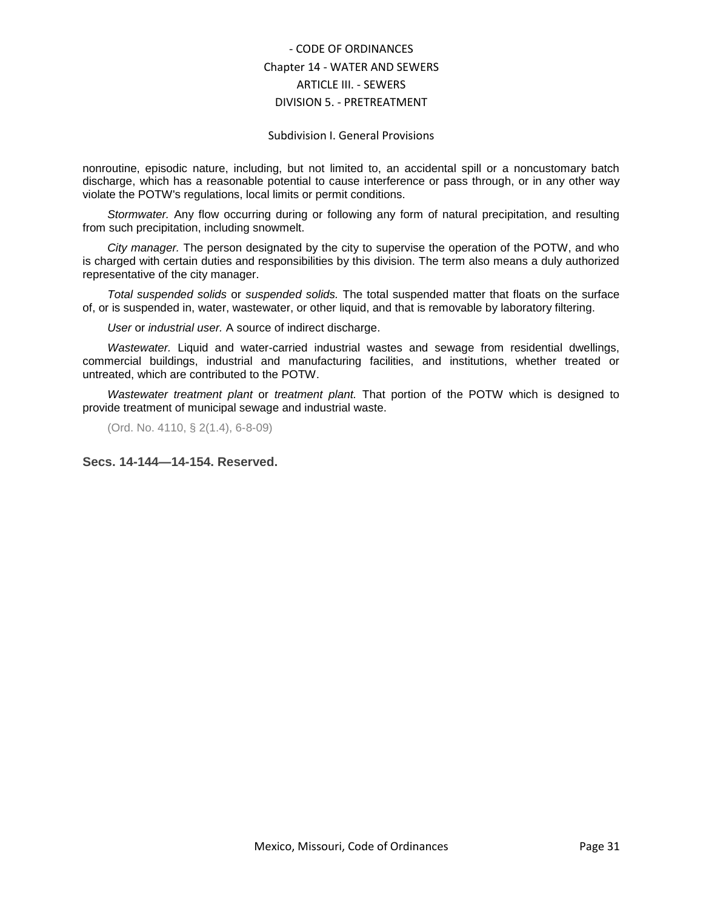nonroutine, episodic nature, including, but not limited to, an accidental spill or a noncustomary batch discharge, which has a reasonable potential to cause interference or pass through, or in any other way violate the POTW's regulations, local limits or permit conditions.

*Stormwater.* Any flow occurring during or following any form of natural precipitation, and resulting from such precipitation, including snowmelt.

*City manager.* The person designated by the city to supervise the operation of the POTW, and who is charged with certain duties and responsibilities by this division. The term also means a duly authorized representative of the city manager.

*Total suspended solids* or *suspended solids.* The total suspended matter that floats on the surface of, or is suspended in, water, wastewater, or other liquid, and that is removable by laboratory filtering.

*User* or *industrial user.* A source of indirect discharge.

*Wastewater.* Liquid and water-carried industrial wastes and sewage from residential dwellings, commercial buildings, industrial and manufacturing facilities, and institutions, whether treated or untreated, which are contributed to the POTW.

*Wastewater treatment plant* or *treatment plant.* That portion of the POTW which is designed to provide treatment of municipal sewage and industrial waste.

(Ord. No. 4110, § 2(1.4), 6-8-09)

**Secs. 14-144—14-154. Reserved.**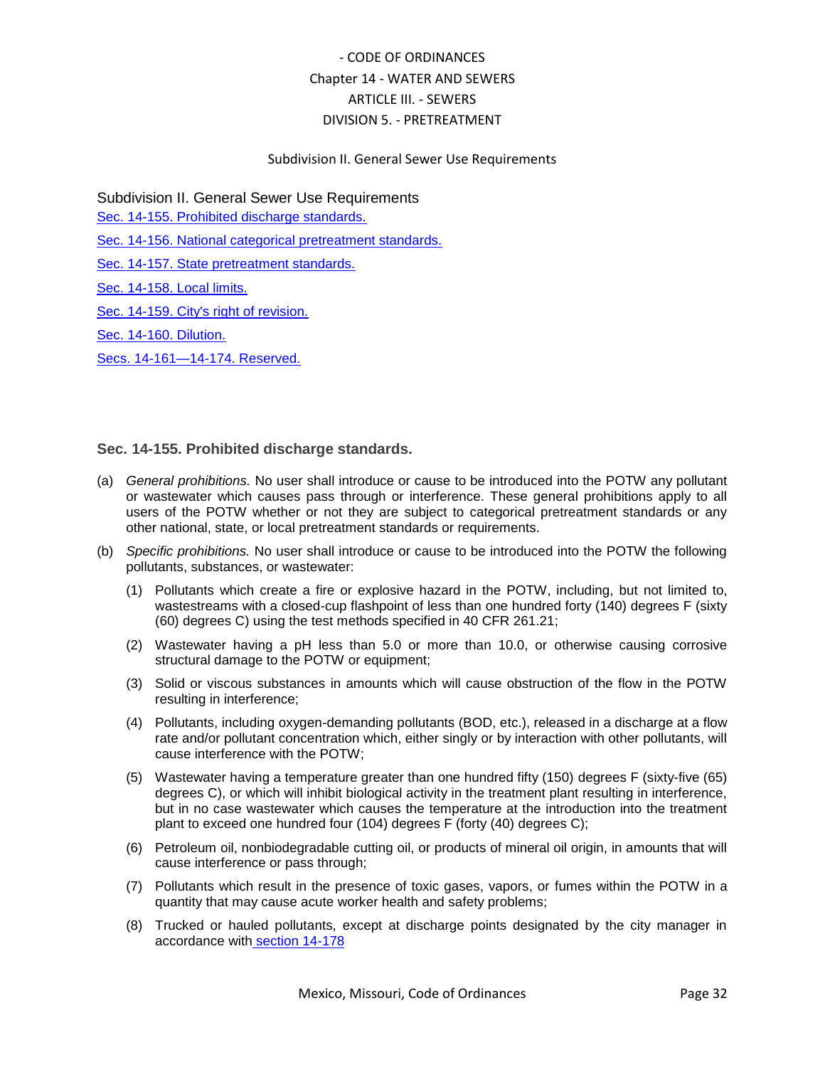- CODE OF ORDINANCES
Chapter 14 - WATER AND SEWERS
ARTICLE III. - SEWERS
DIVISION 5. - PRETREATMENT

Subdivision II. General Sewer Use Requirements

## Subdivision II. General Sewer Use Requirements

[Sec. 14-155. Prohibited discharge standards.]

[Sec. 14-156. National categorical pretreatment standards.]

[Sec. 14-157. State pretreatment standards.]

[Sec. 14-158. Local limits.]

[Sec. 14-159. City's right of revision.]

[Sec. 14-160. Dilution.]

[Secs. 14-161—14-174. Reserved.]

### Sec. 14-155. Prohibited discharge standards.

(a) *General prohibitions.* No user shall introduce or cause to be introduced into the POTW any pollutant or wastewater which causes pass through or interference. These general prohibitions apply to all users of the POTW whether or not they are subject to categorical pretreatment standards or any other national, state, or local pretreatment standards or requirements.

(b) *Specific prohibitions.* No user shall introduce or cause to be introduced into the POTW the following pollutants, substances, or wastewater:

(1) Pollutants which create a fire or explosive hazard in the POTW, including, but not limited to, wastestreams with a closed-cup flashpoint of less than one hundred forty (140) degrees F (sixty (60) degrees C) using the test methods specified in 40 CFR 261.21;

(2) Wastewater having a pH less than 5.0 or more than 10.0, or otherwise causing corrosive structural damage to the POTW or equipment;

(3) Solid or viscous substances in amounts which will cause obstruction of the flow in the POTW resulting in interference;

(4) Pollutants, including oxygen-demanding pollutants (BOD, etc.), released in a discharge at a flow rate and/or pollutant concentration which, either singly or by interaction with other pollutants, will cause interference with the POTW;

(5) Wastewater having a temperature greater than one hundred fifty (150) degrees F (sixty-five (65) degrees C), or which will inhibit biological activity in the treatment plant resulting in interference, but in no case wastewater which causes the temperature at the introduction into the treatment plant to exceed one hundred four (104) degrees F (forty (40) degrees C);

(6) Petroleum oil, nonbiodegradable cutting oil, or products of mineral oil origin, in amounts that will cause interference or pass through;

(7) Pollutants which result in the presence of toxic gases, vapors, or fumes within the POTW in a quantity that may cause acute worker health and safety problems;

(8) Trucked or hauled pollutants, except at discharge points designated by the city manager in accordance with section 14-178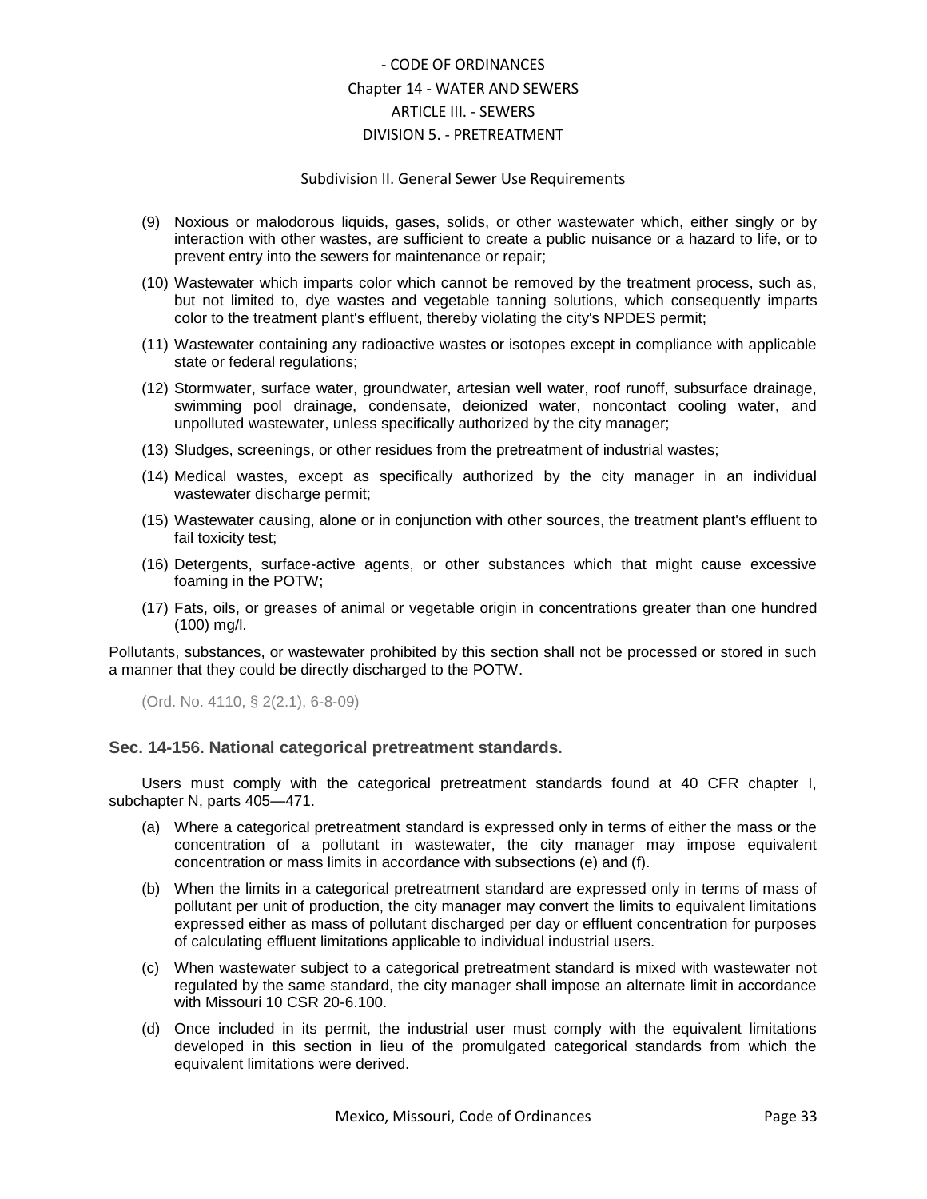(9) Noxious or malodorous liquids, gases, solids, or other wastewater which, either singly or by interaction with other wastes, are sufficient to create a public nuisance or a hazard to life, or to prevent entry into the sewers for maintenance or repair;

(10) Wastewater which imparts color which cannot be removed by the treatment process, such as, but not limited to, dye wastes and vegetable tanning solutions, which consequently imparts color to the treatment plant's effluent, thereby violating the city's NPDES permit;

(11) Wastewater containing any radioactive wastes or isotopes except in compliance with applicable state or federal regulations;

(12) Stormwater, surface water, groundwater, artesian well water, roof runoff, subsurface drainage, swimming pool drainage, condensate, deionized water, noncontact cooling water, and unpolluted wastewater, unless specifically authorized by the city manager;

(13) Sludges, screenings, or other residues from the pretreatment of industrial wastes;

(14) Medical wastes, except as specifically authorized by the city manager in an individual wastewater discharge permit;

(15) Wastewater causing, alone or in conjunction with other sources, the treatment plant's effluent to fail toxicity test;

(16) Detergents, surface-active agents, or other substances which that might cause excessive foaming in the POTW;

(17) Fats, oils, or greases of animal or vegetable origin in concentrations greater than one hundred (100) mg/l.

Pollutants, substances, or wastewater prohibited by this section shall not be processed or stored in such a manner that they could be directly discharged to the POTW.

(Ord. No. 4110, § 2(2.1), 6-8-09)

### Sec. 14-156. National categorical pretreatment standards.

Users must comply with the categorical pretreatment standards found at 40 CFR chapter I, subchapter N, parts 405—471.

(a) Where a categorical pretreatment standard is expressed only in terms of either the mass or the concentration of a pollutant in wastewater, the city manager may impose equivalent concentration or mass limits in accordance with subsections (e) and (f).

(b) When the limits in a categorical pretreatment standard are expressed only in terms of mass of pollutant per unit of production, the city manager may convert the limits to equivalent limitations expressed either as mass of pollutant discharged per day or effluent concentration for purposes of calculating effluent limitations applicable to individual industrial users.

(c) When wastewater subject to a categorical pretreatment standard is mixed with wastewater not regulated by the same standard, the city manager shall impose an alternate limit in accordance with Missouri 10 CSR 20-6.100.

(d) Once included in its permit, the industrial user must comply with the equivalent limitations developed in this section in lieu of the promulgated categorical standards from which the equivalent limitations were derived.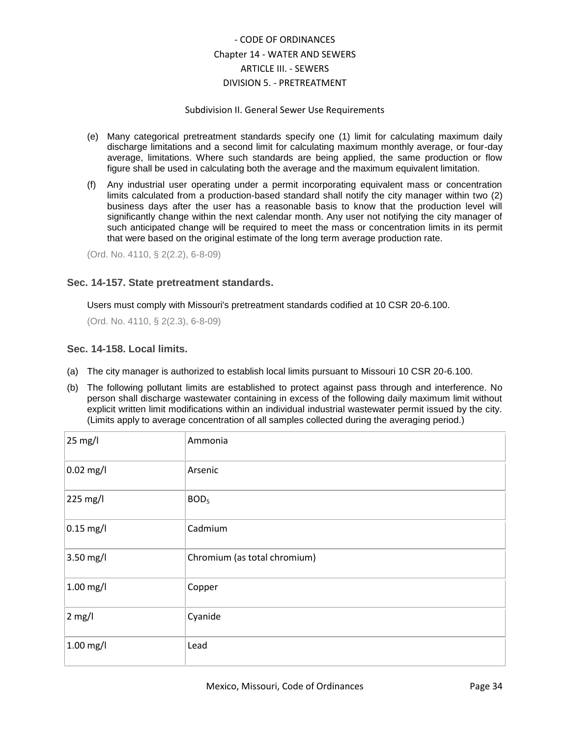(e) Many categorical pretreatment standards specify one (1) limit for calculating maximum daily discharge limitations and a second limit for calculating maximum monthly average, or four-day average, limitations. Where such standards are being applied, the same production or flow figure shall be used in calculating both the average and the maximum equivalent limitation.

(f) Any industrial user operating under a permit incorporating equivalent mass or concentration limits calculated from a production-based standard shall notify the city manager within two (2) business days after the user has a reasonable basis to know that the production level will significantly change within the next calendar month. Any user not notifying the city manager of such anticipated change will be required to meet the mass or concentration limits in its permit that were based on the original estimate of the long term average production rate.

(Ord. No. 4110, § 2(2.2), 6-8-09)

### Sec. 14-157. State pretreatment standards.

Users must comply with Missouri's pretreatment standards codified at 10 CSR 20-6.100.

(Ord. No. 4110, § 2(2.3), 6-8-09)

### Sec. 14-158. Local limits.

(a) The city manager is authorized to establish local limits pursuant to Missouri 10 CSR 20-6.100.

(b) The following pollutant limits are established to protect against pass through and interference. No person shall discharge wastewater containing in excess of the following daily maximum limit without explicit written limit modifications within an individual industrial wastewater permit issued by the city. (Limits apply to average concentration of all samples collected during the averaging period.)

| | |
|---|---|
| 25 mg/l | Ammonia |
| 0.02 mg/l | Arsenic |
| 225 mg/l | $BOD_5$ |
| 0.15 mg/l | Cadmium |
| 3.50 mg/l | Chromium (as total chromium) |
| 1.00 mg/l | Copper |
| 2 mg/l | Cyanide |
| 1.00 mg/l | Lead |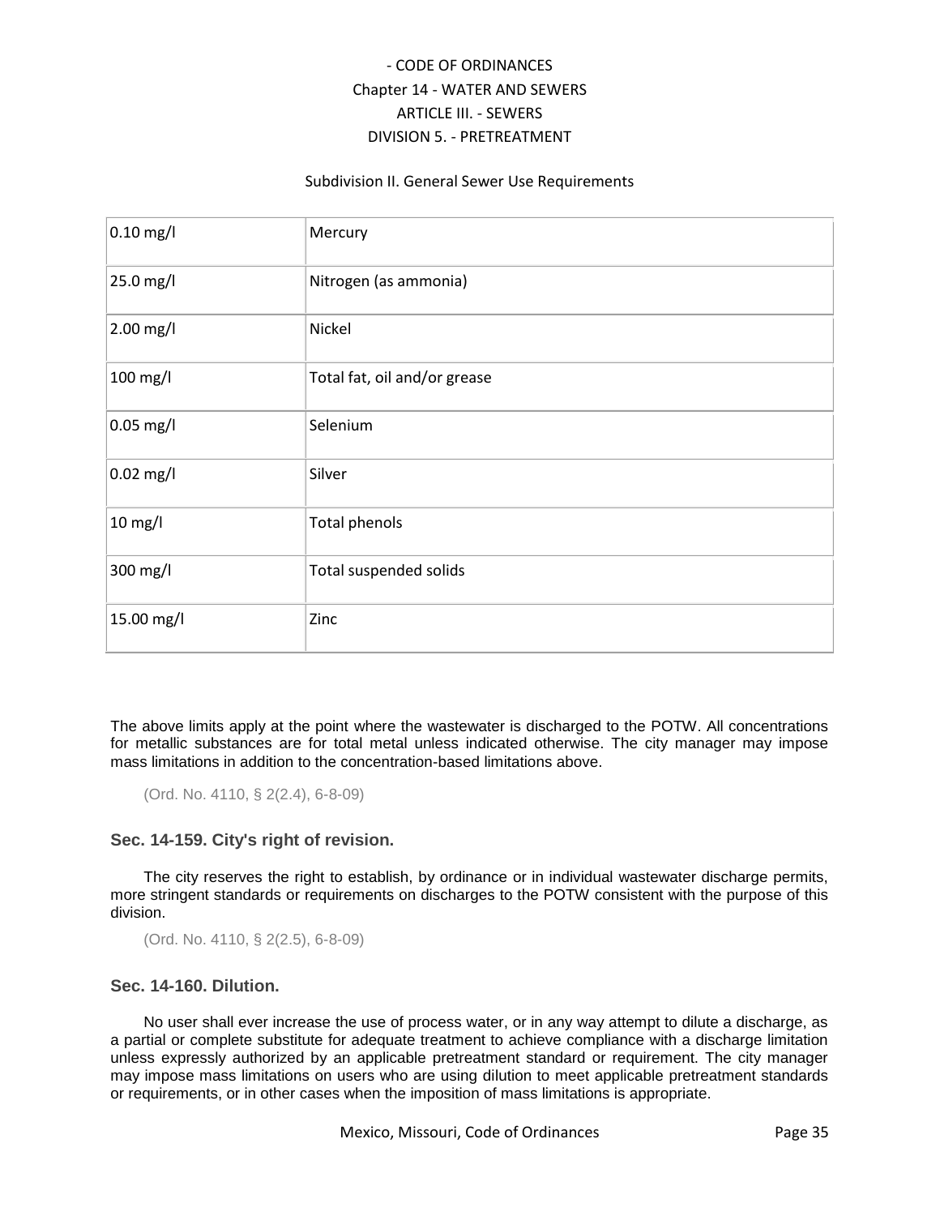| | |
|---|---|
| 0.10 mg/l | Mercury |
| 25.0 mg/l | Nitrogen (as ammonia) |
| 2.00 mg/l | Nickel |
| 100 mg/l | Total fat, oil and/or grease |
| 0.05 mg/l | Selenium |
| 0.02 mg/l | Silver |
| 10 mg/l | Total phenols |
| 300 mg/l | Total suspended solids |
| 15.00 mg/l | Zinc |

The above limits apply at the point where the wastewater is discharged to the POTW. All concentrations for metallic substances are for total metal unless indicated otherwise. The city manager may impose mass limitations in addition to the concentration-based limitations above.

(Ord. No. 4110, § 2(2.4), 6-8-09)

### Sec. 14-159. City's right of revision.

The city reserves the right to establish, by ordinance or in individual wastewater discharge permits, more stringent standards or requirements on discharges to the POTW consistent with the purpose of this division.

(Ord. No. 4110, § 2(2.5), 6-8-09)

### Sec. 14-160. Dilution.

No user shall ever increase the use of process water, or in any way attempt to dilute a discharge, as a partial or complete substitute for adequate treatment to achieve compliance with a discharge limitation unless expressly authorized by an applicable pretreatment standard or requirement. The city manager may impose mass limitations on users who are using dilution to meet applicable pretreatment standards or requirements, or in other cases when the imposition of mass limitations is appropriate.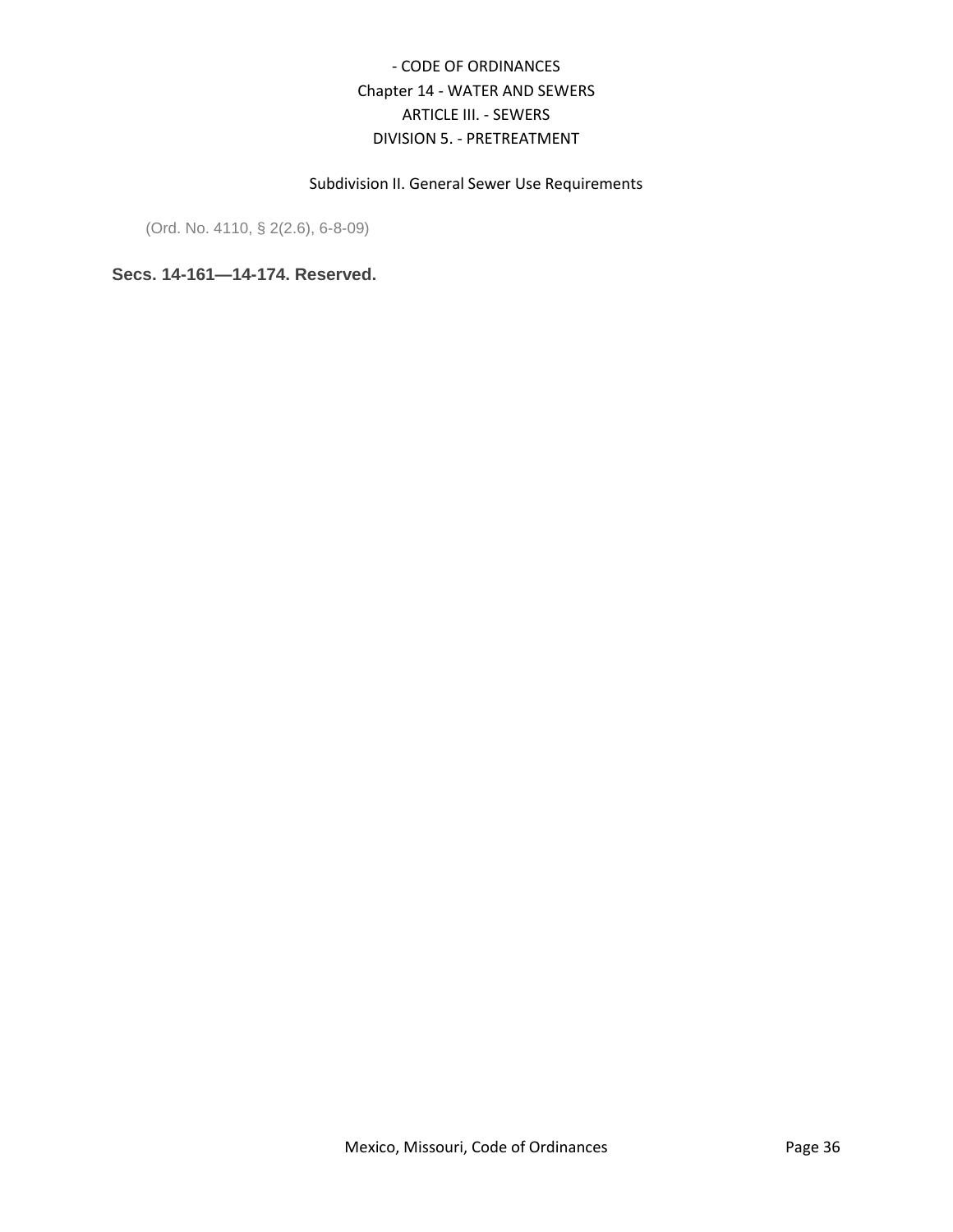(Ord. No. 4110, § 2(2.6), 6-8-09)

**Secs. 14-161—14-174. Reserved.**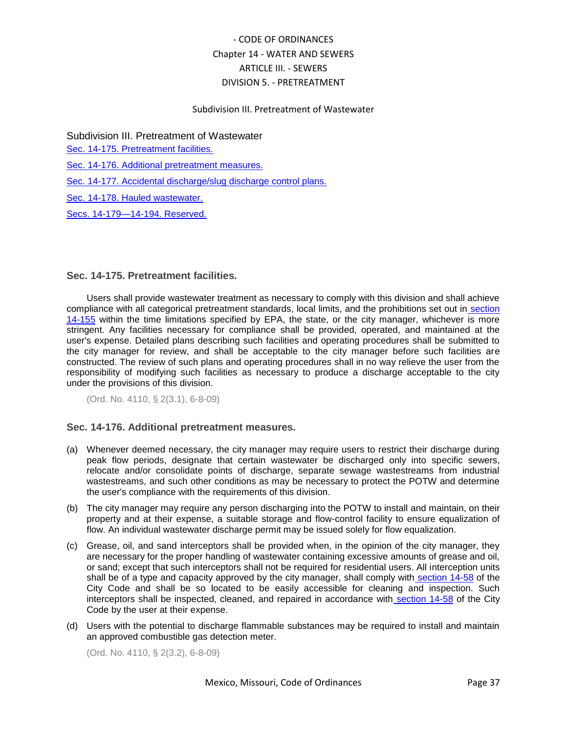- CODE OF ORDINANCES
Chapter 14 - WATER AND SEWERS
ARTICLE III. - SEWERS
DIVISION 5. - PRETREATMENT

Subdivision III. Pretreatment of Wastewater

## Subdivision III. Pretreatment of Wastewater

Sec. 14-175. Pretreatment facilities.

Sec. 14-176. Additional pretreatment measures.

Sec. 14-177. Accidental discharge/slug discharge control plans.

Sec. 14-178. Hauled wastewater.

Secs. 14-179—14-194. Reserved.

### Sec. 14-175. Pretreatment facilities.

Users shall provide wastewater treatment as necessary to comply with this division and shall achieve compliance with all categorical pretreatment standards, local limits, and the prohibitions set out in section 14-155 within the time limitations specified by EPA, the state, or the city manager, whichever is more stringent. Any facilities necessary for compliance shall be provided, operated, and maintained at the user's expense. Detailed plans describing such facilities and operating procedures shall be submitted to the city manager for review, and shall be acceptable to the city manager before such facilities are constructed. The review of such plans and operating procedures shall in no way relieve the user from the responsibility of modifying such facilities as necessary to produce a discharge acceptable to the city under the provisions of this division.

(Ord. No. 4110, § 2(3.1), 6-8-09)

### Sec. 14-176. Additional pretreatment measures.

(a) Whenever deemed necessary, the city manager may require users to restrict their discharge during peak flow periods, designate that certain wastewater be discharged only into specific sewers, relocate and/or consolidate points of discharge, separate sewage wastestreams from industrial wastestreams, and such other conditions as may be necessary to protect the POTW and determine the user's compliance with the requirements of this division.

(b) The city manager may require any person discharging into the POTW to install and maintain, on their property and at their expense, a suitable storage and flow-control facility to ensure equalization of flow. An individual wastewater discharge permit may be issued solely for flow equalization.

(c) Grease, oil, and sand interceptors shall be provided when, in the opinion of the city manager, they are necessary for the proper handling of wastewater containing excessive amounts of grease and oil, or sand; except that such interceptors shall not be required for residential users. All interception units shall be of a type and capacity approved by the city manager, shall comply with section 14-58 of the City Code and shall be so located to be easily accessible for cleaning and inspection. Such interceptors shall be inspected, cleaned, and repaired in accordance with section 14-58 of the City Code by the user at their expense.

(d) Users with the potential to discharge flammable substances may be required to install and maintain an approved combustible gas detection meter.

(Ord. No. 4110, § 2(3.2), 6-8-09)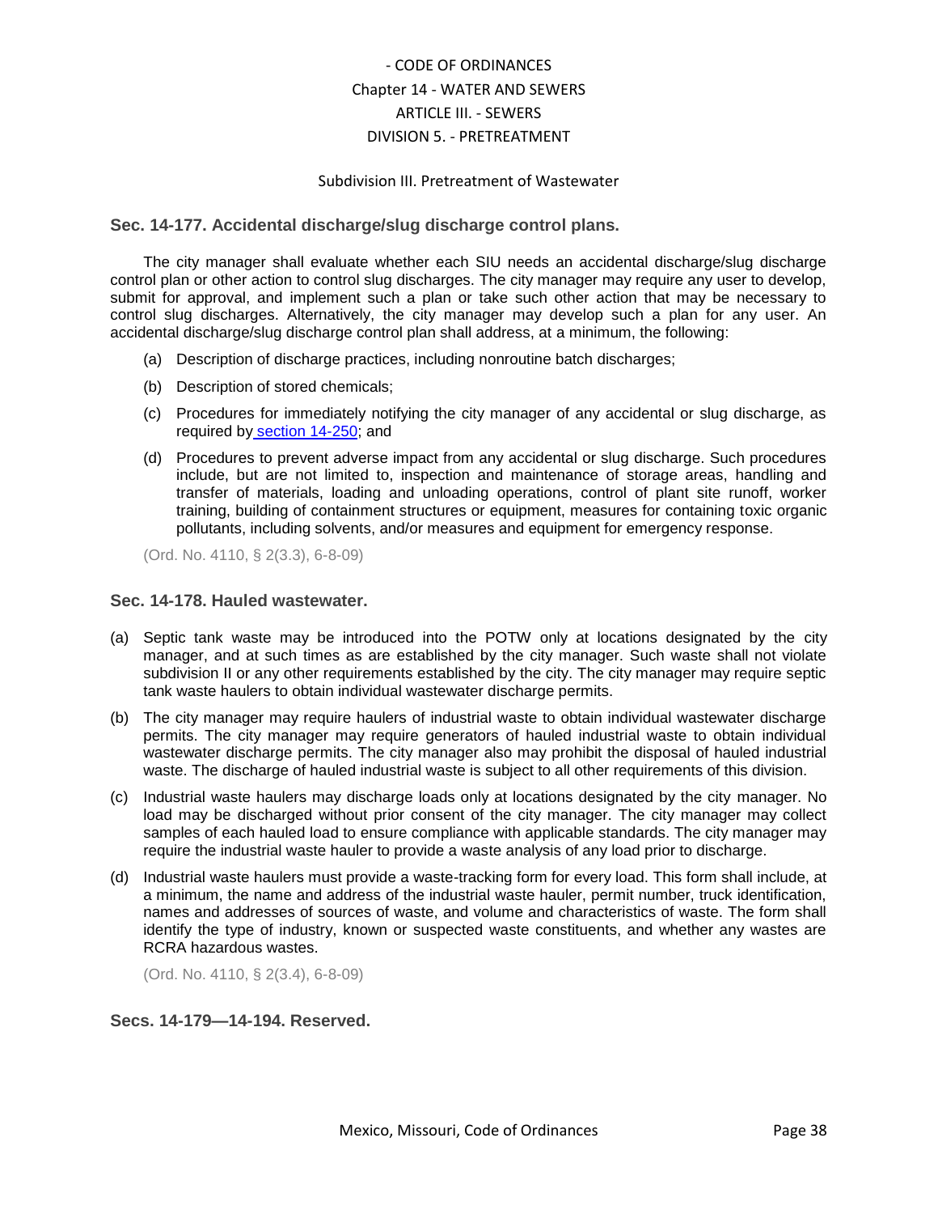- CODE OF ORDINANCES
Chapter 14 - WATER AND SEWERS
ARTICLE III. - SEWERS
DIVISION 5. - PRETREATMENT

Subdivision III. Pretreatment of Wastewater

### Sec. 14-177. Accidental discharge/slug discharge control plans.

The city manager shall evaluate whether each SIU needs an accidental discharge/slug discharge control plan or other action to control slug discharges. The city manager may require any user to develop, submit for approval, and implement such a plan or take such other action that may be necessary to control slug discharges. Alternatively, the city manager may develop such a plan for any user. An accidental discharge/slug discharge control plan shall address, at a minimum, the following:

(a) Description of discharge practices, including nonroutine batch discharges;

(b) Description of stored chemicals;

(c) Procedures for immediately notifying the city manager of any accidental or slug discharge, as required by section 14-250; and

(d) Procedures to prevent adverse impact from any accidental or slug discharge. Such procedures include, but are not limited to, inspection and maintenance of storage areas, handling and transfer of materials, loading and unloading operations, control of plant site runoff, worker training, building of containment structures or equipment, measures for containing toxic organic pollutants, including solvents, and/or measures and equipment for emergency response.

(Ord. No. 4110, § 2(3.3), 6-8-09)

### Sec. 14-178. Hauled wastewater.

(a) Septic tank waste may be introduced into the POTW only at locations designated by the city manager, and at such times as are established by the city manager. Such waste shall not violate subdivision II or any other requirements established by the city. The city manager may require septic tank waste haulers to obtain individual wastewater discharge permits.

(b) The city manager may require haulers of industrial waste to obtain individual wastewater discharge permits. The city manager may require generators of hauled industrial waste to obtain individual wastewater discharge permits. The city manager also may prohibit the disposal of hauled industrial waste. The discharge of hauled industrial waste is subject to all other requirements of this division.

(c) Industrial waste haulers may discharge loads only at locations designated by the city manager. No load may be discharged without prior consent of the city manager. The city manager may collect samples of each hauled load to ensure compliance with applicable standards. The city manager may require the industrial waste hauler to provide a waste analysis of any load prior to discharge.

(d) Industrial waste haulers must provide a waste-tracking form for every load. This form shall include, at a minimum, the name and address of the industrial waste hauler, permit number, truck identification, names and addresses of sources of waste, and volume and characteristics of waste. The form shall identify the type of industry, known or suspected waste constituents, and whether any wastes are RCRA hazardous wastes.

(Ord. No. 4110, § 2(3.4), 6-8-09)

### Secs. 14-179—14-194. Reserved.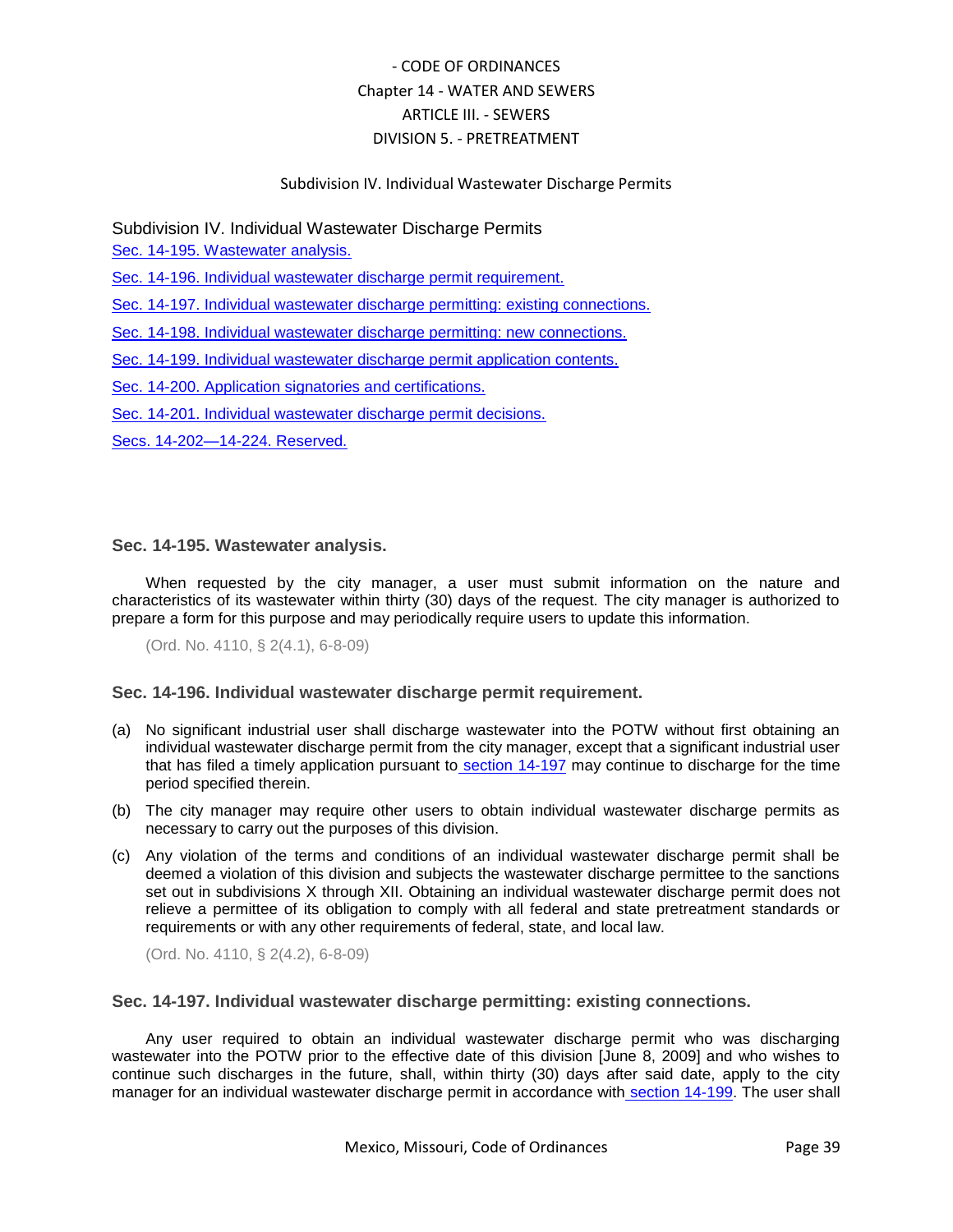## Subdivision IV. Individual Wastewater Discharge Permits

Sec. 14-195. Wastewater analysis.

Sec. 14-196. Individual wastewater discharge permit requirement.

Sec. 14-197. Individual wastewater discharge permitting: existing connections.

Sec. 14-198. Individual wastewater discharge permitting: new connections.

Sec. 14-199. Individual wastewater discharge permit application contents.

Sec. 14-200. Application signatories and certifications.

Sec. 14-201. Individual wastewater discharge permit decisions.

Secs. 14-202—14-224. Reserved.

### Sec. 14-195. Wastewater analysis.

When requested by the city manager, a user must submit information on the nature and characteristics of its wastewater within thirty (30) days of the request. The city manager is authorized to prepare a form for this purpose and may periodically require users to update this information.

(Ord. No. 4110, § 2(4.1), 6-8-09)

### Sec. 14-196. Individual wastewater discharge permit requirement.

(a) No significant industrial user shall discharge wastewater into the POTW without first obtaining an individual wastewater discharge permit from the city manager, except that a significant industrial user that has filed a timely application pursuant to section 14-197 may continue to discharge for the time period specified therein.

(b) The city manager may require other users to obtain individual wastewater discharge permits as necessary to carry out the purposes of this division.

(c) Any violation of the terms and conditions of an individual wastewater discharge permit shall be deemed a violation of this division and subjects the wastewater discharge permittee to the sanctions set out in subdivisions X through XII. Obtaining an individual wastewater discharge permit does not relieve a permittee of its obligation to comply with all federal and state pretreatment standards or requirements or with any other requirements of federal, state, and local law.

(Ord. No. 4110, § 2(4.2), 6-8-09)

### Sec. 14-197. Individual wastewater discharge permitting: existing connections.

Any user required to obtain an individual wastewater discharge permit who was discharging wastewater into the POTW prior to the effective date of this division [June 8, 2009] and who wishes to continue such discharges in the future, shall, within thirty (30) days after said date, apply to the city manager for an individual wastewater discharge permit in accordance with section 14-199. The user shall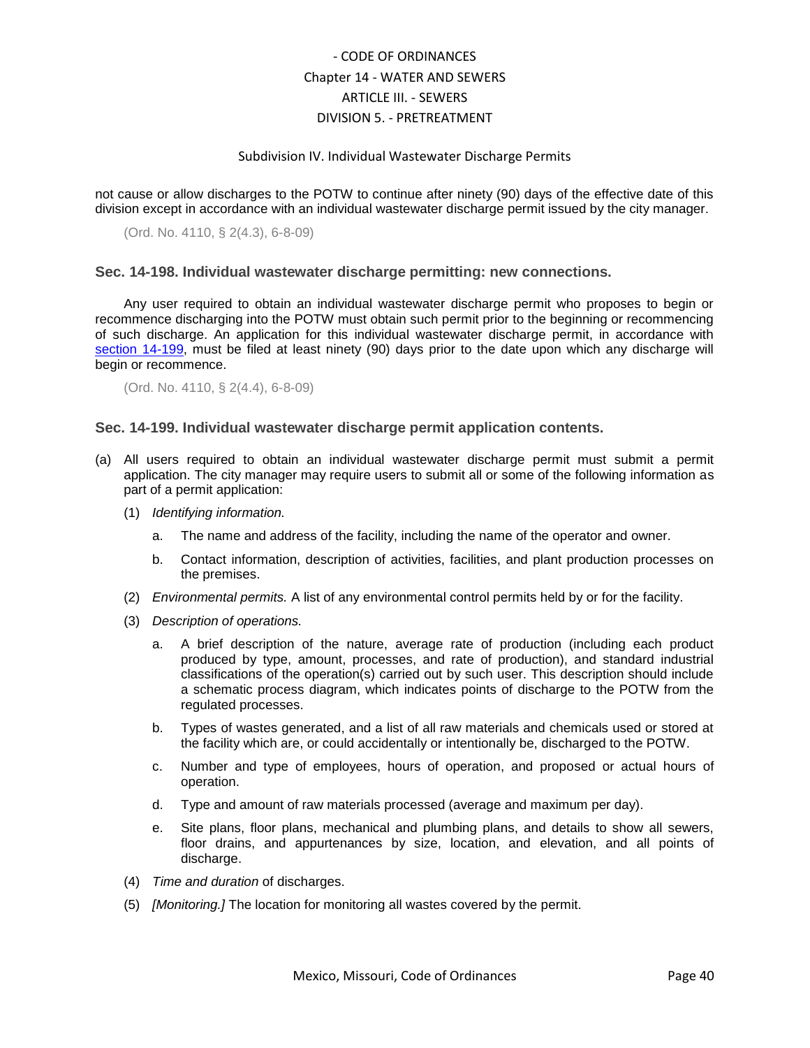not cause or allow discharges to the POTW to continue after ninety (90) days of the effective date of this division except in accordance with an individual wastewater discharge permit issued by the city manager.

(Ord. No. 4110, § 2(4.3), 6-8-09)

### Sec. 14-198. Individual wastewater discharge permitting: new connections.

Any user required to obtain an individual wastewater discharge permit who proposes to begin or recommence discharging into the POTW must obtain such permit prior to the beginning or recommencing of such discharge. An application for this individual wastewater discharge permit, in accordance with section 14-199, must be filed at least ninety (90) days prior to the date upon which any discharge will begin or recommence.

(Ord. No. 4110, § 2(4.4), 6-8-09)

### Sec. 14-199. Individual wastewater discharge permit application contents.

(a) All users required to obtain an individual wastewater discharge permit must submit a permit application. The city manager may require users to submit all or some of the following information as part of a permit application:

(1) *Identifying information.*

a. The name and address of the facility, including the name of the operator and owner.

b. Contact information, description of activities, facilities, and plant production processes on the premises.

(2) *Environmental permits.* A list of any environmental control permits held by or for the facility.

(3) *Description of operations.*

a. A brief description of the nature, average rate of production (including each product produced by type, amount, processes, and rate of production), and standard industrial classifications of the operation(s) carried out by such user. This description should include a schematic process diagram, which indicates points of discharge to the POTW from the regulated processes.

b. Types of wastes generated, and a list of all raw materials and chemicals used or stored at the facility which are, or could accidentally or intentionally be, discharged to the POTW.

c. Number and type of employees, hours of operation, and proposed or actual hours of operation.

d. Type and amount of raw materials processed (average and maximum per day).

e. Site plans, floor plans, mechanical and plumbing plans, and details to show all sewers, floor drains, and appurtenances by size, location, and elevation, and all points of discharge.

(4) *Time and duration* of discharges.

(5) *[Monitoring.]* The location for monitoring all wastes covered by the permit.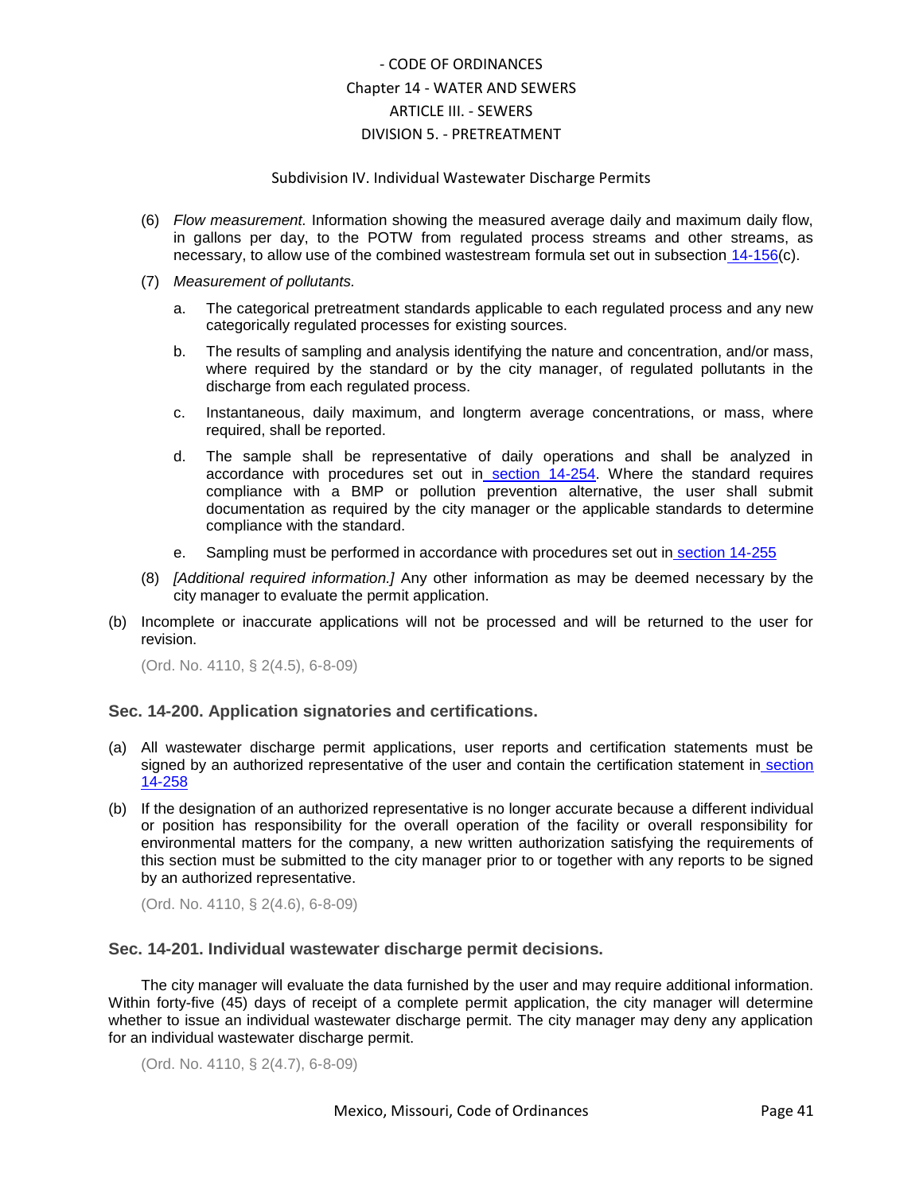(6) *Flow measurement.* Information showing the measured average daily and maximum daily flow, in gallons per day, to the POTW from regulated process streams and other streams, as necessary, to allow use of the combined wastestream formula set out in subsection 14-156(c).

(7) *Measurement of pollutants.*

a. The categorical pretreatment standards applicable to each regulated process and any new categorically regulated processes for existing sources.

b. The results of sampling and analysis identifying the nature and concentration, and/or mass, where required by the standard or by the city manager, of regulated pollutants in the discharge from each regulated process.

c. Instantaneous, daily maximum, and longterm average concentrations, or mass, where required, shall be reported.

d. The sample shall be representative of daily operations and shall be analyzed in accordance with procedures set out in section 14-254. Where the standard requires compliance with a BMP or pollution prevention alternative, the user shall submit documentation as required by the city manager or the applicable standards to determine compliance with the standard.

e. Sampling must be performed in accordance with procedures set out in section 14-255

(8) *[Additional required information.]* Any other information as may be deemed necessary by the city manager to evaluate the permit application.

(b) Incomplete or inaccurate applications will not be processed and will be returned to the user for revision.

(Ord. No. 4110, § 2(4.5), 6-8-09)

### Sec. 14-200. Application signatories and certifications.

(a) All wastewater discharge permit applications, user reports and certification statements must be signed by an authorized representative of the user and contain the certification statement in section 14-258

(b) If the designation of an authorized representative is no longer accurate because a different individual or position has responsibility for the overall operation of the facility or overall responsibility for environmental matters for the company, a new written authorization satisfying the requirements of this section must be submitted to the city manager prior to or together with any reports to be signed by an authorized representative.

(Ord. No. 4110, § 2(4.6), 6-8-09)

### Sec. 14-201. Individual wastewater discharge permit decisions.

The city manager will evaluate the data furnished by the user and may require additional information. Within forty-five (45) days of receipt of a complete permit application, the city manager will determine whether to issue an individual wastewater discharge permit. The city manager may deny any application for an individual wastewater discharge permit.

(Ord. No. 4110, § 2(4.7), 6-8-09)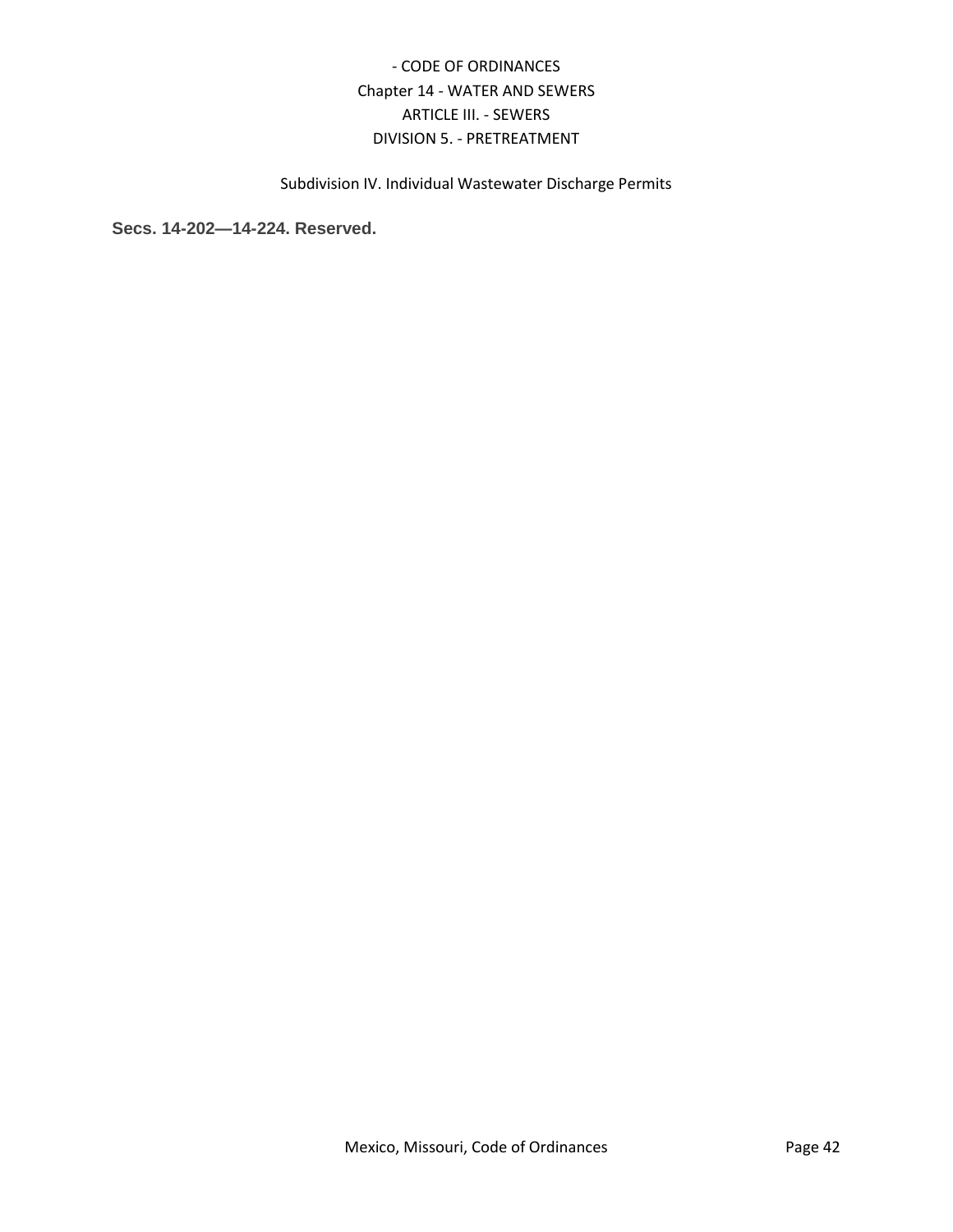- CODE OF ORDINANCES
Chapter 14 - WATER AND SEWERS
ARTICLE III. - SEWERS
DIVISION 5. - PRETREATMENT

Subdivision IV. Individual Wastewater Discharge Permits

**Secs. 14-202—14-224. Reserved.**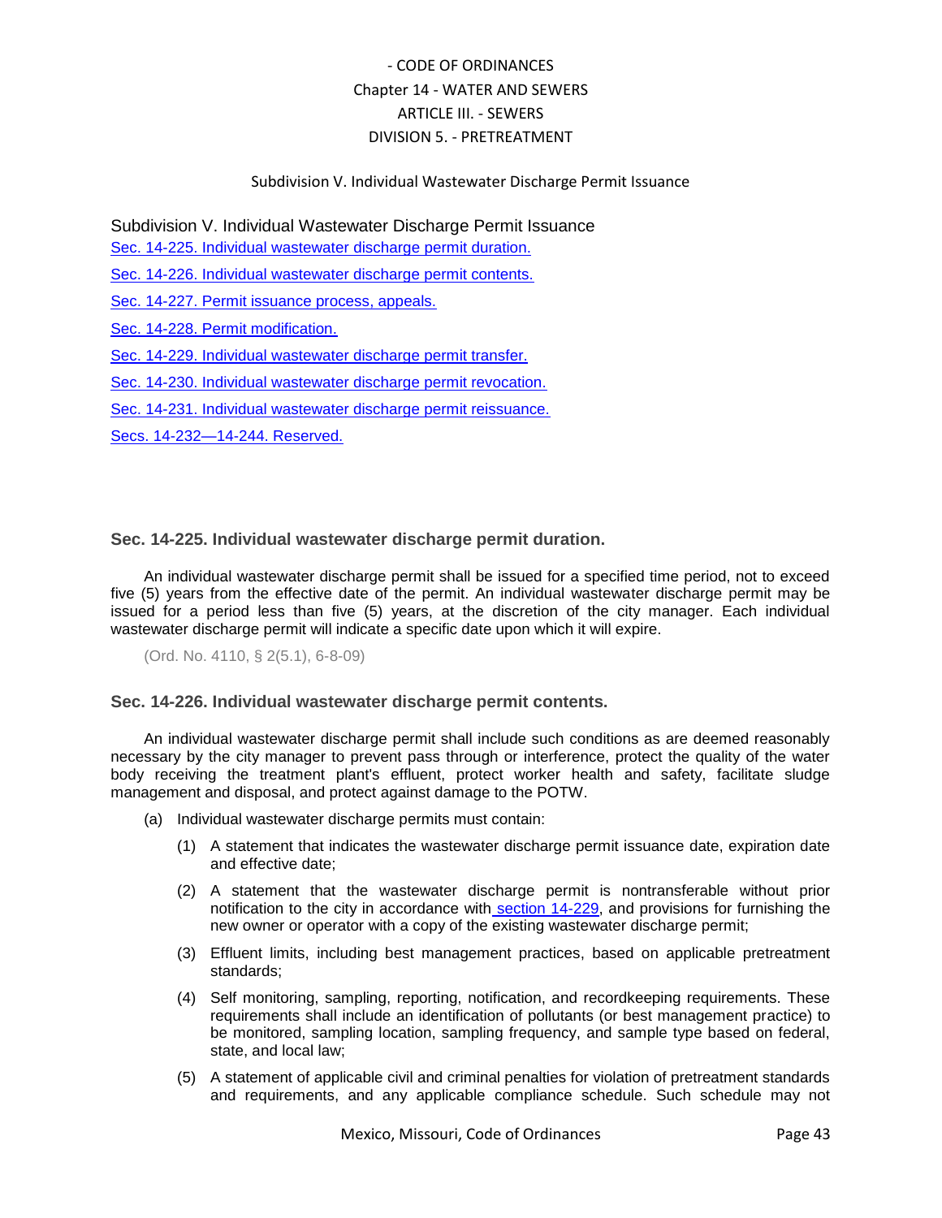- CODE OF ORDINANCES
Chapter 14 - WATER AND SEWERS
ARTICLE III. - SEWERS
DIVISION 5. - PRETREATMENT

Subdivision V. Individual Wastewater Discharge Permit Issuance

## Subdivision V. Individual Wastewater Discharge Permit Issuance

Sec. 14-225. Individual wastewater discharge permit duration.

Sec. 14-226. Individual wastewater discharge permit contents.

Sec. 14-227. Permit issuance process, appeals.

Sec. 14-228. Permit modification.

Sec. 14-229. Individual wastewater discharge permit transfer.

Sec. 14-230. Individual wastewater discharge permit revocation.

Sec. 14-231. Individual wastewater discharge permit reissuance.

Secs. 14-232—14-244. Reserved.

### Sec. 14-225. Individual wastewater discharge permit duration.

An individual wastewater discharge permit shall be issued for a specified time period, not to exceed five (5) years from the effective date of the permit. An individual wastewater discharge permit may be issued for a period less than five (5) years, at the discretion of the city manager. Each individual wastewater discharge permit will indicate a specific date upon which it will expire.

(Ord. No. 4110, § 2(5.1), 6-8-09)

### Sec. 14-226. Individual wastewater discharge permit contents.

An individual wastewater discharge permit shall include such conditions as are deemed reasonably necessary by the city manager to prevent pass through or interference, protect the quality of the water body receiving the treatment plant's effluent, protect worker health and safety, facilitate sludge management and disposal, and protect against damage to the POTW.

(a) Individual wastewater discharge permits must contain:

(1) A statement that indicates the wastewater discharge permit issuance date, expiration date and effective date;

(2) A statement that the wastewater discharge permit is nontransferable without prior notification to the city in accordance with section 14-229, and provisions for furnishing the new owner or operator with a copy of the existing wastewater discharge permit;

(3) Effluent limits, including best management practices, based on applicable pretreatment standards;

(4) Self monitoring, sampling, reporting, notification, and recordkeeping requirements. These requirements shall include an identification of pollutants (or best management practice) to be monitored, sampling location, sampling frequency, and sample type based on federal, state, and local law;

(5) A statement of applicable civil and criminal penalties for violation of pretreatment standards and requirements, and any applicable compliance schedule. Such schedule may not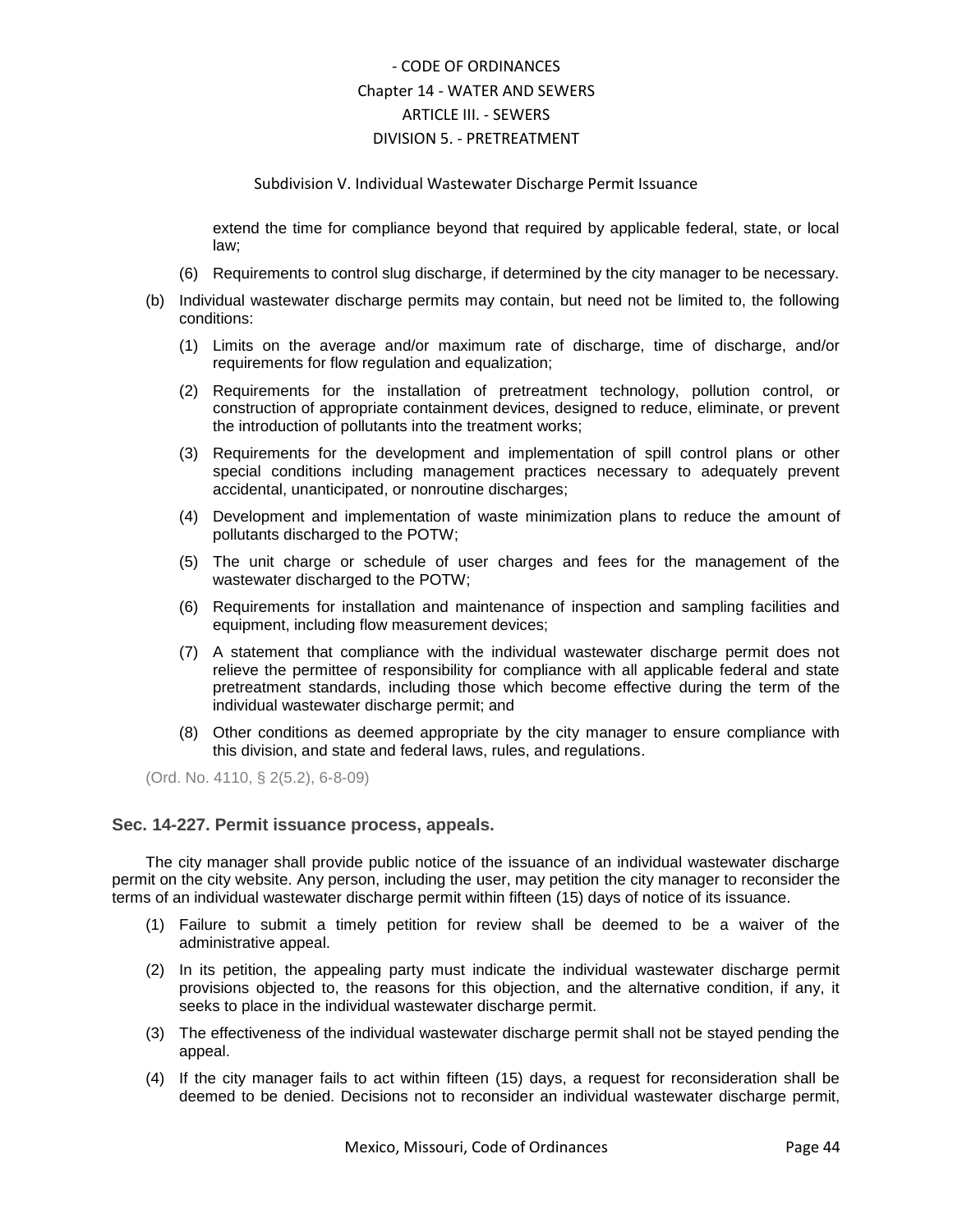extend the time for compliance beyond that required by applicable federal, state, or local law;

(6) Requirements to control slug discharge, if determined by the city manager to be necessary.

(b) Individual wastewater discharge permits may contain, but need not be limited to, the following conditions:

(1) Limits on the average and/or maximum rate of discharge, time of discharge, and/or requirements for flow regulation and equalization;

(2) Requirements for the installation of pretreatment technology, pollution control, or construction of appropriate containment devices, designed to reduce, eliminate, or prevent the introduction of pollutants into the treatment works;

(3) Requirements for the development and implementation of spill control plans or other special conditions including management practices necessary to adequately prevent accidental, unanticipated, or nonroutine discharges;

(4) Development and implementation of waste minimization plans to reduce the amount of pollutants discharged to the POTW;

(5) The unit charge or schedule of user charges and fees for the management of the wastewater discharged to the POTW;

(6) Requirements for installation and maintenance of inspection and sampling facilities and equipment, including flow measurement devices;

(7) A statement that compliance with the individual wastewater discharge permit does not relieve the permittee of responsibility for compliance with all applicable federal and state pretreatment standards, including those which become effective during the term of the individual wastewater discharge permit; and

(8) Other conditions as deemed appropriate by the city manager to ensure compliance with this division, and state and federal laws, rules, and regulations.

(Ord. No. 4110, § 2(5.2), 6-8-09)

### Sec. 14-227. Permit issuance process, appeals.

The city manager shall provide public notice of the issuance of an individual wastewater discharge permit on the city website. Any person, including the user, may petition the city manager to reconsider the terms of an individual wastewater discharge permit within fifteen (15) days of notice of its issuance.

(1) Failure to submit a timely petition for review shall be deemed to be a waiver of the administrative appeal.

(2) In its petition, the appealing party must indicate the individual wastewater discharge permit provisions objected to, the reasons for this objection, and the alternative condition, if any, it seeks to place in the individual wastewater discharge permit.

(3) The effectiveness of the individual wastewater discharge permit shall not be stayed pending the appeal.

(4) If the city manager fails to act within fifteen (15) days, a request for reconsideration shall be deemed to be denied. Decisions not to reconsider an individual wastewater discharge permit,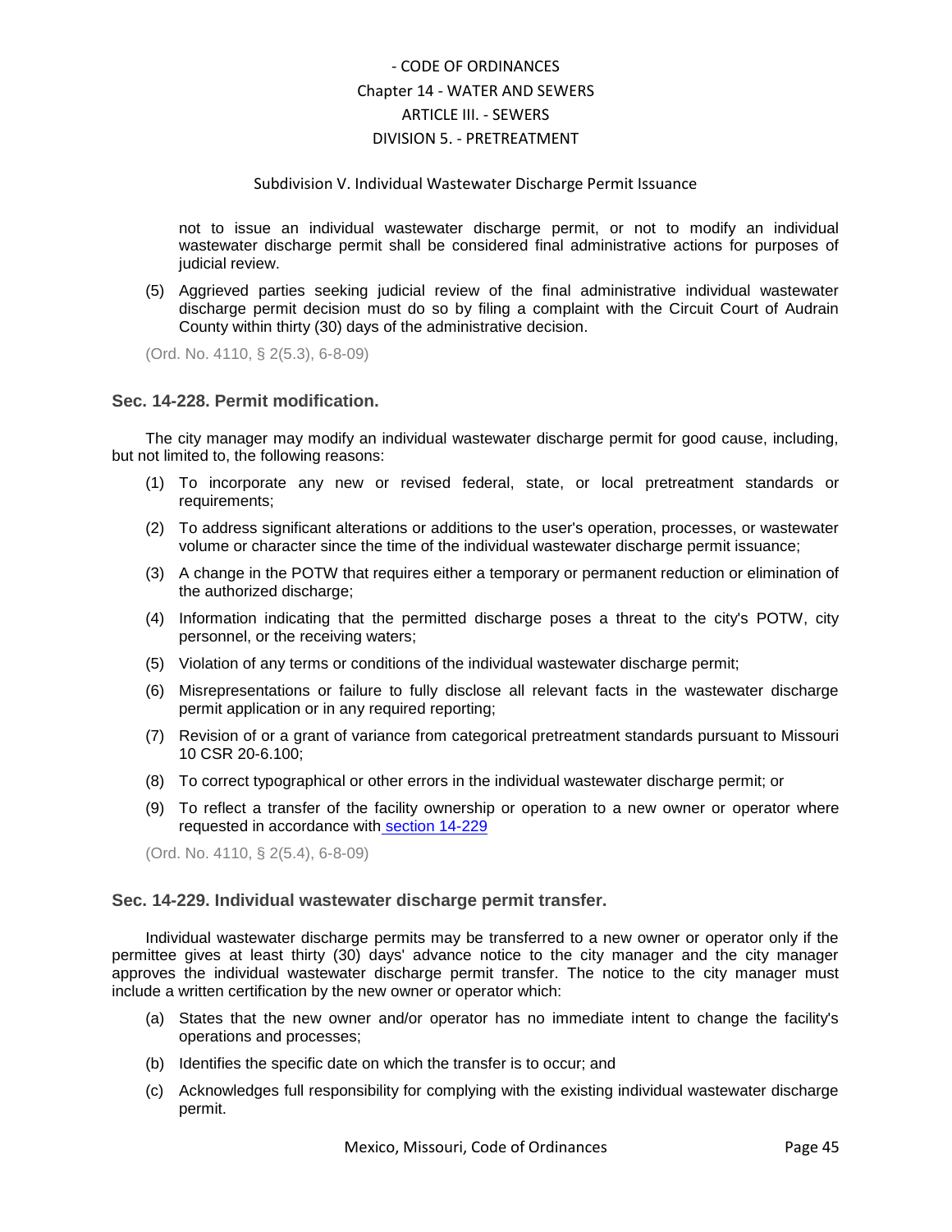not to issue an individual wastewater discharge permit, or not to modify an individual wastewater discharge permit shall be considered final administrative actions for purposes of judicial review.

(5) Aggrieved parties seeking judicial review of the final administrative individual wastewater discharge permit decision must do so by filing a complaint with the Circuit Court of Audrain County within thirty (30) days of the administrative decision.

(Ord. No. 4110, § 2(5.3), 6-8-09)

### Sec. 14-228. Permit modification.

The city manager may modify an individual wastewater discharge permit for good cause, including, but not limited to, the following reasons:

(1) To incorporate any new or revised federal, state, or local pretreatment standards or requirements;

(2) To address significant alterations or additions to the user's operation, processes, or wastewater volume or character since the time of the individual wastewater discharge permit issuance;

(3) A change in the POTW that requires either a temporary or permanent reduction or elimination of the authorized discharge;

(4) Information indicating that the permitted discharge poses a threat to the city's POTW, city personnel, or the receiving waters;

(5) Violation of any terms or conditions of the individual wastewater discharge permit;

(6) Misrepresentations or failure to fully disclose all relevant facts in the wastewater discharge permit application or in any required reporting;

(7) Revision of or a grant of variance from categorical pretreatment standards pursuant to Missouri 10 CSR 20-6.100;

(8) To correct typographical or other errors in the individual wastewater discharge permit; or

(9) To reflect a transfer of the facility ownership or operation to a new owner or operator where requested in accordance with section 14-229

(Ord. No. 4110, § 2(5.4), 6-8-09)

### Sec. 14-229. Individual wastewater discharge permit transfer.

Individual wastewater discharge permits may be transferred to a new owner or operator only if the permittee gives at least thirty (30) days' advance notice to the city manager and the city manager approves the individual wastewater discharge permit transfer. The notice to the city manager must include a written certification by the new owner or operator which:

(a) States that the new owner and/or operator has no immediate intent to change the facility's operations and processes;

(b) Identifies the specific date on which the transfer is to occur; and

(c) Acknowledges full responsibility for complying with the existing individual wastewater discharge permit.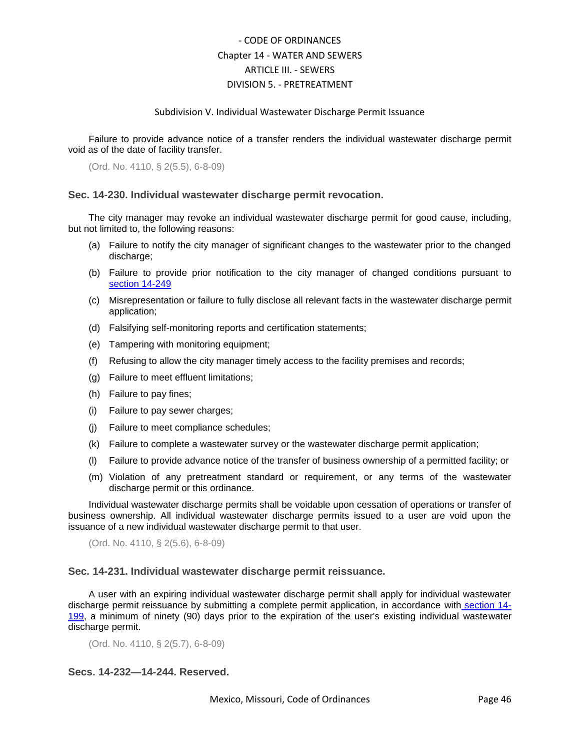Failure to provide advance notice of a transfer renders the individual wastewater discharge permit void as of the date of facility transfer.

(Ord. No. 4110, § 2(5.5), 6-8-09)

### Sec. 14-230. Individual wastewater discharge permit revocation.

The city manager may revoke an individual wastewater discharge permit for good cause, including, but not limited to, the following reasons:

(a) Failure to notify the city manager of significant changes to the wastewater prior to the changed discharge;

(b) Failure to provide prior notification to the city manager of changed conditions pursuant to section 14-249

(c) Misrepresentation or failure to fully disclose all relevant facts in the wastewater discharge permit application;

(d) Falsifying self-monitoring reports and certification statements;

(e) Tampering with monitoring equipment;

(f) Refusing to allow the city manager timely access to the facility premises and records;

(g) Failure to meet effluent limitations;

(h) Failure to pay fines;

(i) Failure to pay sewer charges;

(j) Failure to meet compliance schedules;

(k) Failure to complete a wastewater survey or the wastewater discharge permit application;

(l) Failure to provide advance notice of the transfer of business ownership of a permitted facility; or

(m) Violation of any pretreatment standard or requirement, or any terms of the wastewater discharge permit or this ordinance.

Individual wastewater discharge permits shall be voidable upon cessation of operations or transfer of business ownership. All individual wastewater discharge permits issued to a user are void upon the issuance of a new individual wastewater discharge permit to that user.

(Ord. No. 4110, § 2(5.6), 6-8-09)

### Sec. 14-231. Individual wastewater discharge permit reissuance.

A user with an expiring individual wastewater discharge permit shall apply for individual wastewater discharge permit reissuance by submitting a complete permit application, in accordance with section 14-199, a minimum of ninety (90) days prior to the expiration of the user's existing individual wastewater discharge permit.

(Ord. No. 4110, § 2(5.7), 6-8-09)

### Secs. 14-232—14-244. Reserved.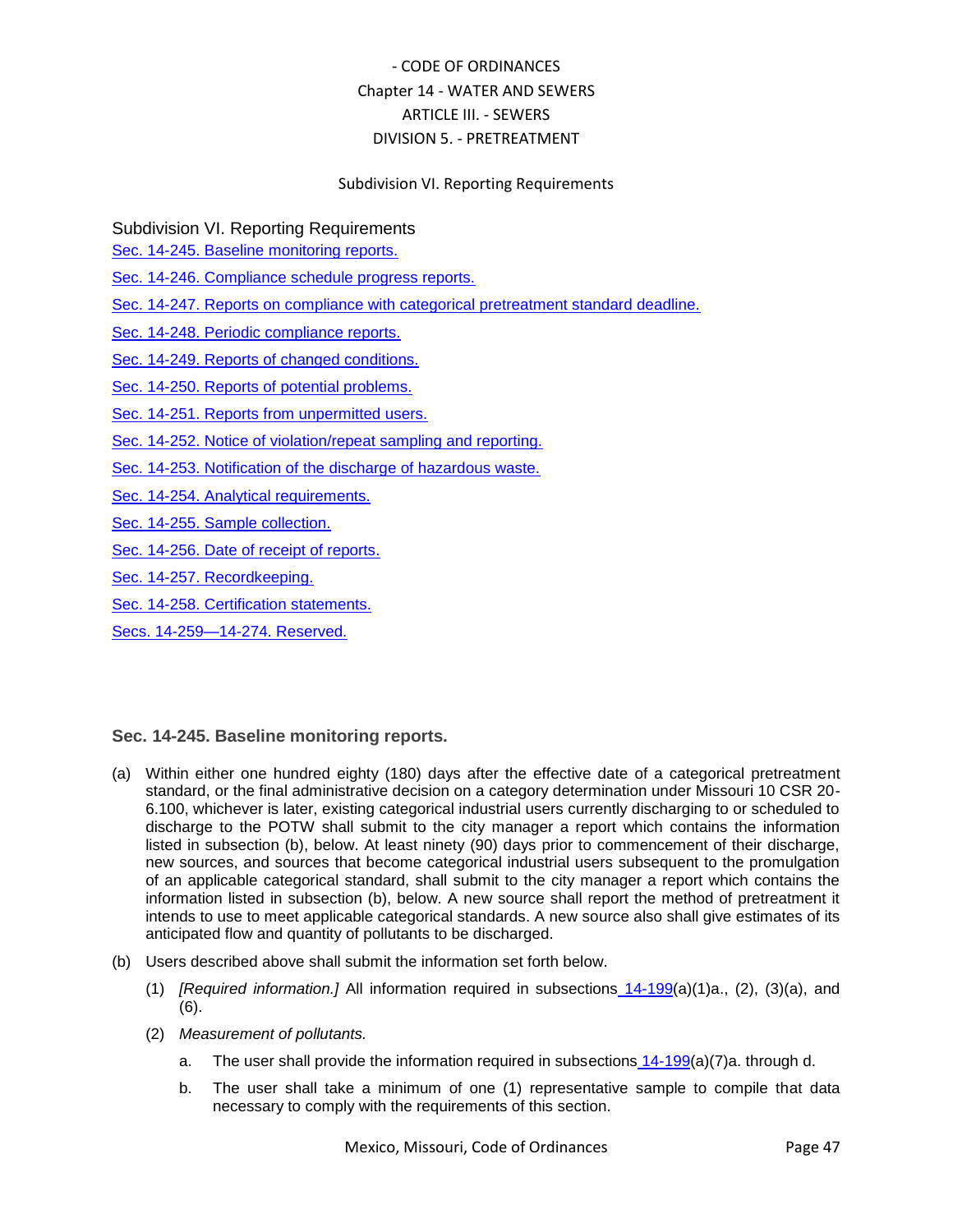- CODE OF ORDINANCES
Chapter 14 - WATER AND SEWERS
ARTICLE III. - SEWERS
DIVISION 5. - PRETREATMENT

Subdivision VI. Reporting Requirements

## Subdivision VI. Reporting Requirements

Sec. 14-245. Baseline monitoring reports.

Sec. 14-246. Compliance schedule progress reports.

Sec. 14-247. Reports on compliance with categorical pretreatment standard deadline.

Sec. 14-248. Periodic compliance reports.

Sec. 14-249. Reports of changed conditions.

Sec. 14-250. Reports of potential problems.

Sec. 14-251. Reports from unpermitted users.

Sec. 14-252. Notice of violation/repeat sampling and reporting.

Sec. 14-253. Notification of the discharge of hazardous waste.

Sec. 14-254. Analytical requirements.

Sec. 14-255. Sample collection.

Sec. 14-256. Date of receipt of reports.

Sec. 14-257. Recordkeeping.

Sec. 14-258. Certification statements.

Secs. 14-259—14-274. Reserved.

### Sec. 14-245. Baseline monitoring reports.

(a) Within either one hundred eighty (180) days after the effective date of a categorical pretreatment standard, or the final administrative decision on a category determination under Missouri 10 CSR 20-6.100, whichever is later, existing categorical industrial users currently discharging to or scheduled to discharge to the POTW shall submit to the city manager a report which contains the information listed in subsection (b), below. At least ninety (90) days prior to commencement of their discharge, new sources, and sources that become categorical industrial users subsequent to the promulgation of an applicable categorical standard, shall submit to the city manager a report which contains the information listed in subsection (b), below. A new source shall report the method of pretreatment it intends to use to meet applicable categorical standards. A new source also shall give estimates of its anticipated flow and quantity of pollutants to be discharged.

(b) Users described above shall submit the information set forth below.

   (1) *[Required information.]* All information required in subsections 14-199(a)(1)a., (2), (3)(a), and (6).

   (2) *Measurement of pollutants.*

      a. The user shall provide the information required in subsections 14-199(a)(7)a. through d.

      b. The user shall take a minimum of one (1) representative sample to compile that data necessary to comply with the requirements of this section.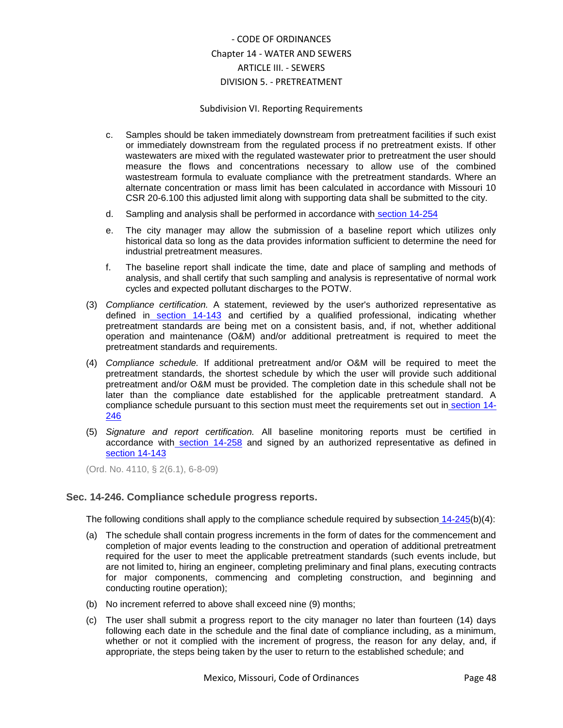c. Samples should be taken immediately downstream from pretreatment facilities if such exist or immediately downstream from the regulated process if no pretreatment exists. If other wastewaters are mixed with the regulated wastewater prior to pretreatment the user should measure the flows and concentrations necessary to allow use of the combined wastestream formula to evaluate compliance with the pretreatment standards. Where an alternate concentration or mass limit has been calculated in accordance with Missouri 10 CSR 20-6.100 this adjusted limit along with supporting data shall be submitted to the city.

d. Sampling and analysis shall be performed in accordance with section 14-254

e. The city manager may allow the submission of a baseline report which utilizes only historical data so long as the data provides information sufficient to determine the need for industrial pretreatment measures.

f. The baseline report shall indicate the time, date and place of sampling and methods of analysis, and shall certify that such sampling and analysis is representative of normal work cycles and expected pollutant discharges to the POTW.

(3) *Compliance certification.* A statement, reviewed by the user's authorized representative as defined in section 14-143 and certified by a qualified professional, indicating whether pretreatment standards are being met on a consistent basis, and, if not, whether additional operation and maintenance (O&M) and/or additional pretreatment is required to meet the pretreatment standards and requirements.

(4) *Compliance schedule.* If additional pretreatment and/or O&M will be required to meet the pretreatment standards, the shortest schedule by which the user will provide such additional pretreatment and/or O&M must be provided. The completion date in this schedule shall not be later than the compliance date established for the applicable pretreatment standard. A compliance schedule pursuant to this section must meet the requirements set out in section 14-246

(5) *Signature and report certification.* All baseline monitoring reports must be certified in accordance with section 14-258 and signed by an authorized representative as defined in section 14-143

(Ord. No. 4110, § 2(6.1), 6-8-09)

### Sec. 14-246. Compliance schedule progress reports.

The following conditions shall apply to the compliance schedule required by subsection 14-245(b)(4):

(a) The schedule shall contain progress increments in the form of dates for the commencement and completion of major events leading to the construction and operation of additional pretreatment required for the user to meet the applicable pretreatment standards (such events include, but are not limited to, hiring an engineer, completing preliminary and final plans, executing contracts for major components, commencing and completing construction, and beginning and conducting routine operation);

(b) No increment referred to above shall exceed nine (9) months;

(c) The user shall submit a progress report to the city manager no later than fourteen (14) days following each date in the schedule and the final date of compliance including, as a minimum, whether or not it complied with the increment of progress, the reason for any delay, and, if appropriate, the steps being taken by the user to return to the established schedule; and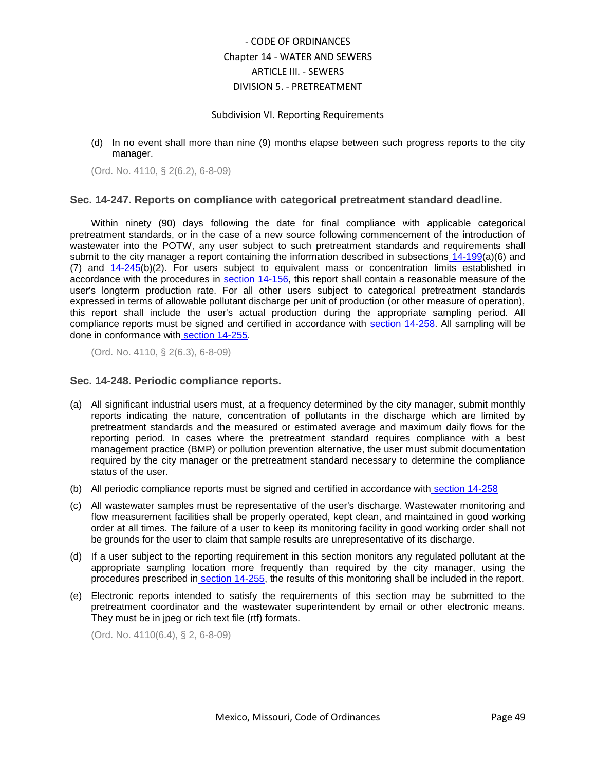(d) In no event shall more than nine (9) months elapse between such progress reports to the city manager.

(Ord. No. 4110, § 2(6.2), 6-8-09)

### Sec. 14-247. Reports on compliance with categorical pretreatment standard deadline.

Within ninety (90) days following the date for final compliance with applicable categorical pretreatment standards, or in the case of a new source following commencement of the introduction of wastewater into the POTW, any user subject to such pretreatment standards and requirements shall submit to the city manager a report containing the information described in subsections 14-199(a)(6) and (7) and 14-245(b)(2). For users subject to equivalent mass or concentration limits established in accordance with the procedures in section 14-156, this report shall contain a reasonable measure of the user's longterm production rate. For all other users subject to categorical pretreatment standards expressed in terms of allowable pollutant discharge per unit of production (or other measure of operation), this report shall include the user's actual production during the appropriate sampling period. All compliance reports must be signed and certified in accordance with section 14-258. All sampling will be done in conformance with section 14-255.

(Ord. No. 4110, § 2(6.3), 6-8-09)

### Sec. 14-248. Periodic compliance reports.

(a) All significant industrial users must, at a frequency determined by the city manager, submit monthly reports indicating the nature, concentration of pollutants in the discharge which are limited by pretreatment standards and the measured or estimated average and maximum daily flows for the reporting period. In cases where the pretreatment standard requires compliance with a best management practice (BMP) or pollution prevention alternative, the user must submit documentation required by the city manager or the pretreatment standard necessary to determine the compliance status of the user.

(b) All periodic compliance reports must be signed and certified in accordance with section 14-258

(c) All wastewater samples must be representative of the user's discharge. Wastewater monitoring and flow measurement facilities shall be properly operated, kept clean, and maintained in good working order at all times. The failure of a user to keep its monitoring facility in good working order shall not be grounds for the user to claim that sample results are unrepresentative of its discharge.

(d) If a user subject to the reporting requirement in this section monitors any regulated pollutant at the appropriate sampling location more frequently than required by the city manager, using the procedures prescribed in section 14-255, the results of this monitoring shall be included in the report.

(e) Electronic reports intended to satisfy the requirements of this section may be submitted to the pretreatment coordinator and the wastewater superintendent by email or other electronic means. They must be in jpeg or rich text file (rtf) formats.

(Ord. No. 4110(6.4), § 2, 6-8-09)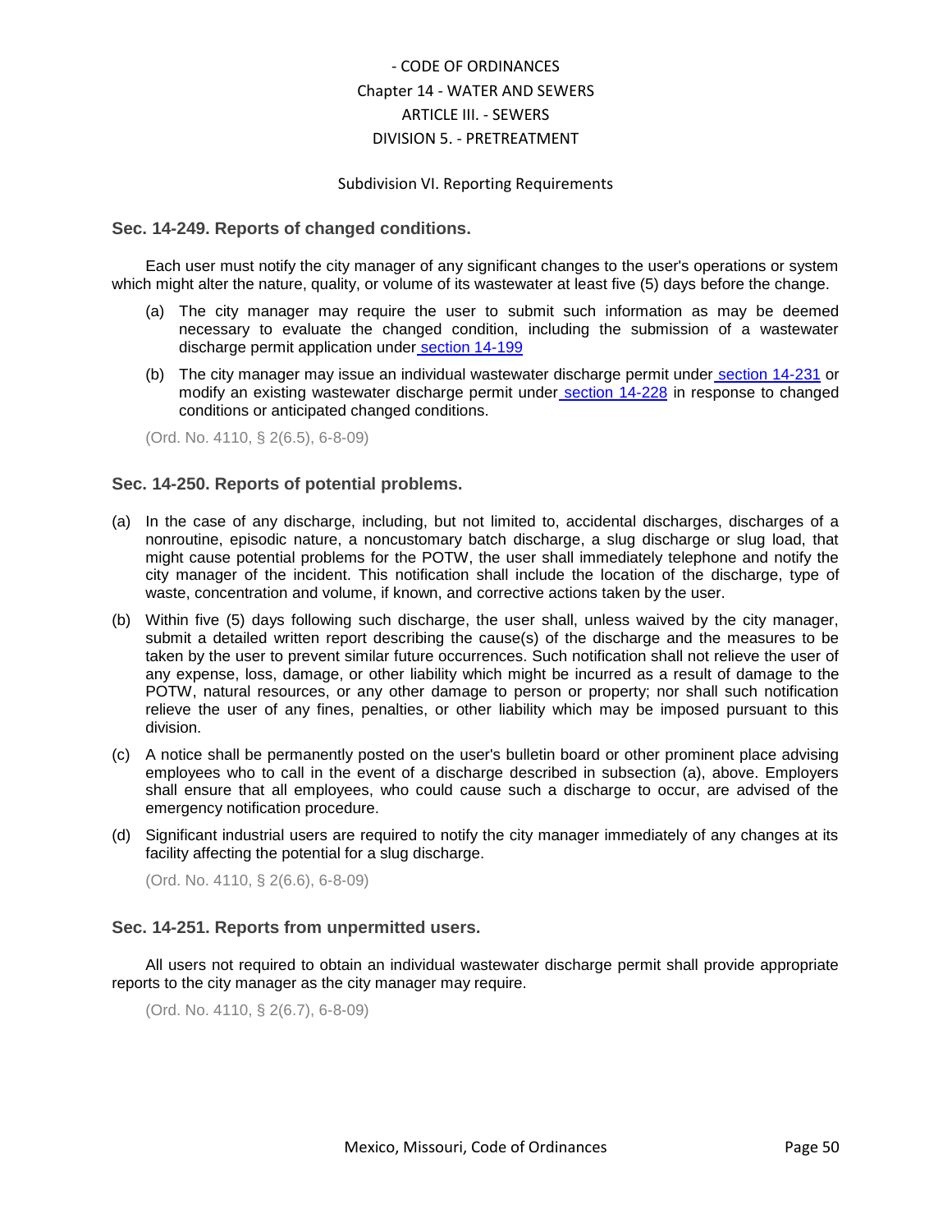Subdivision VI. Reporting Requirements

### Sec. 14-249. Reports of changed conditions.

Each user must notify the city manager of any significant changes to the user's operations or system which might alter the nature, quality, or volume of its wastewater at least five (5) days before the change.

(a) The city manager may require the user to submit such information as may be deemed necessary to evaluate the changed condition, including the submission of a wastewater discharge permit application under section 14-199

(b) The city manager may issue an individual wastewater discharge permit under section 14-231 or modify an existing wastewater discharge permit under section 14-228 in response to changed conditions or anticipated changed conditions.

(Ord. No. 4110, § 2(6.5), 6-8-09)

### Sec. 14-250. Reports of potential problems.

(a) In the case of any discharge, including, but not limited to, accidental discharges, discharges of a nonroutine, episodic nature, a noncustomary batch discharge, a slug discharge or slug load, that might cause potential problems for the POTW, the user shall immediately telephone and notify the city manager of the incident. This notification shall include the location of the discharge, type of waste, concentration and volume, if known, and corrective actions taken by the user.

(b) Within five (5) days following such discharge, the user shall, unless waived by the city manager, submit a detailed written report describing the cause(s) of the discharge and the measures to be taken by the user to prevent similar future occurrences. Such notification shall not relieve the user of any expense, loss, damage, or other liability which might be incurred as a result of damage to the POTW, natural resources, or any other damage to person or property; nor shall such notification relieve the user of any fines, penalties, or other liability which may be imposed pursuant to this division.

(c) A notice shall be permanently posted on the user's bulletin board or other prominent place advising employees who to call in the event of a discharge described in subsection (a), above. Employers shall ensure that all employees, who could cause such a discharge to occur, are advised of the emergency notification procedure.

(d) Significant industrial users are required to notify the city manager immediately of any changes at its facility affecting the potential for a slug discharge.

(Ord. No. 4110, § 2(6.6), 6-8-09)

### Sec. 14-251. Reports from unpermitted users.

All users not required to obtain an individual wastewater discharge permit shall provide appropriate reports to the city manager as the city manager may require.

(Ord. No. 4110, § 2(6.7), 6-8-09)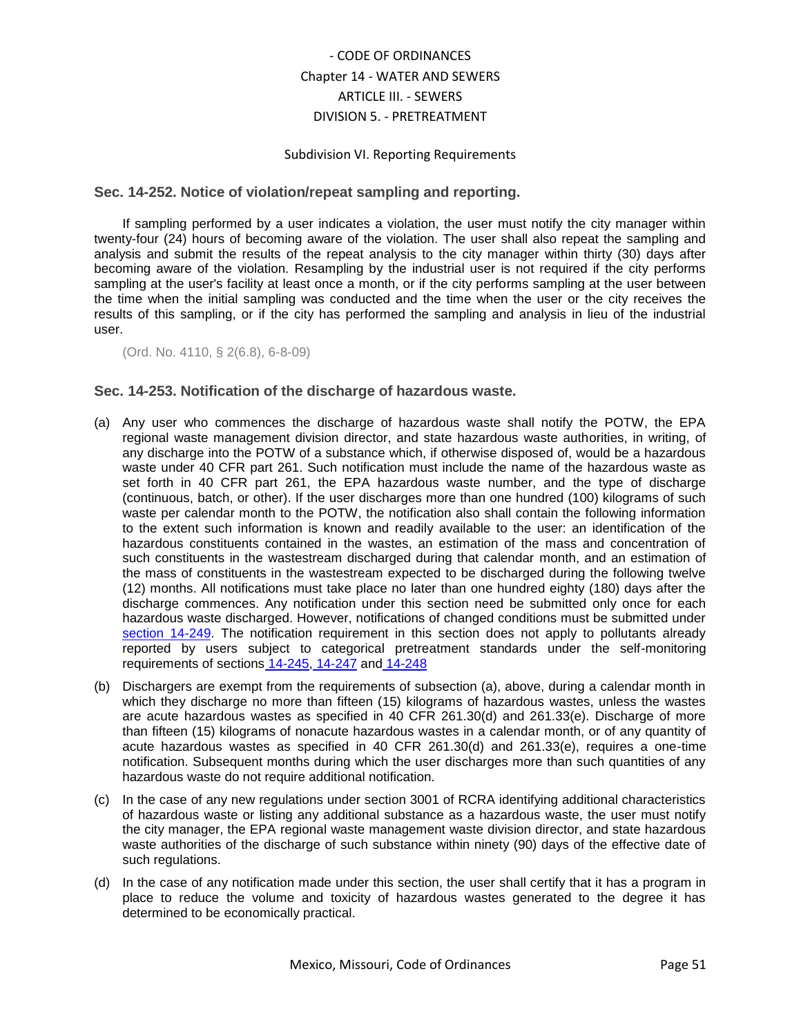Subdivision VI. Reporting Requirements

### Sec. 14-252. Notice of violation/repeat sampling and reporting.

If sampling performed by a user indicates a violation, the user must notify the city manager within twenty-four (24) hours of becoming aware of the violation. The user shall also repeat the sampling and analysis and submit the results of the repeat analysis to the city manager within thirty (30) days after becoming aware of the violation. Resampling by the industrial user is not required if the city performs sampling at the user's facility at least once a month, or if the city performs sampling at the user between the time when the initial sampling was conducted and the time when the user or the city receives the results of this sampling, or if the city has performed the sampling and analysis in lieu of the industrial user.

(Ord. No. 4110, § 2(6.8), 6-8-09)

### Sec. 14-253. Notification of the discharge of hazardous waste.

(a) Any user who commences the discharge of hazardous waste shall notify the POTW, the EPA regional waste management division director, and state hazardous waste authorities, in writing, of any discharge into the POTW of a substance which, if otherwise disposed of, would be a hazardous waste under 40 CFR part 261. Such notification must include the name of the hazardous waste as set forth in 40 CFR part 261, the EPA hazardous waste number, and the type of discharge (continuous, batch, or other). If the user discharges more than one hundred (100) kilograms of such waste per calendar month to the POTW, the notification also shall contain the following information to the extent such information is known and readily available to the user: an identification of the hazardous constituents contained in the wastes, an estimation of the mass and concentration of such constituents in the wastestream discharged during that calendar month, and an estimation of the mass of constituents in the wastestream expected to be discharged during the following twelve (12) months. All notifications must take place no later than one hundred eighty (180) days after the discharge commences. Any notification under this section need be submitted only once for each hazardous waste discharged. However, notifications of changed conditions must be submitted under section 14-249. The notification requirement in this section does not apply to pollutants already reported by users subject to categorical pretreatment standards under the self-monitoring requirements of sections 14-245, 14-247 and 14-248

(b) Dischargers are exempt from the requirements of subsection (a), above, during a calendar month in which they discharge no more than fifteen (15) kilograms of hazardous wastes, unless the wastes are acute hazardous wastes as specified in 40 CFR 261.30(d) and 261.33(e). Discharge of more than fifteen (15) kilograms of nonacute hazardous wastes in a calendar month, or of any quantity of acute hazardous wastes as specified in 40 CFR 261.30(d) and 261.33(e), requires a one-time notification. Subsequent months during which the user discharges more than such quantities of any hazardous waste do not require additional notification.

(c) In the case of any new regulations under section 3001 of RCRA identifying additional characteristics of hazardous waste or listing any additional substance as a hazardous waste, the user must notify the city manager, the EPA regional waste management waste division director, and state hazardous waste authorities of the discharge of such substance within ninety (90) days of the effective date of such regulations.

(d) In the case of any notification made under this section, the user shall certify that it has a program in place to reduce the volume and toxicity of hazardous wastes generated to the degree it has determined to be economically practical.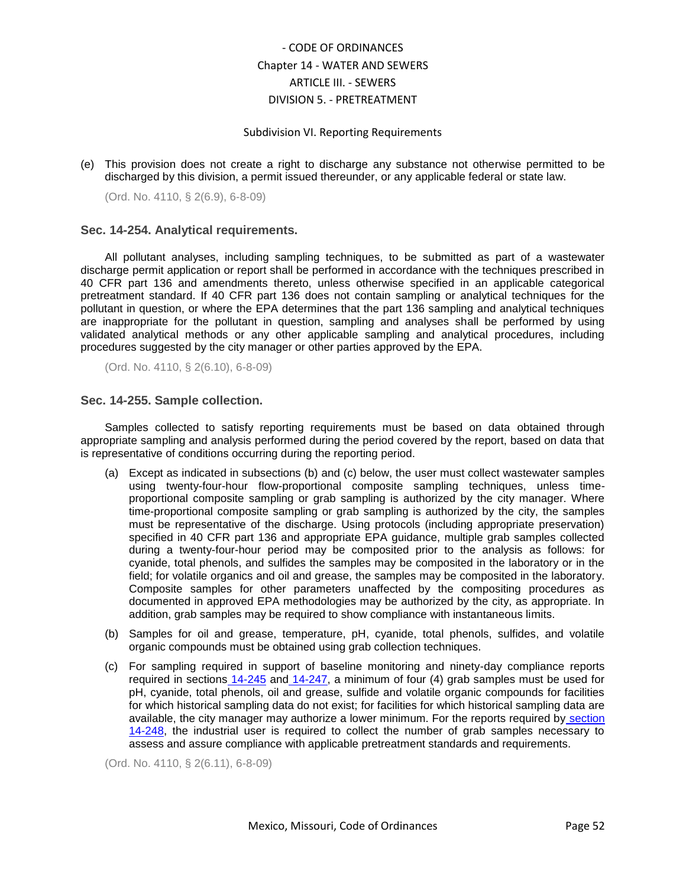(e) This provision does not create a right to discharge any substance not otherwise permitted to be discharged by this division, a permit issued thereunder, or any applicable federal or state law.

(Ord. No. 4110, § 2(6.9), 6-8-09)

### Sec. 14-254. Analytical requirements.

All pollutant analyses, including sampling techniques, to be submitted as part of a wastewater discharge permit application or report shall be performed in accordance with the techniques prescribed in 40 CFR part 136 and amendments thereto, unless otherwise specified in an applicable categorical pretreatment standard. If 40 CFR part 136 does not contain sampling or analytical techniques for the pollutant in question, or where the EPA determines that the part 136 sampling and analytical techniques are inappropriate for the pollutant in question, sampling and analyses shall be performed by using validated analytical methods or any other applicable sampling and analytical procedures, including procedures suggested by the city manager or other parties approved by the EPA.

(Ord. No. 4110, § 2(6.10), 6-8-09)

### Sec. 14-255. Sample collection.

Samples collected to satisfy reporting requirements must be based on data obtained through appropriate sampling and analysis performed during the period covered by the report, based on data that is representative of conditions occurring during the reporting period.

(a) Except as indicated in subsections (b) and (c) below, the user must collect wastewater samples using twenty-four-hour flow-proportional composite sampling techniques, unless time-proportional composite sampling or grab sampling is authorized by the city manager. Where time-proportional composite sampling or grab sampling is authorized by the city, the samples must be representative of the discharge. Using protocols (including appropriate preservation) specified in 40 CFR part 136 and appropriate EPA guidance, multiple grab samples collected during a twenty-four-hour period may be composited prior to the analysis as follows: for cyanide, total phenols, and sulfides the samples may be composited in the laboratory or in the field; for volatile organics and oil and grease, the samples may be composited in the laboratory. Composite samples for other parameters unaffected by the compositing procedures as documented in approved EPA methodologies may be authorized by the city, as appropriate. In addition, grab samples may be required to show compliance with instantaneous limits.

(b) Samples for oil and grease, temperature, pH, cyanide, total phenols, sulfides, and volatile organic compounds must be obtained using grab collection techniques.

(c) For sampling required in support of baseline monitoring and ninety-day compliance reports required in sections 14-245 and 14-247, a minimum of four (4) grab samples must be used for pH, cyanide, total phenols, oil and grease, sulfide and volatile organic compounds for facilities for which historical sampling data do not exist; for facilities for which historical sampling data are available, the city manager may authorize a lower minimum. For the reports required by section 14-248, the industrial user is required to collect the number of grab samples necessary to assess and assure compliance with applicable pretreatment standards and requirements.

(Ord. No. 4110, § 2(6.11), 6-8-09)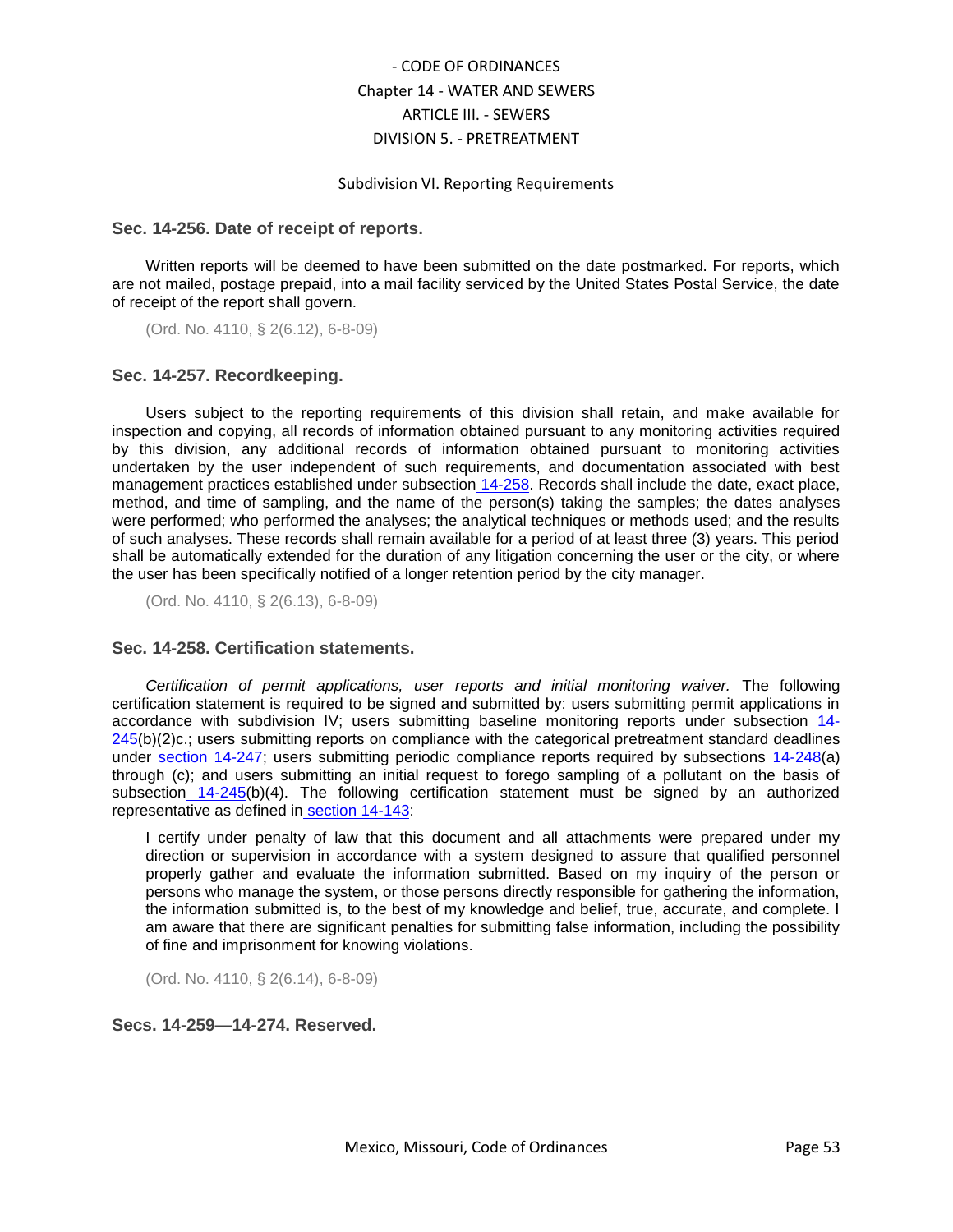- CODE OF ORDINANCES
Chapter 14 - WATER AND SEWERS
ARTICLE III. - SEWERS
DIVISION 5. - PRETREATMENT

Subdivision VI. Reporting Requirements

### Sec. 14-256. Date of receipt of reports.

Written reports will be deemed to have been submitted on the date postmarked. For reports, which are not mailed, postage prepaid, into a mail facility serviced by the United States Postal Service, the date of receipt of the report shall govern.

(Ord. No. 4110, § 2(6.12), 6-8-09)

### Sec. 14-257. Recordkeeping.

Users subject to the reporting requirements of this division shall retain, and make available for inspection and copying, all records of information obtained pursuant to any monitoring activities required by this division, any additional records of information obtained pursuant to monitoring activities undertaken by the user independent of such requirements, and documentation associated with best management practices established under subsection 14-258. Records shall include the date, exact place, method, and time of sampling, and the name of the person(s) taking the samples; the dates analyses were performed; who performed the analyses; the analytical techniques or methods used; and the results of such analyses. These records shall remain available for a period of at least three (3) years. This period shall be automatically extended for the duration of any litigation concerning the user or the city, or where the user has been specifically notified of a longer retention period by the city manager.

(Ord. No. 4110, § 2(6.13), 6-8-09)

### Sec. 14-258. Certification statements.

*Certification of permit applications, user reports and initial monitoring waiver.* The following certification statement is required to be signed and submitted by: users submitting permit applications in accordance with subdivision IV; users submitting baseline monitoring reports under subsection 14-245(b)(2)c.; users submitting reports on compliance with the categorical pretreatment standard deadlines under section 14-247; users submitting periodic compliance reports required by subsections 14-248(a) through (c); and users submitting an initial request to forego sampling of a pollutant on the basis of subsection 14-245(b)(4). The following certification statement must be signed by an authorized representative as defined in section 14-143:

> I certify under penalty of law that this document and all attachments were prepared under my direction or supervision in accordance with a system designed to assure that qualified personnel properly gather and evaluate the information submitted. Based on my inquiry of the person or persons who manage the system, or those persons directly responsible for gathering the information, the information submitted is, to the best of my knowledge and belief, true, accurate, and complete. I am aware that there are significant penalties for submitting false information, including the possibility of fine and imprisonment for knowing violations.

(Ord. No. 4110, § 2(6.14), 6-8-09)

### Secs. 14-259—14-274. Reserved.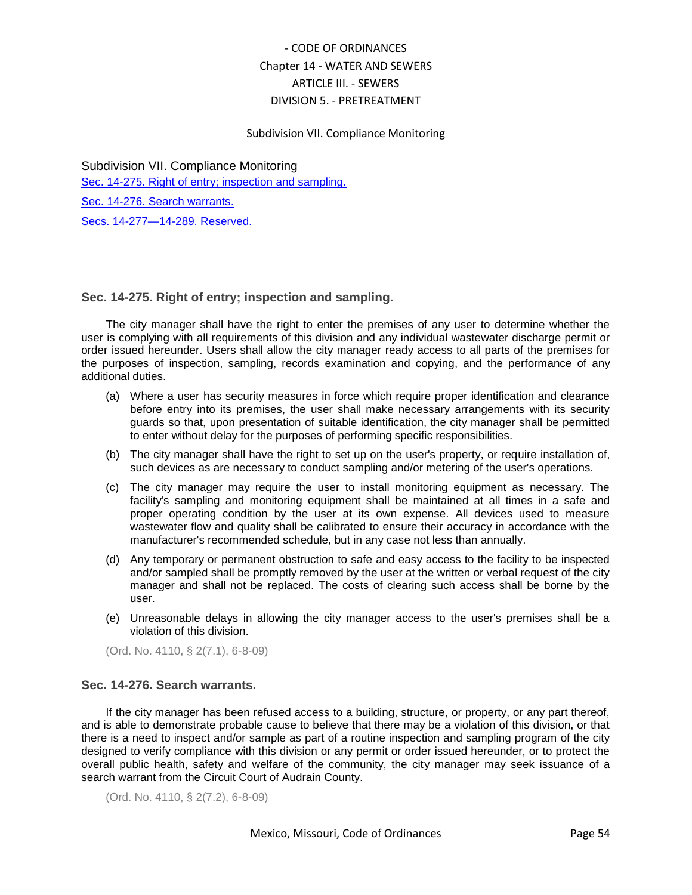## Subdivision VII. Compliance Monitoring

[Sec. 14-275. Right of entry; inspection and sampling.](#)

[Sec. 14-276. Search warrants.](#)

[Secs. 14-277—14-289. Reserved.](#)

### Sec. 14-275. Right of entry; inspection and sampling.

The city manager shall have the right to enter the premises of any user to determine whether the user is complying with all requirements of this division and any individual wastewater discharge permit or order issued hereunder. Users shall allow the city manager ready access to all parts of the premises for the purposes of inspection, sampling, records examination and copying, and the performance of any additional duties.

(a) Where a user has security measures in force which require proper identification and clearance before entry into its premises, the user shall make necessary arrangements with its security guards so that, upon presentation of suitable identification, the city manager shall be permitted to enter without delay for the purposes of performing specific responsibilities.

(b) The city manager shall have the right to set up on the user's property, or require installation of, such devices as are necessary to conduct sampling and/or metering of the user's operations.

(c) The city manager may require the user to install monitoring equipment as necessary. The facility's sampling and monitoring equipment shall be maintained at all times in a safe and proper operating condition by the user at its own expense. All devices used to measure wastewater flow and quality shall be calibrated to ensure their accuracy in accordance with the manufacturer's recommended schedule, but in any case not less than annually.

(d) Any temporary or permanent obstruction to safe and easy access to the facility to be inspected and/or sampled shall be promptly removed by the user at the written or verbal request of the city manager and shall not be replaced. The costs of clearing such access shall be borne by the user.

(e) Unreasonable delays in allowing the city manager access to the user's premises shall be a violation of this division.

(Ord. No. 4110, § 2(7.1), 6-8-09)

### Sec. 14-276. Search warrants.

If the city manager has been refused access to a building, structure, or property, or any part thereof, and is able to demonstrate probable cause to believe that there may be a violation of this division, or that there is a need to inspect and/or sample as part of a routine inspection and sampling program of the city designed to verify compliance with this division or any permit or order issued hereunder, or to protect the overall public health, safety and welfare of the community, the city manager may seek issuance of a search warrant from the Circuit Court of Audrain County.

(Ord. No. 4110, § 2(7.2), 6-8-09)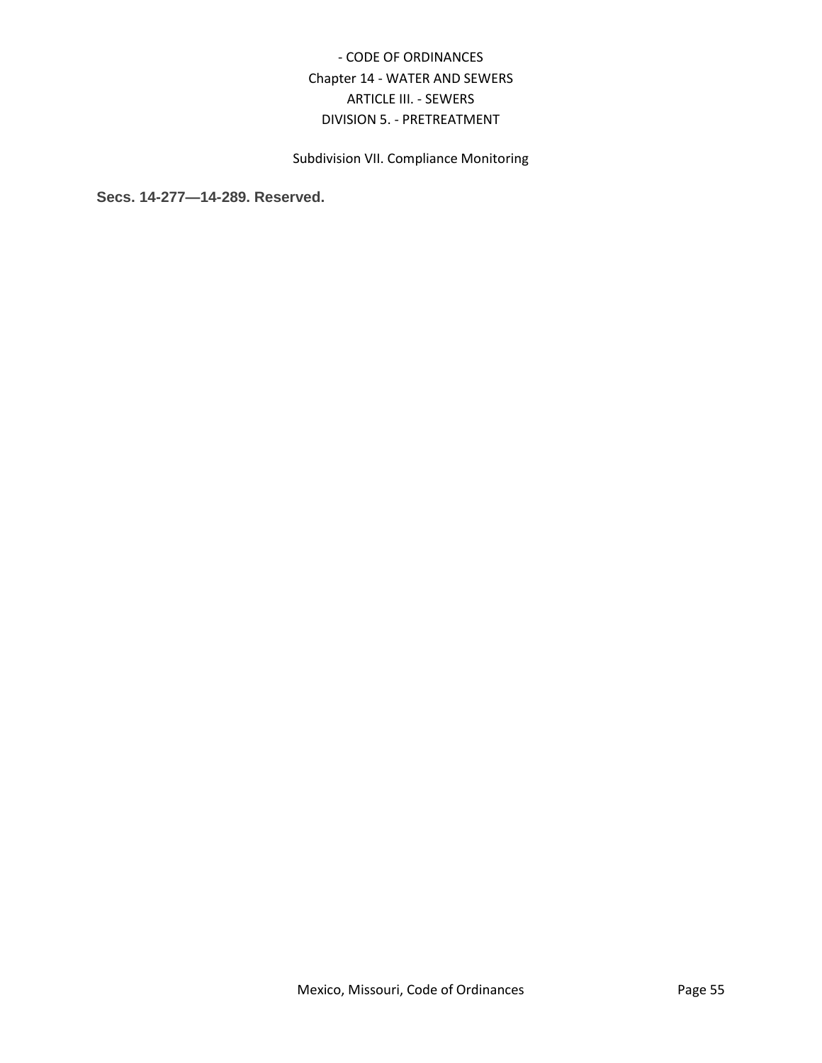## Subdivision VII. Compliance Monitoring

**Secs. 14-277—14-289. Reserved.**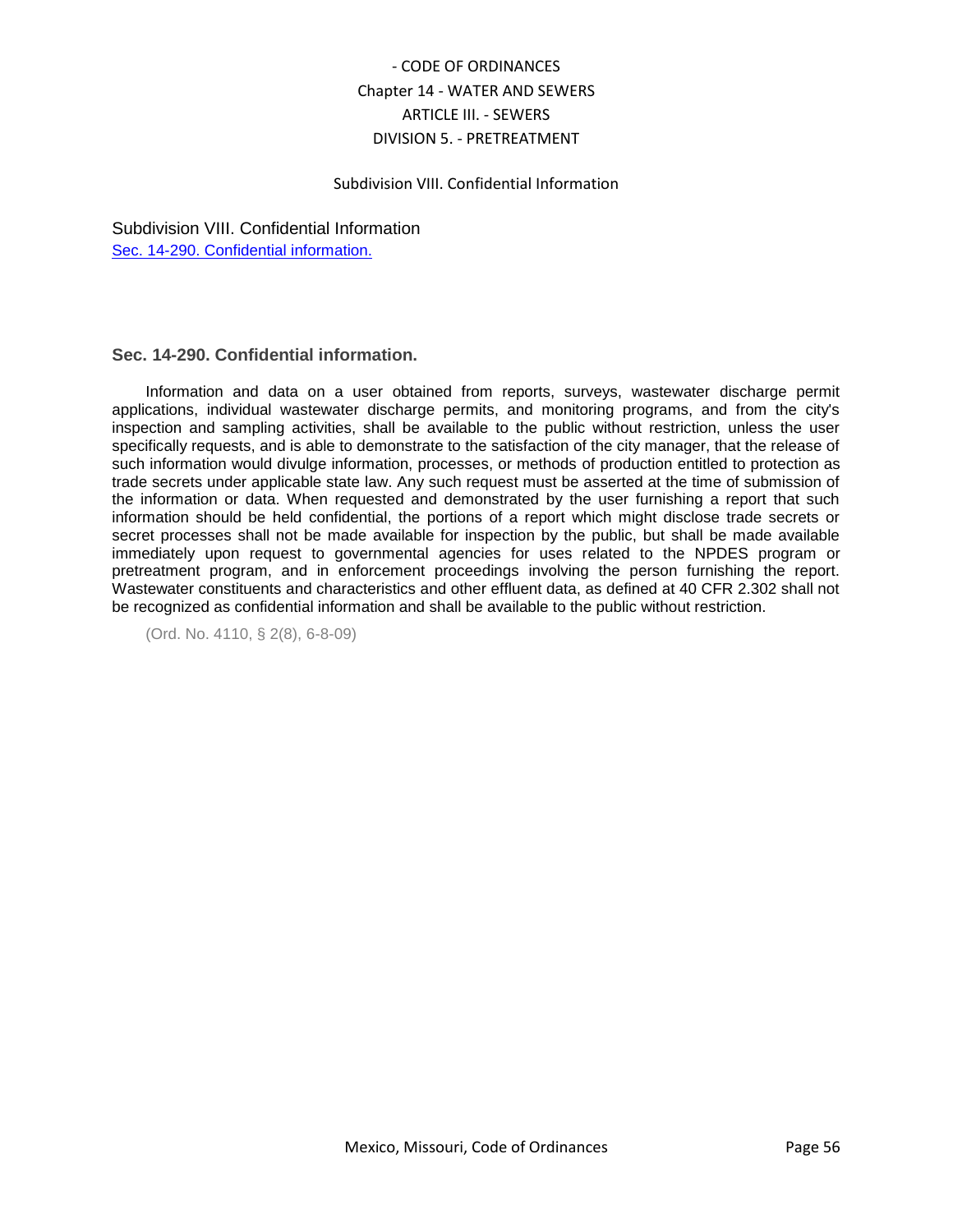## Subdivision VIII. Confidential Information

Subdivision VIII. Confidential Information

Sec. 14-290. Confidential information.

### Sec. 14-290. Confidential information.

Information and data on a user obtained from reports, surveys, wastewater discharge permit applications, individual wastewater discharge permits, and monitoring programs, and from the city's inspection and sampling activities, shall be available to the public without restriction, unless the user specifically requests, and is able to demonstrate to the satisfaction of the city manager, that the release of such information would divulge information, processes, or methods of production entitled to protection as trade secrets under applicable state law. Any such request must be asserted at the time of submission of the information or data. When requested and demonstrated by the user furnishing a report that such information should be held confidential, the portions of a report which might disclose trade secrets or secret processes shall not be made available for inspection by the public, but shall be made available immediately upon request to governmental agencies for uses related to the NPDES program or pretreatment program, and in enforcement proceedings involving the person furnishing the report. Wastewater constituents and characteristics and other effluent data, as defined at 40 CFR 2.302 shall not be recognized as confidential information and shall be available to the public without restriction.

(Ord. No. 4110, § 2(8), 6-8-09)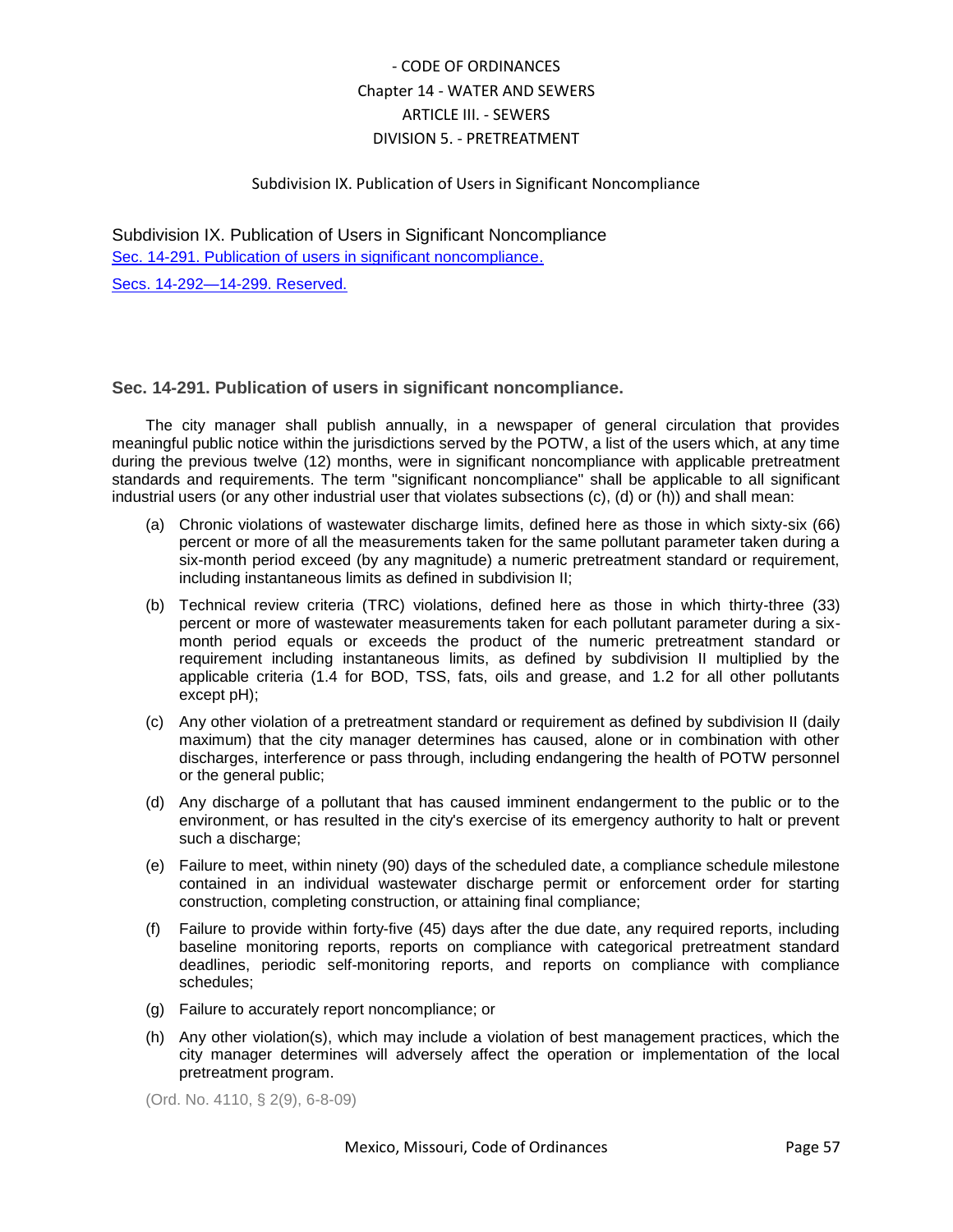## Subdivision IX. Publication of Users in Significant Noncompliance

Sec. 14-291. Publication of users in significant noncompliance.

Secs. 14-292—14-299. Reserved.

### Sec. 14-291. Publication of users in significant noncompliance.

The city manager shall publish annually, in a newspaper of general circulation that provides meaningful public notice within the jurisdictions served by the POTW, a list of the users which, at any time during the previous twelve (12) months, were in significant noncompliance with applicable pretreatment standards and requirements. The term "significant noncompliance" shall be applicable to all significant industrial users (or any other industrial user that violates subsections (c), (d) or (h)) and shall mean:

(a) Chronic violations of wastewater discharge limits, defined here as those in which sixty-six (66) percent or more of all the measurements taken for the same pollutant parameter taken during a six-month period exceed (by any magnitude) a numeric pretreatment standard or requirement, including instantaneous limits as defined in subdivision II;

(b) Technical review criteria (TRC) violations, defined here as those in which thirty-three (33) percent or more of wastewater measurements taken for each pollutant parameter during a six-month period equals or exceeds the product of the numeric pretreatment standard or requirement including instantaneous limits, as defined by subdivision II multiplied by the applicable criteria (1.4 for BOD, TSS, fats, oils and grease, and 1.2 for all other pollutants except pH);

(c) Any other violation of a pretreatment standard or requirement as defined by subdivision II (daily maximum) that the city manager determines has caused, alone or in combination with other discharges, interference or pass through, including endangering the health of POTW personnel or the general public;

(d) Any discharge of a pollutant that has caused imminent endangerment to the public or to the environment, or has resulted in the city's exercise of its emergency authority to halt or prevent such a discharge;

(e) Failure to meet, within ninety (90) days of the scheduled date, a compliance schedule milestone contained in an individual wastewater discharge permit or enforcement order for starting construction, completing construction, or attaining final compliance;

(f) Failure to provide within forty-five (45) days after the due date, any required reports, including baseline monitoring reports, reports on compliance with categorical pretreatment standard deadlines, periodic self-monitoring reports, and reports on compliance with compliance schedules;

(g) Failure to accurately report noncompliance; or

(h) Any other violation(s), which may include a violation of best management practices, which the city manager determines will adversely affect the operation or implementation of the local pretreatment program.

(Ord. No. 4110, § 2(9), 6-8-09)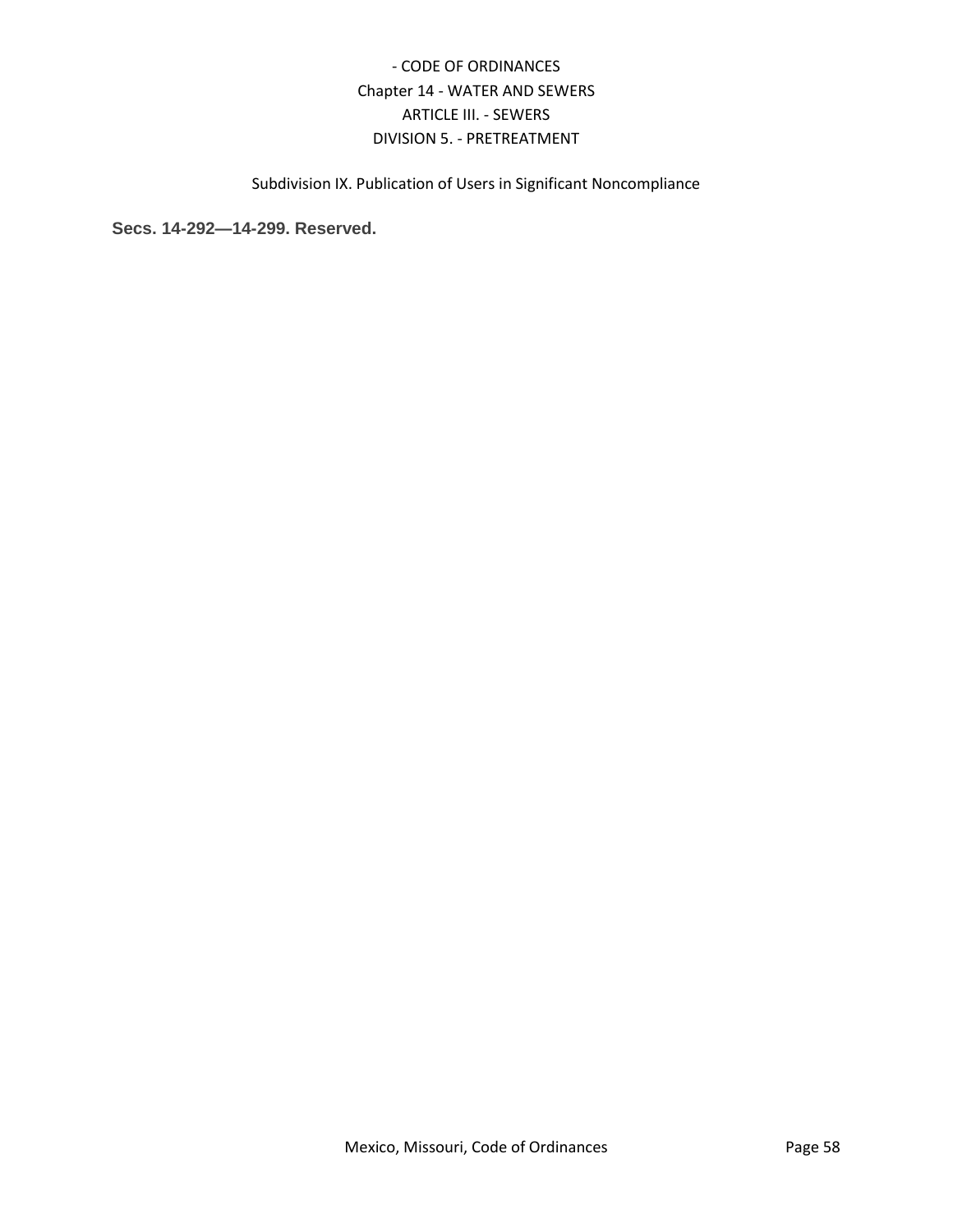Subdivision IX. Publication of Users in Significant Noncompliance

**Secs. 14-292—14-299. Reserved.**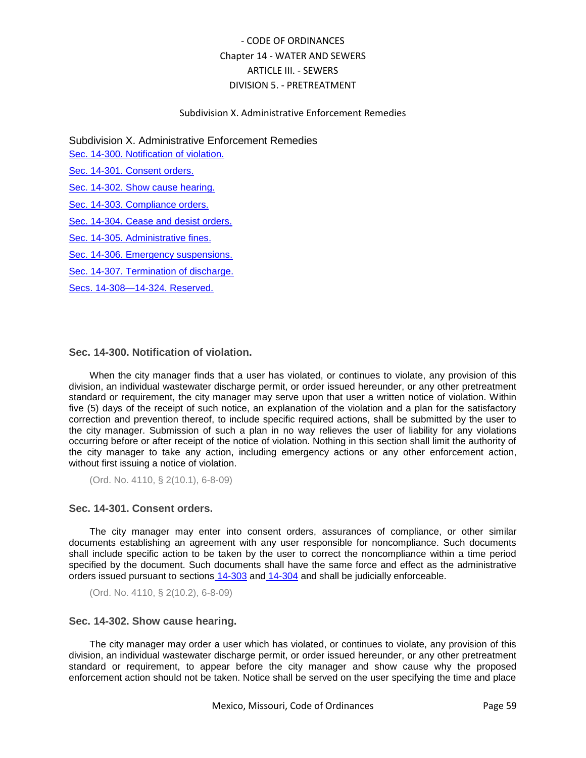- CODE OF ORDINANCES
Chapter 14 - WATER AND SEWERS
ARTICLE III. - SEWERS
DIVISION 5. - PRETREATMENT

Subdivision X. Administrative Enforcement Remedies

## Subdivision X. Administrative Enforcement Remedies

Sec. 14-300. Notification of violation.

Sec. 14-301. Consent orders.

Sec. 14-302. Show cause hearing.

Sec. 14-303. Compliance orders.

Sec. 14-304. Cease and desist orders.

Sec. 14-305. Administrative fines.

Sec. 14-306. Emergency suspensions.

Sec. 14-307. Termination of discharge.

Secs. 14-308—14-324. Reserved.

### Sec. 14-300. Notification of violation.

When the city manager finds that a user has violated, or continues to violate, any provision of this division, an individual wastewater discharge permit, or order issued hereunder, or any other pretreatment standard or requirement, the city manager may serve upon that user a written notice of violation. Within five (5) days of the receipt of such notice, an explanation of the violation and a plan for the satisfactory correction and prevention thereof, to include specific required actions, shall be submitted by the user to the city manager. Submission of such a plan in no way relieves the user of liability for any violations occurring before or after receipt of the notice of violation. Nothing in this section shall limit the authority of the city manager to take any action, including emergency actions or any other enforcement action, without first issuing a notice of violation.

(Ord. No. 4110, § 2(10.1), 6-8-09)

### Sec. 14-301. Consent orders.

The city manager may enter into consent orders, assurances of compliance, or other similar documents establishing an agreement with any user responsible for noncompliance. Such documents shall include specific action to be taken by the user to correct the noncompliance within a time period specified by the document. Such documents shall have the same force and effect as the administrative orders issued pursuant to sections 14-303 and 14-304 and shall be judicially enforceable.

(Ord. No. 4110, § 2(10.2), 6-8-09)

### Sec. 14-302. Show cause hearing.

The city manager may order a user which has violated, or continues to violate, any provision of this division, an individual wastewater discharge permit, or order issued hereunder, or any other pretreatment standard or requirement, to appear before the city manager and show cause why the proposed enforcement action should not be taken. Notice shall be served on the user specifying the time and place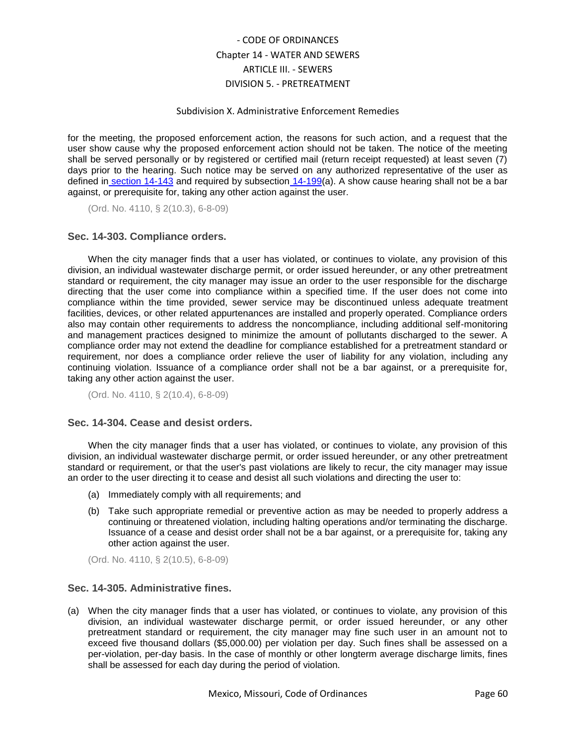for the meeting, the proposed enforcement action, the reasons for such action, and a request that the user show cause why the proposed enforcement action should not be taken. The notice of the meeting shall be served personally or by registered or certified mail (return receipt requested) at least seven (7) days prior to the hearing. Such notice may be served on any authorized representative of the user as defined in section 14-143 and required by subsection 14-199(a). A show cause hearing shall not be a bar against, or prerequisite for, taking any other action against the user.

(Ord. No. 4110, § 2(10.3), 6-8-09)

### Sec. 14-303. Compliance orders.

When the city manager finds that a user has violated, or continues to violate, any provision of this division, an individual wastewater discharge permit, or order issued hereunder, or any other pretreatment standard or requirement, the city manager may issue an order to the user responsible for the discharge directing that the user come into compliance within a specified time. If the user does not come into compliance within the time provided, sewer service may be discontinued unless adequate treatment facilities, devices, or other related appurtenances are installed and properly operated. Compliance orders also may contain other requirements to address the noncompliance, including additional self-monitoring and management practices designed to minimize the amount of pollutants discharged to the sewer. A compliance order may not extend the deadline for compliance established for a pretreatment standard or requirement, nor does a compliance order relieve the user of liability for any violation, including any continuing violation. Issuance of a compliance order shall not be a bar against, or a prerequisite for, taking any other action against the user.

(Ord. No. 4110, § 2(10.4), 6-8-09)

### Sec. 14-304. Cease and desist orders.

When the city manager finds that a user has violated, or continues to violate, any provision of this division, an individual wastewater discharge permit, or order issued hereunder, or any other pretreatment standard or requirement, or that the user's past violations are likely to recur, the city manager may issue an order to the user directing it to cease and desist all such violations and directing the user to:

(a) Immediately comply with all requirements; and

(b) Take such appropriate remedial or preventive action as may be needed to properly address a continuing or threatened violation, including halting operations and/or terminating the discharge. Issuance of a cease and desist order shall not be a bar against, or a prerequisite for, taking any other action against the user.

(Ord. No. 4110, § 2(10.5), 6-8-09)

### Sec. 14-305. Administrative fines.

(a) When the city manager finds that a user has violated, or continues to violate, any provision of this division, an individual wastewater discharge permit, or order issued hereunder, or any other pretreatment standard or requirement, the city manager may fine such user in an amount not to exceed five thousand dollars ($5,000.00) per violation per day. Such fines shall be assessed on a per-violation, per-day basis. In the case of monthly or other longterm average discharge limits, fines shall be assessed for each day during the period of violation.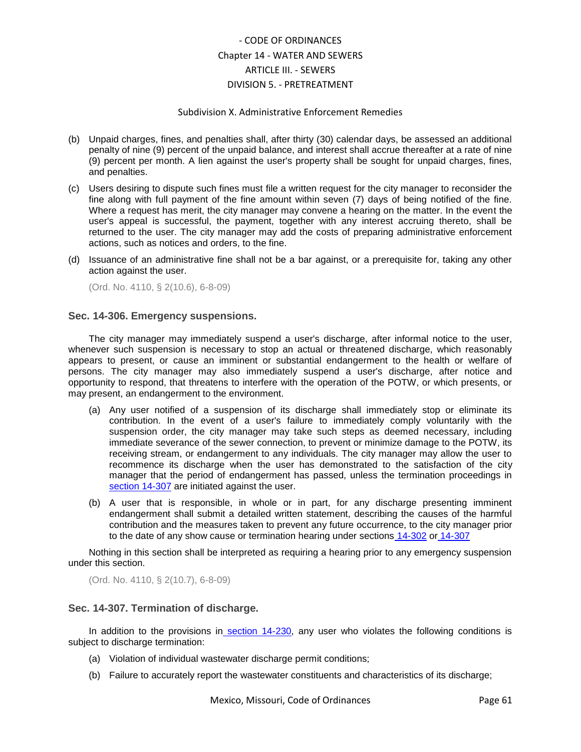(b) Unpaid charges, fines, and penalties shall, after thirty (30) calendar days, be assessed an additional penalty of nine (9) percent of the unpaid balance, and interest shall accrue thereafter at a rate of nine (9) percent per month. A lien against the user's property shall be sought for unpaid charges, fines, and penalties.

(c) Users desiring to dispute such fines must file a written request for the city manager to reconsider the fine along with full payment of the fine amount within seven (7) days of being notified of the fine. Where a request has merit, the city manager may convene a hearing on the matter. In the event the user's appeal is successful, the payment, together with any interest accruing thereto, shall be returned to the user. The city manager may add the costs of preparing administrative enforcement actions, such as notices and orders, to the fine.

(d) Issuance of an administrative fine shall not be a bar against, or a prerequisite for, taking any other action against the user.

(Ord. No. 4110, § 2(10.6), 6-8-09)

### Sec. 14-306. Emergency suspensions.

The city manager may immediately suspend a user's discharge, after informal notice to the user, whenever such suspension is necessary to stop an actual or threatened discharge, which reasonably appears to present, or cause an imminent or substantial endangerment to the health or welfare of persons. The city manager may also immediately suspend a user's discharge, after notice and opportunity to respond, that threatens to interfere with the operation of the POTW, or which presents, or may present, an endangerment to the environment.

(a) Any user notified of a suspension of its discharge shall immediately stop or eliminate its contribution. In the event of a user's failure to immediately comply voluntarily with the suspension order, the city manager may take such steps as deemed necessary, including immediate severance of the sewer connection, to prevent or minimize damage to the POTW, its receiving stream, or endangerment to any individuals. The city manager may allow the user to recommence its discharge when the user has demonstrated to the satisfaction of the city manager that the period of endangerment has passed, unless the termination proceedings in section 14-307 are initiated against the user.

(b) A user that is responsible, in whole or in part, for any discharge presenting imminent endangerment shall submit a detailed written statement, describing the causes of the harmful contribution and the measures taken to prevent any future occurrence, to the city manager prior to the date of any show cause or termination hearing under sections 14-302 or 14-307

Nothing in this section shall be interpreted as requiring a hearing prior to any emergency suspension under this section.

(Ord. No. 4110, § 2(10.7), 6-8-09)

### Sec. 14-307. Termination of discharge.

In addition to the provisions in section 14-230, any user who violates the following conditions is subject to discharge termination:

(a) Violation of individual wastewater discharge permit conditions;

(b) Failure to accurately report the wastewater constituents and characteristics of its discharge;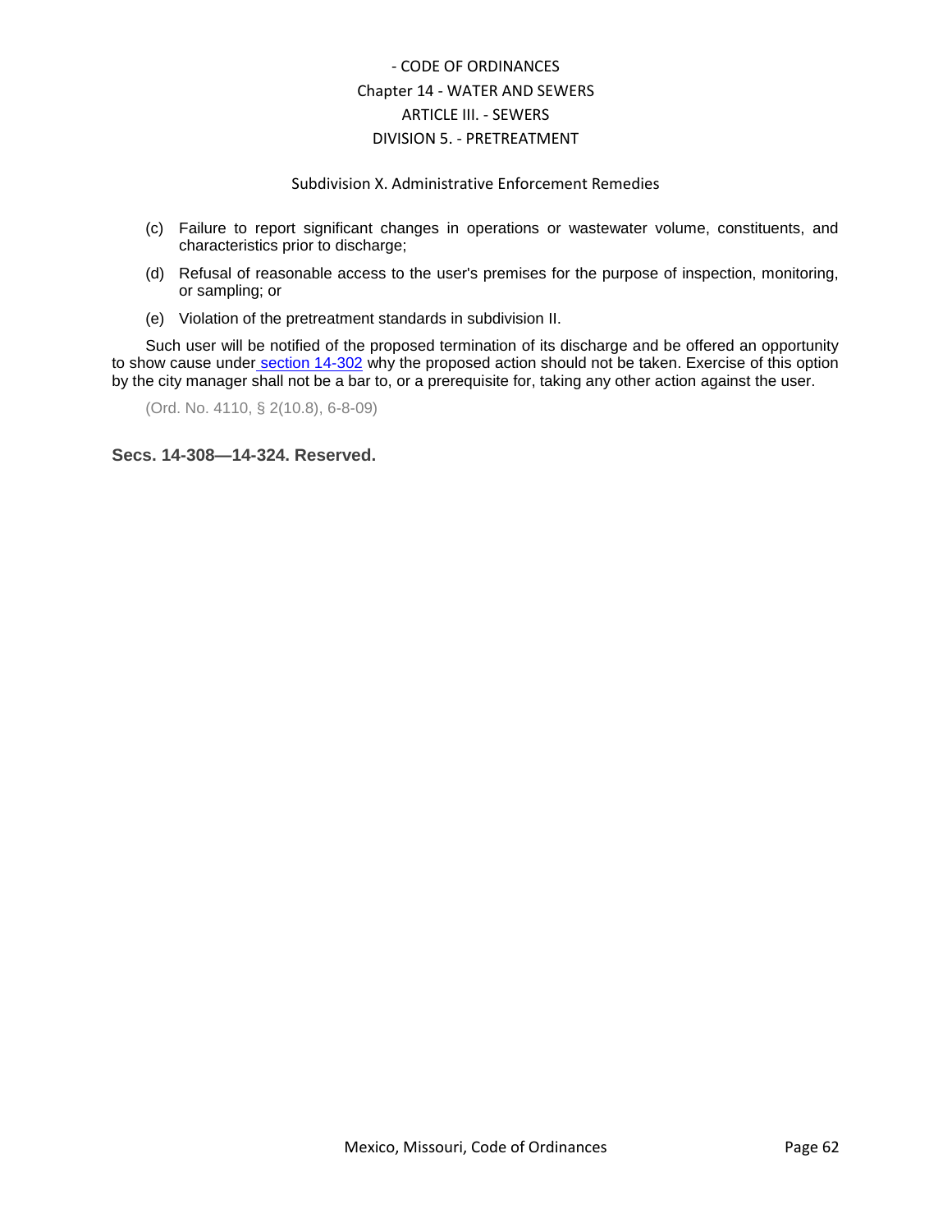(c) Failure to report significant changes in operations or wastewater volume, constituents, and characteristics prior to discharge;

(d) Refusal of reasonable access to the user's premises for the purpose of inspection, monitoring, or sampling; or

(e) Violation of the pretreatment standards in subdivision II.

Such user will be notified of the proposed termination of its discharge and be offered an opportunity to show cause under section 14-302 why the proposed action should not be taken. Exercise of this option by the city manager shall not be a bar to, or a prerequisite for, taking any other action against the user.

(Ord. No. 4110, § 2(10.8), 6-8-09)

**Secs. 14-308—14-324. Reserved.**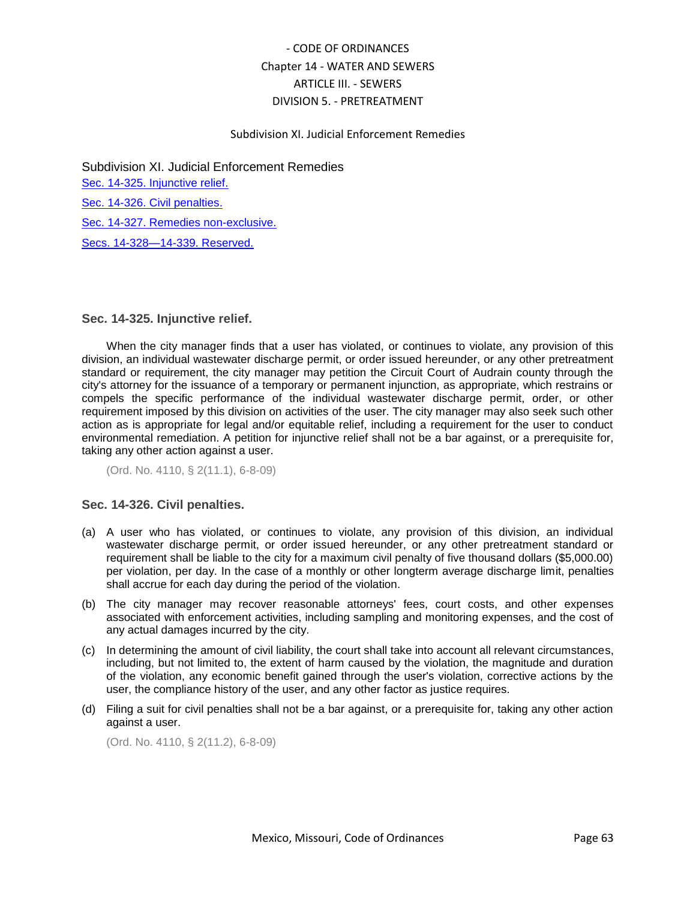## Subdivision XI. Judicial Enforcement Remedies

Sec. 14-325. Injunctive relief.

Sec. 14-326. Civil penalties.

Sec. 14-327. Remedies non-exclusive.

Secs. 14-328—14-339. Reserved.

### Sec. 14-325. Injunctive relief.

When the city manager finds that a user has violated, or continues to violate, any provision of this division, an individual wastewater discharge permit, or order issued hereunder, or any other pretreatment standard or requirement, the city manager may petition the Circuit Court of Audrain county through the city's attorney for the issuance of a temporary or permanent injunction, as appropriate, which restrains or compels the specific performance of the individual wastewater discharge permit, order, or other requirement imposed by this division on activities of the user. The city manager may also seek such other action as is appropriate for legal and/or equitable relief, including a requirement for the user to conduct environmental remediation. A petition for injunctive relief shall not be a bar against, or a prerequisite for, taking any other action against a user.

(Ord. No. 4110, § 2(11.1), 6-8-09)

### Sec. 14-326. Civil penalties.

(a) A user who has violated, or continues to violate, any provision of this division, an individual wastewater discharge permit, or order issued hereunder, or any other pretreatment standard or requirement shall be liable to the city for a maximum civil penalty of five thousand dollars ($5,000.00) per violation, per day. In the case of a monthly or other longterm average discharge limit, penalties shall accrue for each day during the period of the violation.

(b) The city manager may recover reasonable attorneys' fees, court costs, and other expenses associated with enforcement activities, including sampling and monitoring expenses, and the cost of any actual damages incurred by the city.

(c) In determining the amount of civil liability, the court shall take into account all relevant circumstances, including, but not limited to, the extent of harm caused by the violation, the magnitude and duration of the violation, any economic benefit gained through the user's violation, corrective actions by the user, the compliance history of the user, and any other factor as justice requires.

(d) Filing a suit for civil penalties shall not be a bar against, or a prerequisite for, taking any other action against a user.

(Ord. No. 4110, § 2(11.2), 6-8-09)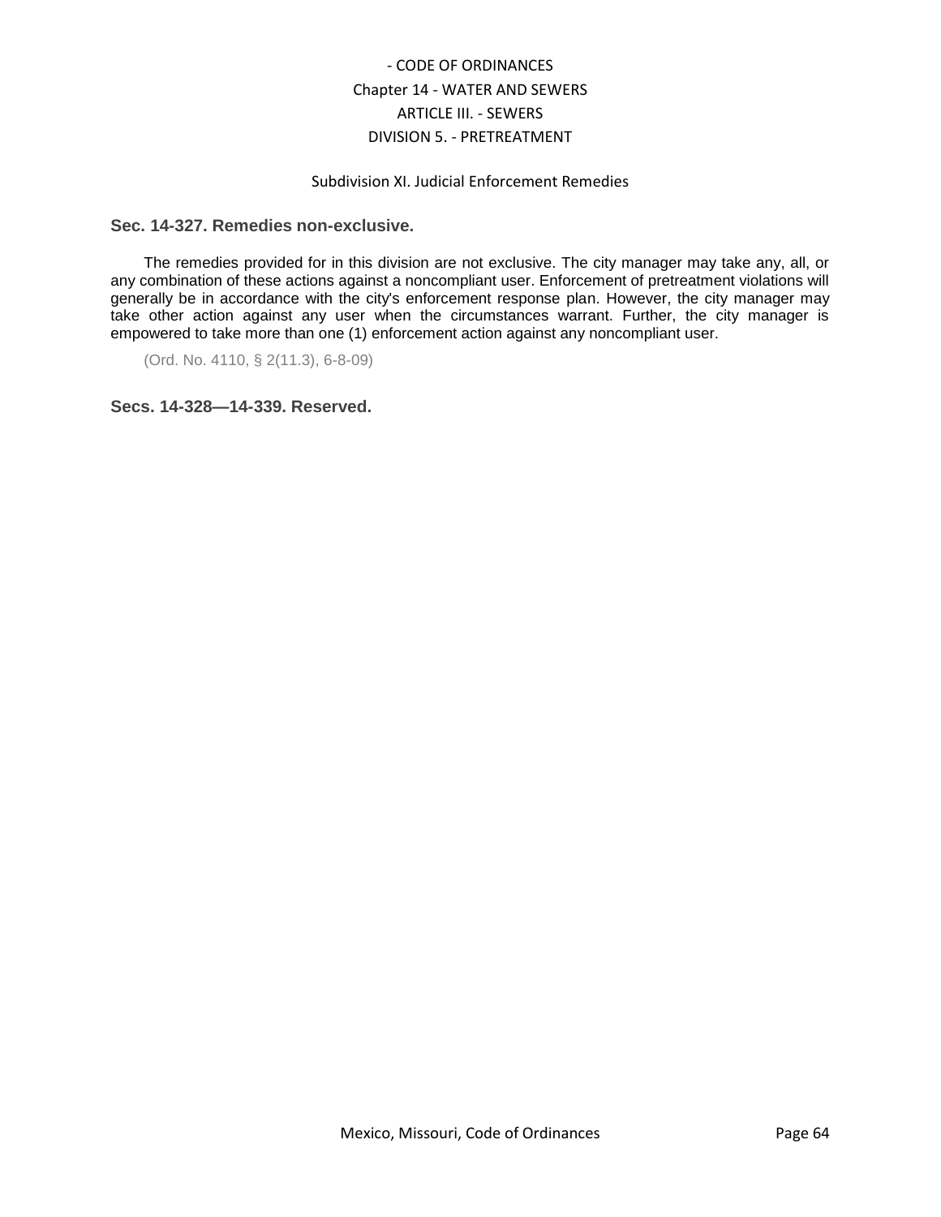Subdivision XI. Judicial Enforcement Remedies

### Sec. 14-327. Remedies non-exclusive.

The remedies provided for in this division are not exclusive. The city manager may take any, all, or any combination of these actions against a noncompliant user. Enforcement of pretreatment violations will generally be in accordance with the city's enforcement response plan. However, the city manager may take other action against any user when the circumstances warrant. Further, the city manager is empowered to take more than one (1) enforcement action against any noncompliant user.

(Ord. No. 4110, § 2(11.3), 6-8-09)

### Secs. 14-328—14-339. Reserved.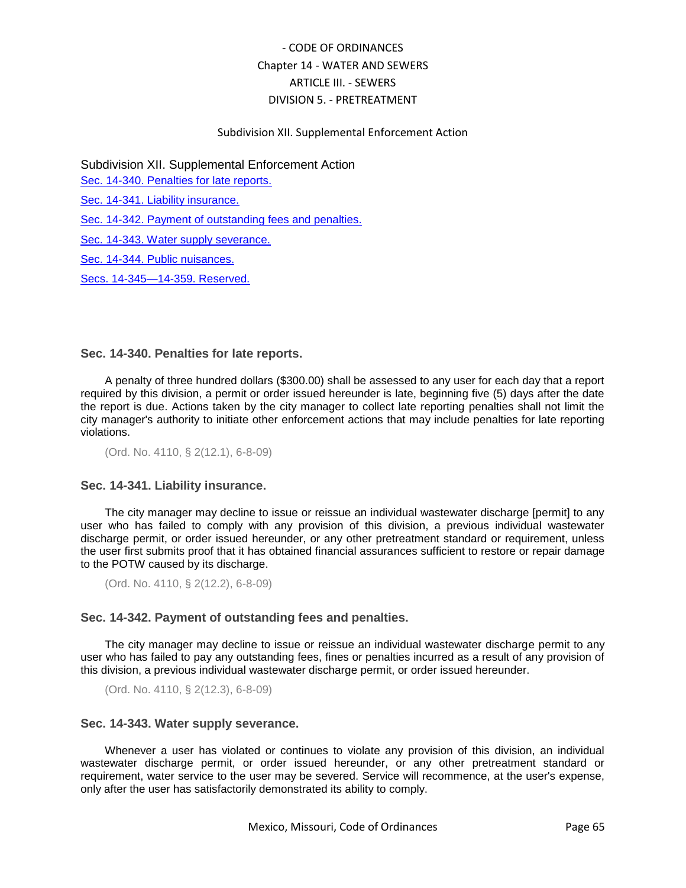- CODE OF ORDINANCES
Chapter 14 - WATER AND SEWERS
ARTICLE III. - SEWERS
DIVISION 5. - PRETREATMENT

Subdivision XII. Supplemental Enforcement Action

## Subdivision XII. Supplemental Enforcement Action

Sec. 14-340. Penalties for late reports.

Sec. 14-341. Liability insurance.

Sec. 14-342. Payment of outstanding fees and penalties.

Sec. 14-343. Water supply severance.

Sec. 14-344. Public nuisances.

Secs. 14-345—14-359. Reserved.

### Sec. 14-340. Penalties for late reports.

A penalty of three hundred dollars ($300.00) shall be assessed to any user for each day that a report required by this division, a permit or order issued hereunder is late, beginning five (5) days after the date the report is due. Actions taken by the city manager to collect late reporting penalties shall not limit the city manager's authority to initiate other enforcement actions that may include penalties for late reporting violations.

(Ord. No. 4110, § 2(12.1), 6-8-09)

### Sec. 14-341. Liability insurance.

The city manager may decline to issue or reissue an individual wastewater discharge [permit] to any user who has failed to comply with any provision of this division, a previous individual wastewater discharge permit, or order issued hereunder, or any other pretreatment standard or requirement, unless the user first submits proof that it has obtained financial assurances sufficient to restore or repair damage to the POTW caused by its discharge.

(Ord. No. 4110, § 2(12.2), 6-8-09)

### Sec. 14-342. Payment of outstanding fees and penalties.

The city manager may decline to issue or reissue an individual wastewater discharge permit to any user who has failed to pay any outstanding fees, fines or penalties incurred as a result of any provision of this division, a previous individual wastewater discharge permit, or order issued hereunder.

(Ord. No. 4110, § 2(12.3), 6-8-09)

### Sec. 14-343. Water supply severance.

Whenever a user has violated or continues to violate any provision of this division, an individual wastewater discharge permit, or order issued hereunder, or any other pretreatment standard or requirement, water service to the user may be severed. Service will recommence, at the user's expense, only after the user has satisfactorily demonstrated its ability to comply.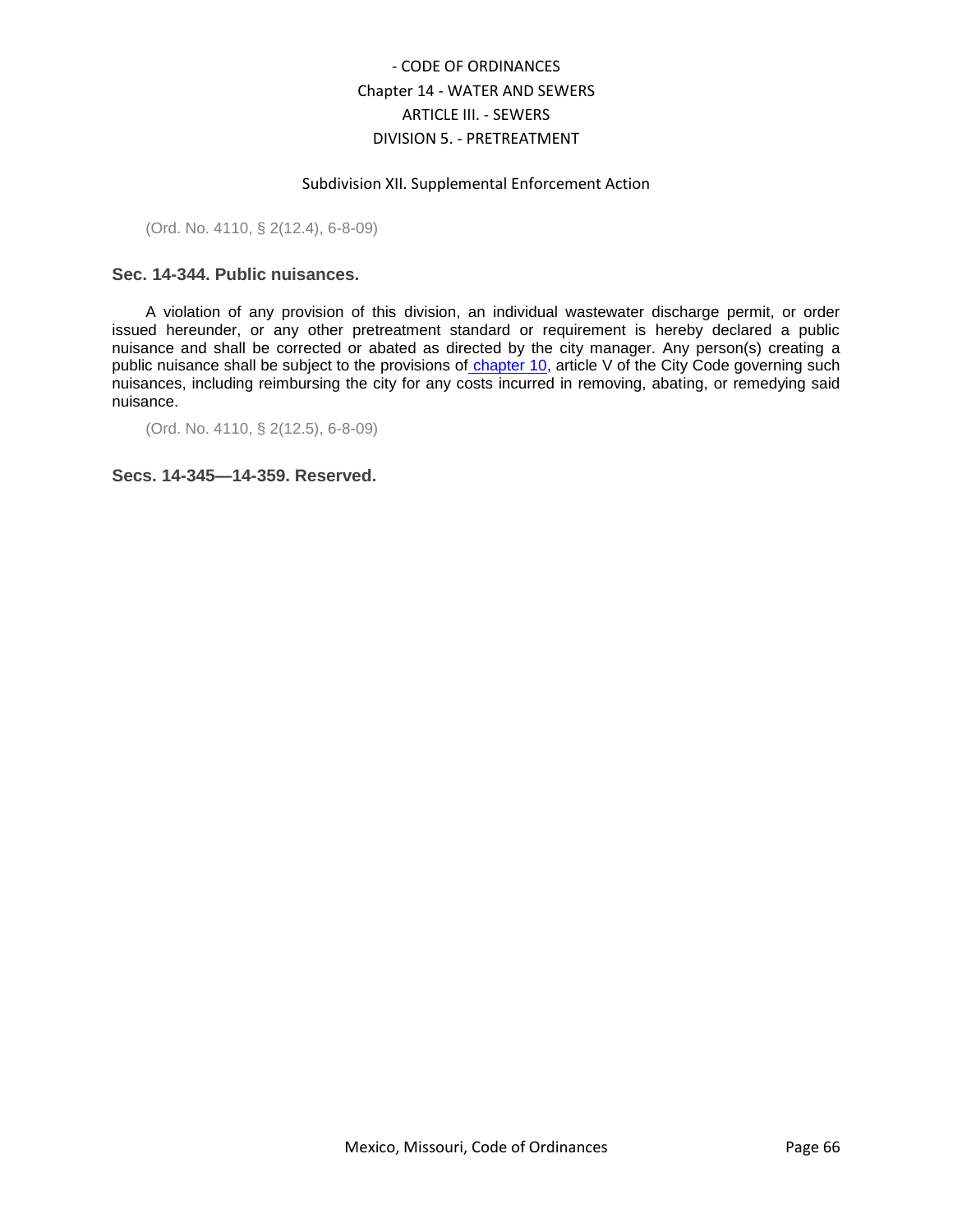(Ord. No. 4110, § 2(12.4), 6-8-09)

### Sec. 14-344. Public nuisances.

A violation of any provision of this division, an individual wastewater discharge permit, or order issued hereunder, or any other pretreatment standard or requirement is hereby declared a public nuisance and shall be corrected or abated as directed by the city manager. Any person(s) creating a public nuisance shall be subject to the provisions of chapter 10, article V of the City Code governing such nuisances, including reimbursing the city for any costs incurred in removing, abating, or remedying said nuisance.

(Ord. No. 4110, § 2(12.5), 6-8-09)

### Secs. 14-345—14-359. Reserved.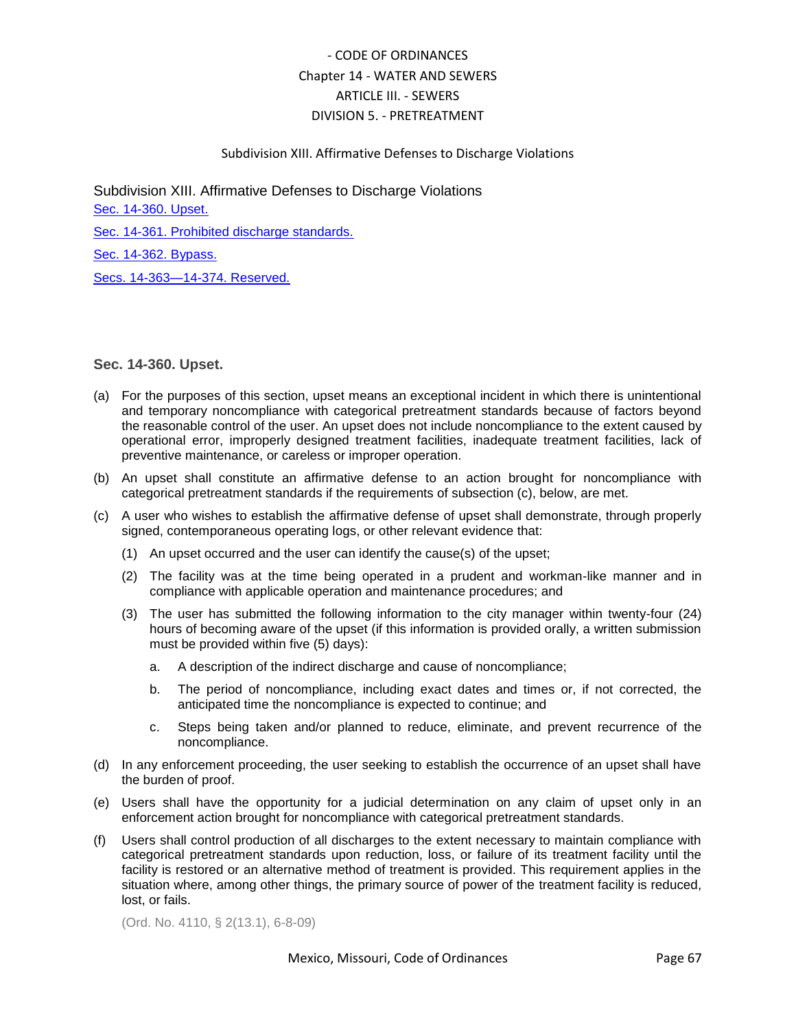## Subdivision XIII. Affirmative Defenses to Discharge Violations

[Sec. 14-360. Upset.](#)

[Sec. 14-361. Prohibited discharge standards.](#)

[Sec. 14-362. Bypass.](#)

[Secs. 14-363—14-374. Reserved.](#)

### Sec. 14-360. Upset.

(a) For the purposes of this section, upset means an exceptional incident in which there is unintentional and temporary noncompliance with categorical pretreatment standards because of factors beyond the reasonable control of the user. An upset does not include noncompliance to the extent caused by operational error, improperly designed treatment facilities, inadequate treatment facilities, lack of preventive maintenance, or careless or improper operation.

(b) An upset shall constitute an affirmative defense to an action brought for noncompliance with categorical pretreatment standards if the requirements of subsection (c), below, are met.

(c) A user who wishes to establish the affirmative defense of upset shall demonstrate, through properly signed, contemporaneous operating logs, or other relevant evidence that:

  (1) An upset occurred and the user can identify the cause(s) of the upset;

  (2) The facility was at the time being operated in a prudent and workman-like manner and in compliance with applicable operation and maintenance procedures; and

  (3) The user has submitted the following information to the city manager within twenty-four (24) hours of becoming aware of the upset (if this information is provided orally, a written submission must be provided within five (5) days):

    a. A description of the indirect discharge and cause of noncompliance;

    b. The period of noncompliance, including exact dates and times or, if not corrected, the anticipated time the noncompliance is expected to continue; and

    c. Steps being taken and/or planned to reduce, eliminate, and prevent recurrence of the noncompliance.

(d) In any enforcement proceeding, the user seeking to establish the occurrence of an upset shall have the burden of proof.

(e) Users shall have the opportunity for a judicial determination on any claim of upset only in an enforcement action brought for noncompliance with categorical pretreatment standards.

(f) Users shall control production of all discharges to the extent necessary to maintain compliance with categorical pretreatment standards upon reduction, loss, or failure of its treatment facility until the facility is restored or an alternative method of treatment is provided. This requirement applies in the situation where, among other things, the primary source of power of the treatment facility is reduced, lost, or fails.

(Ord. No. 4110, § 2(13.1), 6-8-09)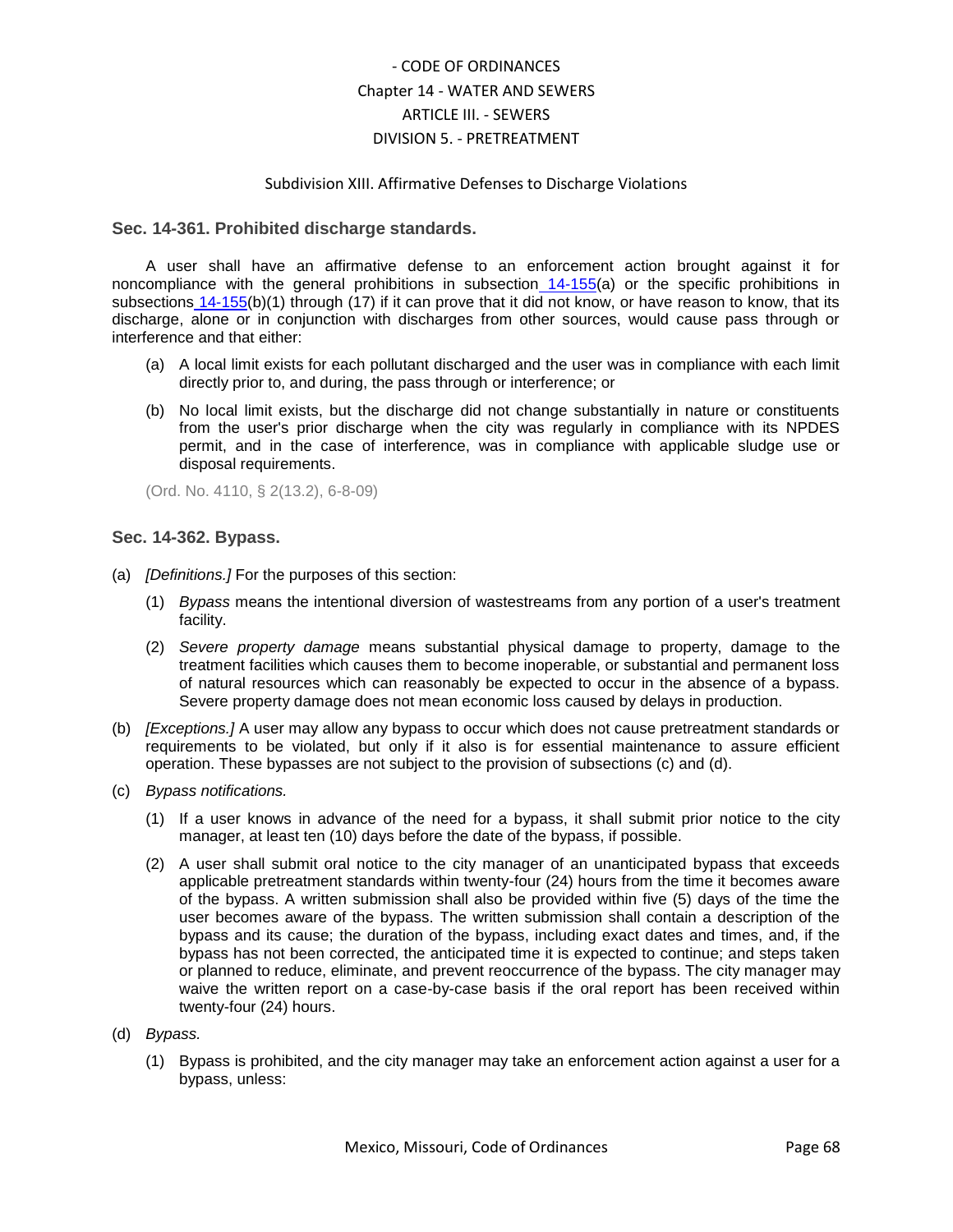- CODE OF ORDINANCES
Chapter 14 - WATER AND SEWERS
ARTICLE III. - SEWERS
DIVISION 5. - PRETREATMENT

Subdivision XIII. Affirmative Defenses to Discharge Violations

### Sec. 14-361. Prohibited discharge standards.

A user shall have an affirmative defense to an enforcement action brought against it for noncompliance with the general prohibitions in subsection 14-155(a) or the specific prohibitions in subsections 14-155(b)(1) through (17) if it can prove that it did not know, or have reason to know, that its discharge, alone or in conjunction with discharges from other sources, would cause pass through or interference and that either:

(a) A local limit exists for each pollutant discharged and the user was in compliance with each limit directly prior to, and during, the pass through or interference; or

(b) No local limit exists, but the discharge did not change substantially in nature or constituents from the user's prior discharge when the city was regularly in compliance with its NPDES permit, and in the case of interference, was in compliance with applicable sludge use or disposal requirements.

(Ord. No. 4110, § 2(13.2), 6-8-09)

### Sec. 14-362. Bypass.

(a) *[Definitions.]* For the purposes of this section:

(1) *Bypass* means the intentional diversion of wastestreams from any portion of a user's treatment facility.

(2) *Severe property damage* means substantial physical damage to property, damage to the treatment facilities which causes them to become inoperable, or substantial and permanent loss of natural resources which can reasonably be expected to occur in the absence of a bypass. Severe property damage does not mean economic loss caused by delays in production.

(b) *[Exceptions.]* A user may allow any bypass to occur which does not cause pretreatment standards or requirements to be violated, but only if it also is for essential maintenance to assure efficient operation. These bypasses are not subject to the provision of subsections (c) and (d).

(c) *Bypass notifications.*

(1) If a user knows in advance of the need for a bypass, it shall submit prior notice to the city manager, at least ten (10) days before the date of the bypass, if possible.

(2) A user shall submit oral notice to the city manager of an unanticipated bypass that exceeds applicable pretreatment standards within twenty-four (24) hours from the time it becomes aware of the bypass. A written submission shall also be provided within five (5) days of the time the user becomes aware of the bypass. The written submission shall contain a description of the bypass and its cause; the duration of the bypass, including exact dates and times, and, if the bypass has not been corrected, the anticipated time it is expected to continue; and steps taken or planned to reduce, eliminate, and prevent reoccurrence of the bypass. The city manager may waive the written report on a case-by-case basis if the oral report has been received within twenty-four (24) hours.

(d) *Bypass.*

(1) Bypass is prohibited, and the city manager may take an enforcement action against a user for a bypass, unless: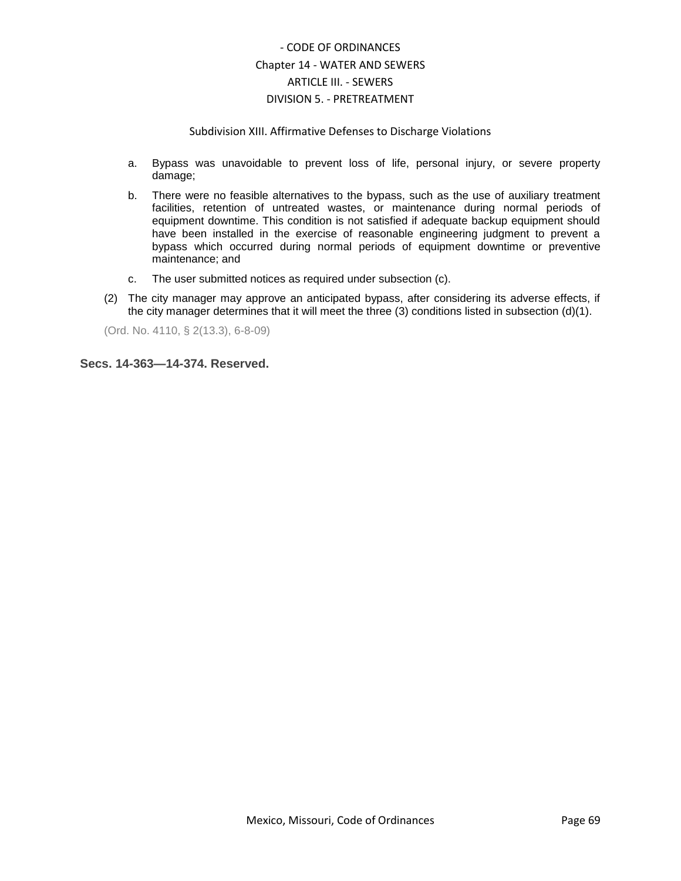- a. Bypass was unavoidable to prevent loss of life, personal injury, or severe property damage;
- b. There were no feasible alternatives to the bypass, such as the use of auxiliary treatment facilities, retention of untreated wastes, or maintenance during normal periods of equipment downtime. This condition is not satisfied if adequate backup equipment should have been installed in the exercise of reasonable engineering judgment to prevent a bypass which occurred during normal periods of equipment downtime or preventive maintenance; and
- c. The user submitted notices as required under subsection (c).

(2) The city manager may approve an anticipated bypass, after considering its adverse effects, if the city manager determines that it will meet the three (3) conditions listed in subsection (d)(1).

(Ord. No. 4110, § 2(13.3), 6-8-09)

**Secs. 14-363—14-374. Reserved.**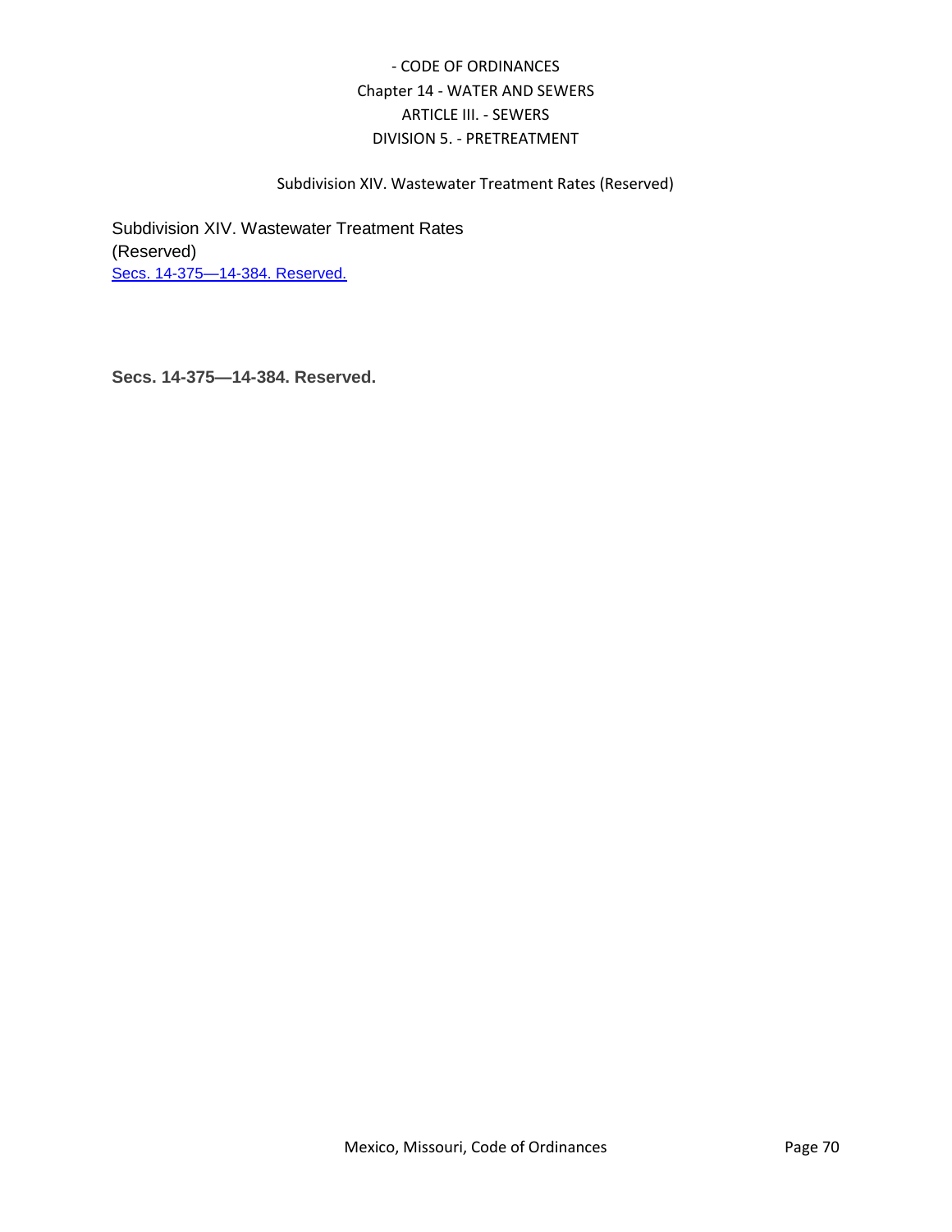Subdivision XIV. Wastewater Treatment Rates (Reserved)

## Subdivision XIV. Wastewater Treatment Rates (Reserved)

Secs. 14-375—14-384. Reserved.

**Secs. 14-375—14-384. Reserved.**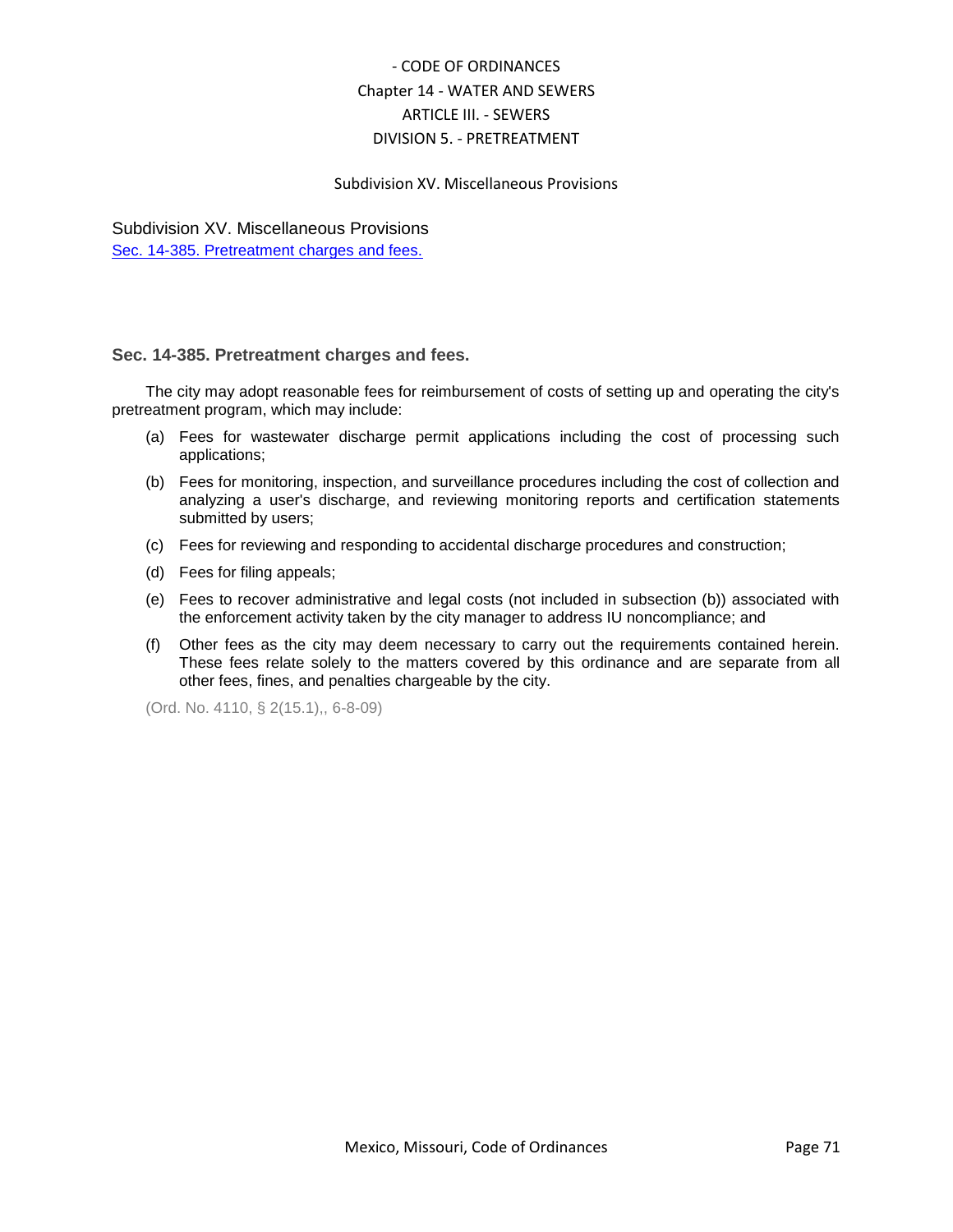Subdivision XV. Miscellaneous Provisions

## Subdivision XV. Miscellaneous Provisions

Sec. 14-385. Pretreatment charges and fees.

### Sec. 14-385. Pretreatment charges and fees.

The city may adopt reasonable fees for reimbursement of costs of setting up and operating the city's pretreatment program, which may include:

(a) Fees for wastewater discharge permit applications including the cost of processing such applications;

(b) Fees for monitoring, inspection, and surveillance procedures including the cost of collection and analyzing a user's discharge, and reviewing monitoring reports and certification statements submitted by users;

(c) Fees for reviewing and responding to accidental discharge procedures and construction;

(d) Fees for filing appeals;

(e) Fees to recover administrative and legal costs (not included in subsection (b)) associated with the enforcement activity taken by the city manager to address IU noncompliance; and

(f) Other fees as the city may deem necessary to carry out the requirements contained herein. These fees relate solely to the matters covered by this ordinance and are separate from all other fees, fines, and penalties chargeable by the city.

(Ord. No. 4110, § 2(15.1),, 6-8-09)